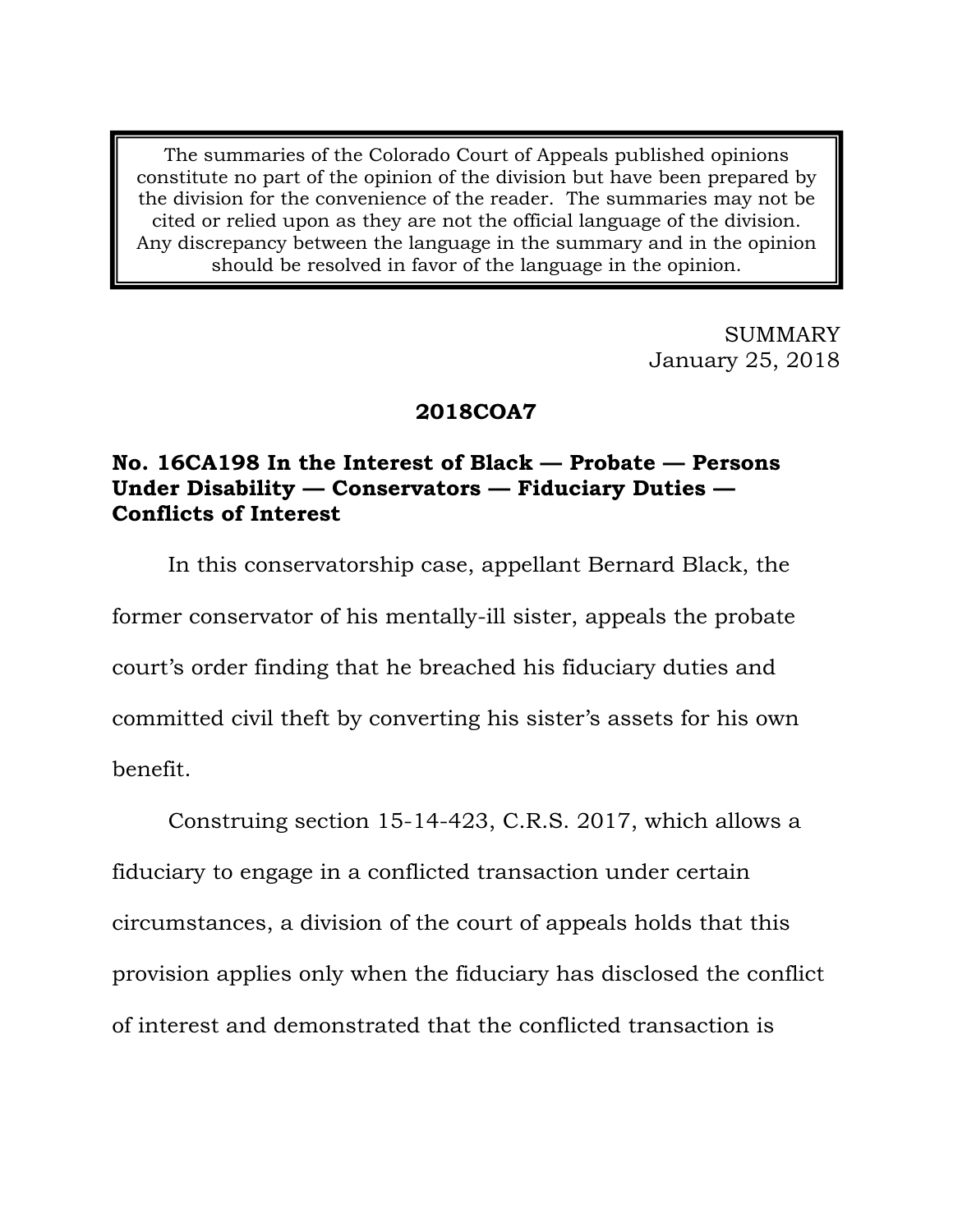> The summaries of the Colorado Court of Appeals published opinions constitute no part of the opinion of the division but have been prepared by the division for the convenience of the reader. The summaries may not be cited or relied upon as they are not the official language of the division. Any discrepancy between the language in the summary and in the opinion should be resolved in favor of the language in the opinion.

SUMMARY
January 25, 2018

**2018COA7**

**No. 16CA198 In the Interest of Black — Probate — Persons Under Disability — Conservators — Fiduciary Duties — Conflicts of Interest**

In this conservatorship case, appellant Bernard Black, the former conservator of his mentally-ill sister, appeals the probate court's order finding that he breached his fiduciary duties and committed civil theft by converting his sister's assets for his own benefit.

Construing section 15-14-423, C.R.S. 2017, which allows a fiduciary to engage in a conflicted transaction under certain circumstances, a division of the court of appeals holds that this provision applies only when the fiduciary has disclosed the conflict of interest and demonstrated that the conflicted transaction is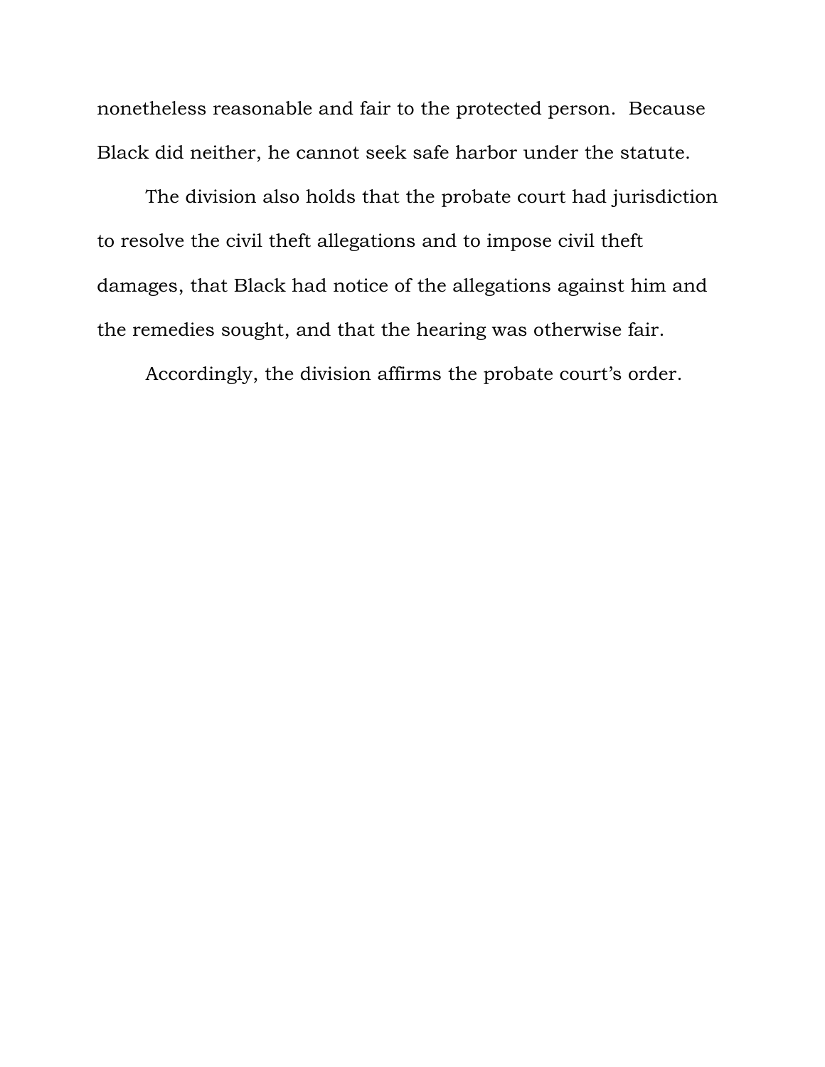nonetheless reasonable and fair to the protected person. Because Black did neither, he cannot seek safe harbor under the statute.

The division also holds that the probate court had jurisdiction to resolve the civil theft allegations and to impose civil theft damages, that Black had notice of the allegations against him and the remedies sought, and that the hearing was otherwise fair.

Accordingly, the division affirms the probate court's order.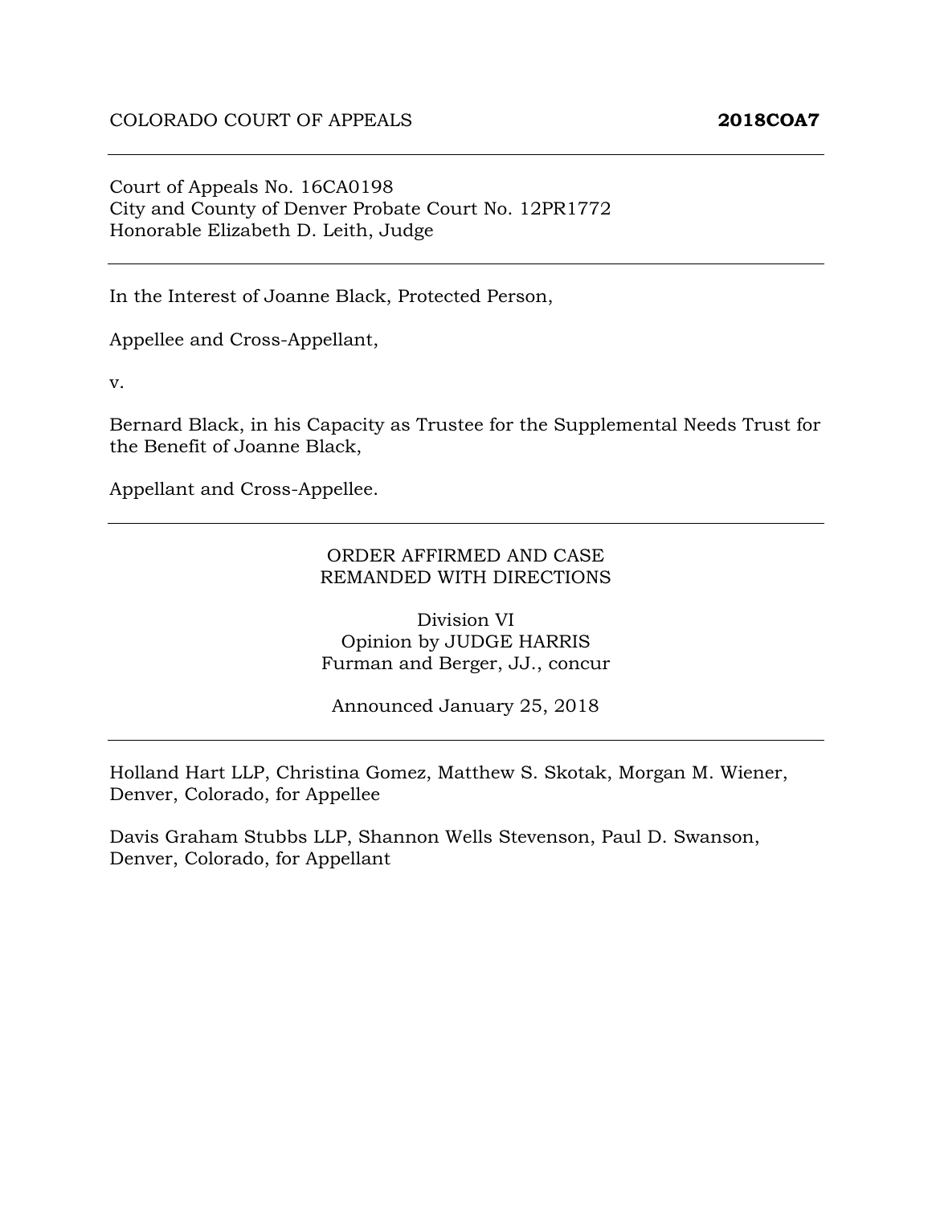COLORADO COURT OF APPEALS **2018COA7**

---

Court of Appeals No. 16CA0198
City and County of Denver Probate Court No. 12PR1772
Honorable Elizabeth D. Leith, Judge

---

In the Interest of Joanne Black, Protected Person,

Appellee and Cross-Appellant,

v.

Bernard Black, in his Capacity as Trustee for the Supplemental Needs Trust for the Benefit of Joanne Black,

Appellant and Cross-Appellee.

---

ORDER AFFIRMED AND CASE
REMANDED WITH DIRECTIONS

Division VI
Opinion by JUDGE HARRIS
Furman and Berger, JJ., concur

Announced January 25, 2018

---

Holland Hart LLP, Christina Gomez, Matthew S. Skotak, Morgan M. Wiener, Denver, Colorado, for Appellee

Davis Graham Stubbs LLP, Shannon Wells Stevenson, Paul D. Swanson, Denver, Colorado, for Appellant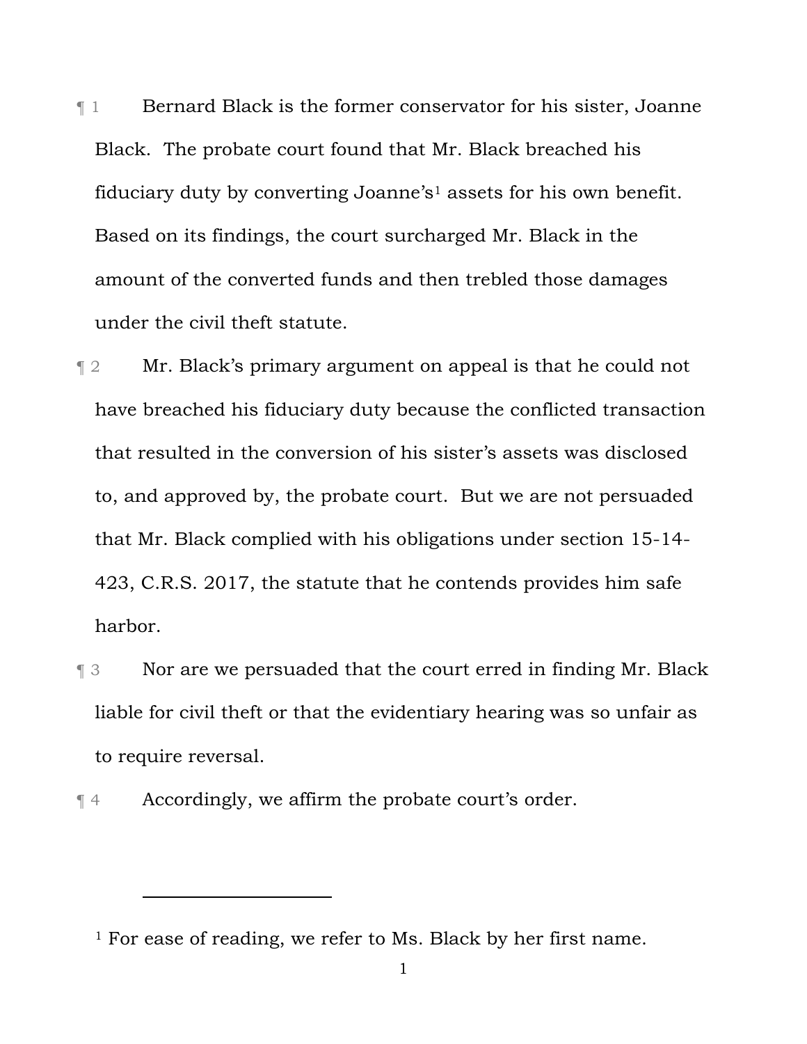¶ 1 Bernard Black is the former conservator for his sister, Joanne Black. The probate court found that Mr. Black breached his fiduciary duty by converting Joanne's[1] assets for his own benefit. Based on its findings, the court surcharged Mr. Black in the amount of the converted funds and then trebled those damages under the civil theft statute.

¶ 2 Mr. Black's primary argument on appeal is that he could not have breached his fiduciary duty because the conflicted transaction that resulted in the conversion of his sister's assets was disclosed to, and approved by, the probate court. But we are not persuaded that Mr. Black complied with his obligations under section 15-14-423, C.R.S. 2017, the statute that he contends provides him safe harbor.

¶ 3 Nor are we persuaded that the court erred in finding Mr. Black liable for civil theft or that the evidentiary hearing was so unfair as to require reversal.

¶ 4 Accordingly, we affirm the probate court's order.

---

[1] For ease of reading, we refer to Ms. Black by her first name.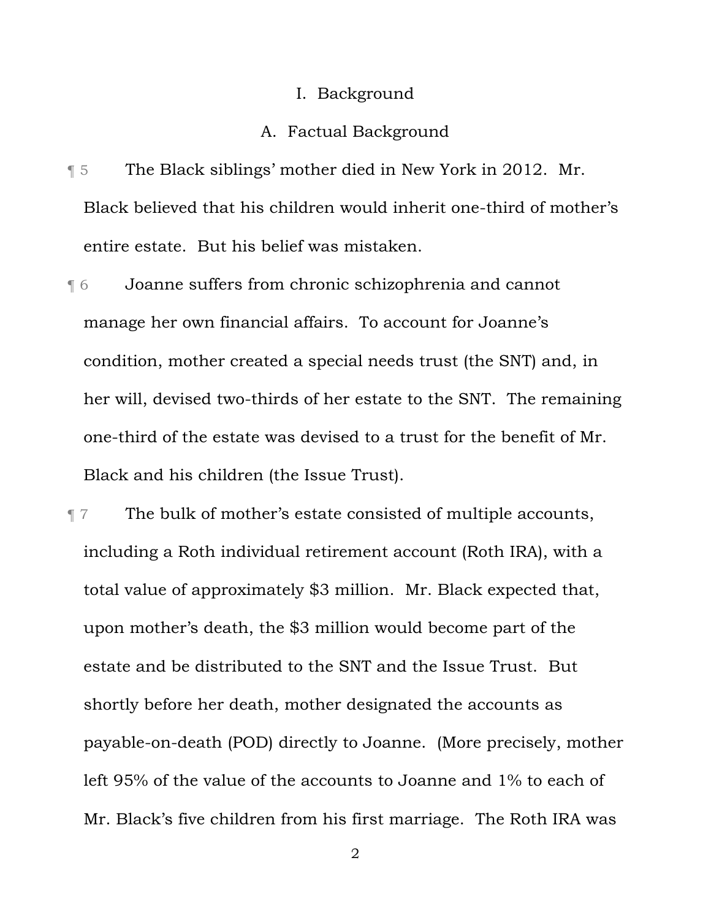## I. Background

### A. Factual Background

¶ 5 The Black siblings' mother died in New York in 2012. Mr. Black believed that his children would inherit one-third of mother's entire estate. But his belief was mistaken.

¶ 6 Joanne suffers from chronic schizophrenia and cannot manage her own financial affairs. To account for Joanne's condition, mother created a special needs trust (the SNT) and, in her will, devised two-thirds of her estate to the SNT. The remaining one-third of the estate was devised to a trust for the benefit of Mr. Black and his children (the Issue Trust).

¶ 7 The bulk of mother's estate consisted of multiple accounts, including a Roth individual retirement account (Roth IRA), with a total value of approximately $3 million. Mr. Black expected that, upon mother's death, the $3 million would become part of the estate and be distributed to the SNT and the Issue Trust. But shortly before her death, mother designated the accounts as payable-on-death (POD) directly to Joanne. (More precisely, mother left 95% of the value of the accounts to Joanne and 1% to each of Mr. Black's five children from his first marriage. The Roth IRA was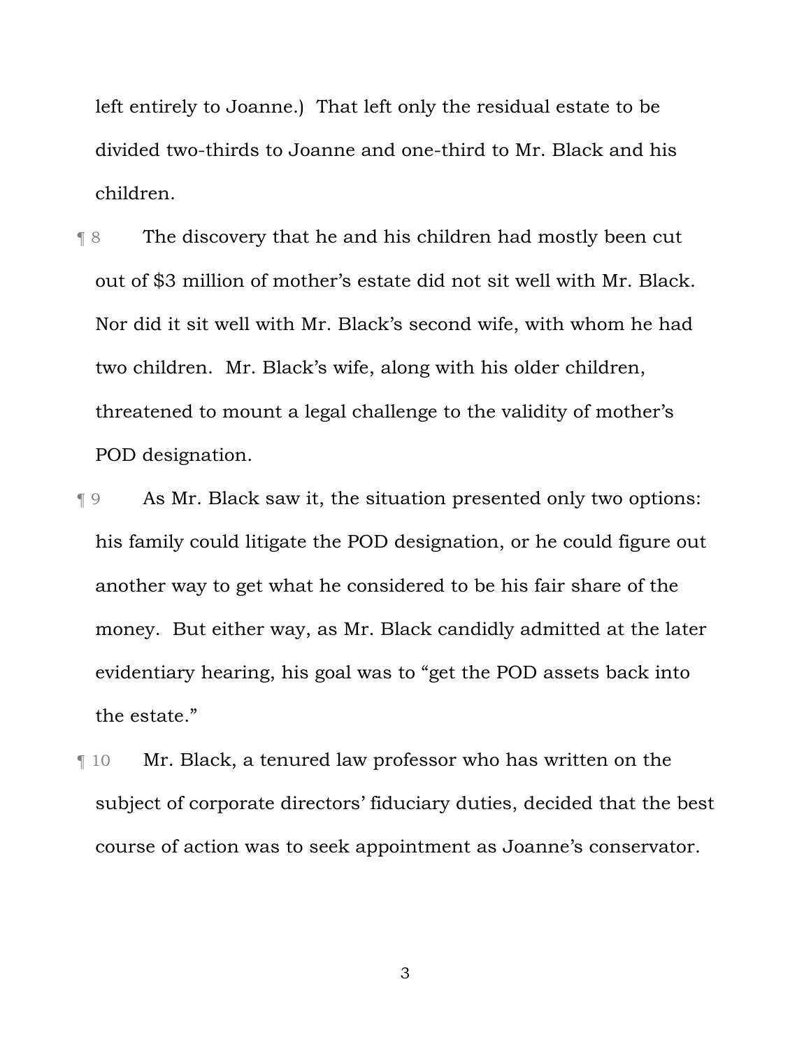left entirely to Joanne.) That left only the residual estate to be divided two-thirds to Joanne and one-third to Mr. Black and his children.

¶ 8 The discovery that he and his children had mostly been cut out of $3 million of mother's estate did not sit well with Mr. Black. Nor did it sit well with Mr. Black's second wife, with whom he had two children. Mr. Black's wife, along with his older children, threatened to mount a legal challenge to the validity of mother's POD designation.

¶ 9 As Mr. Black saw it, the situation presented only two options: his family could litigate the POD designation, or he could figure out another way to get what he considered to be his fair share of the money. But either way, as Mr. Black candidly admitted at the later evidentiary hearing, his goal was to "get the POD assets back into the estate."

¶ 10 Mr. Black, a tenured law professor who has written on the subject of corporate directors' fiduciary duties, decided that the best course of action was to seek appointment as Joanne's conservator.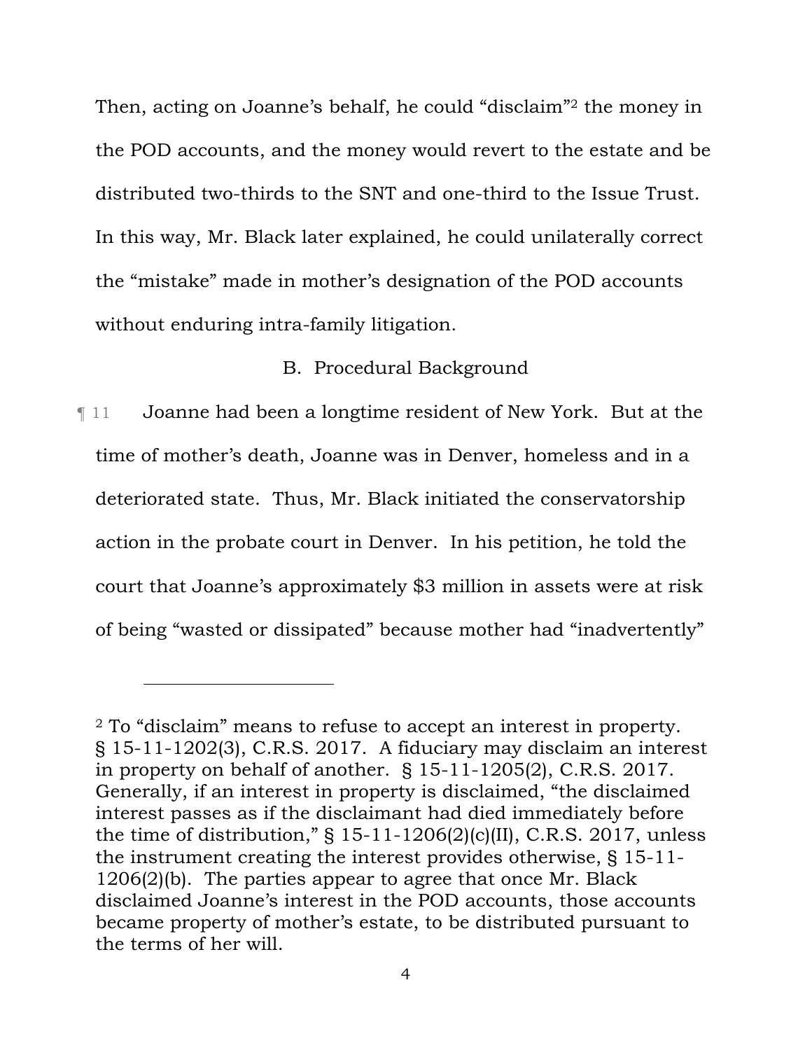Then, acting on Joanne's behalf, he could "disclaim"[2] the money in the POD accounts, and the money would revert to the estate and be distributed two-thirds to the SNT and one-third to the Issue Trust. In this way, Mr. Black later explained, he could unilaterally correct the "mistake" made in mother's designation of the POD accounts without enduring intra-family litigation.

### B. Procedural Background

¶ 11 Joanne had been a longtime resident of New York. But at the time of mother's death, Joanne was in Denver, homeless and in a deteriorated state. Thus, Mr. Black initiated the conservatorship action in the probate court in Denver. In his petition, he told the court that Joanne's approximately $3 million in assets were at risk of being "wasted or dissipated" because mother had "inadvertently"

---

[2] To "disclaim" means to refuse to accept an interest in property. § 15-11-1202(3), C.R.S. 2017. A fiduciary may disclaim an interest in property on behalf of another. § 15-11-1205(2), C.R.S. 2017. Generally, if an interest in property is disclaimed, "the disclaimed interest passes as if the disclaimant had died immediately before the time of distribution," § 15-11-1206(2)(c)(II), C.R.S. 2017, unless the instrument creating the interest provides otherwise, § 15-11-1206(2)(b). The parties appear to agree that once Mr. Black disclaimed Joanne's interest in the POD accounts, those accounts became property of mother's estate, to be distributed pursuant to the terms of her will.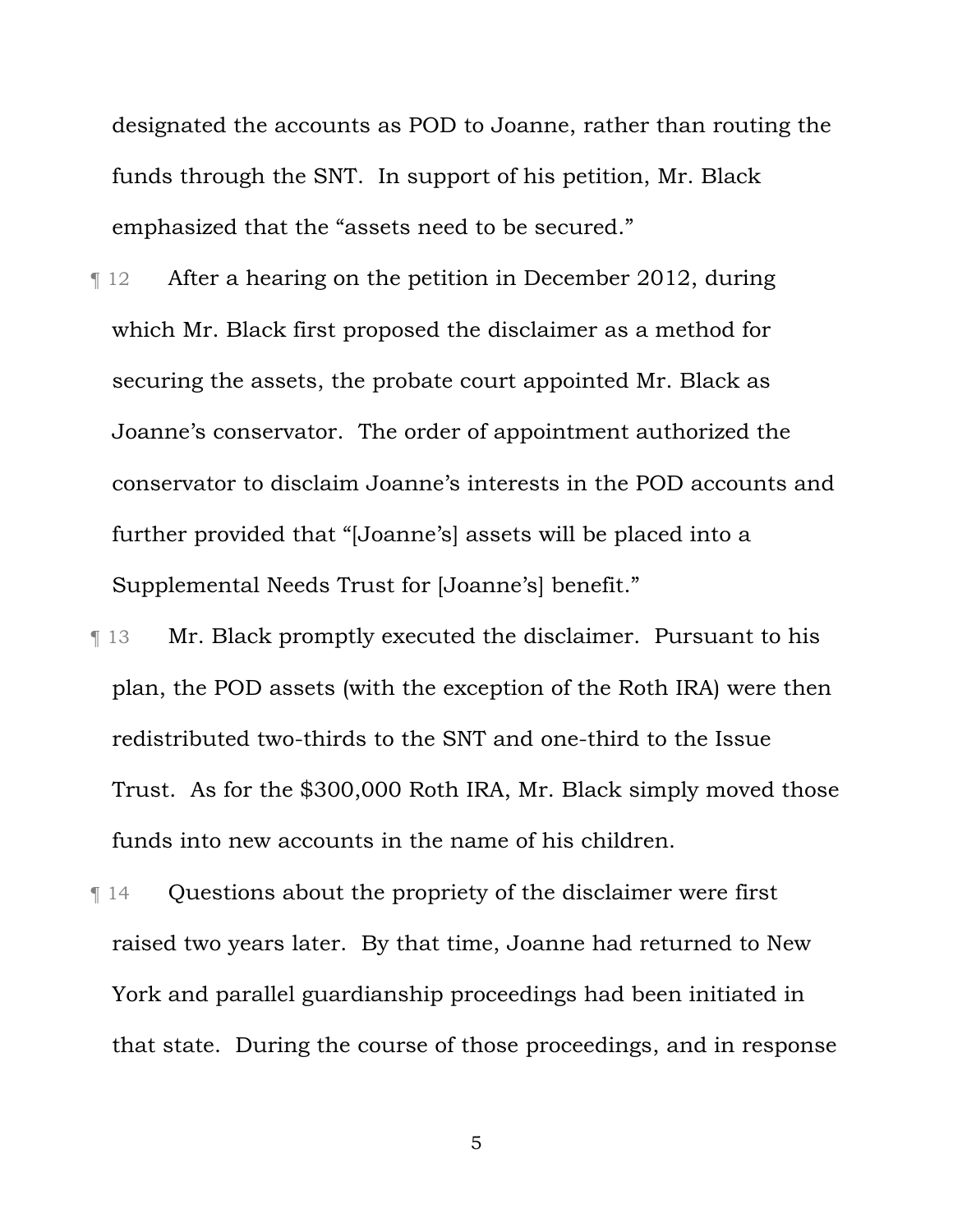designated the accounts as POD to Joanne, rather than routing the funds through the SNT. In support of his petition, Mr. Black emphasized that the "assets need to be secured."

¶ 12 After a hearing on the petition in December 2012, during which Mr. Black first proposed the disclaimer as a method for securing the assets, the probate court appointed Mr. Black as Joanne's conservator. The order of appointment authorized the conservator to disclaim Joanne's interests in the POD accounts and further provided that "[Joanne's] assets will be placed into a Supplemental Needs Trust for [Joanne's] benefit."

¶ 13 Mr. Black promptly executed the disclaimer. Pursuant to his plan, the POD assets (with the exception of the Roth IRA) were then redistributed two-thirds to the SNT and one-third to the Issue Trust. As for the $300,000 Roth IRA, Mr. Black simply moved those funds into new accounts in the name of his children.

¶ 14 Questions about the propriety of the disclaimer were first raised two years later. By that time, Joanne had returned to New York and parallel guardianship proceedings had been initiated in that state. During the course of those proceedings, and in response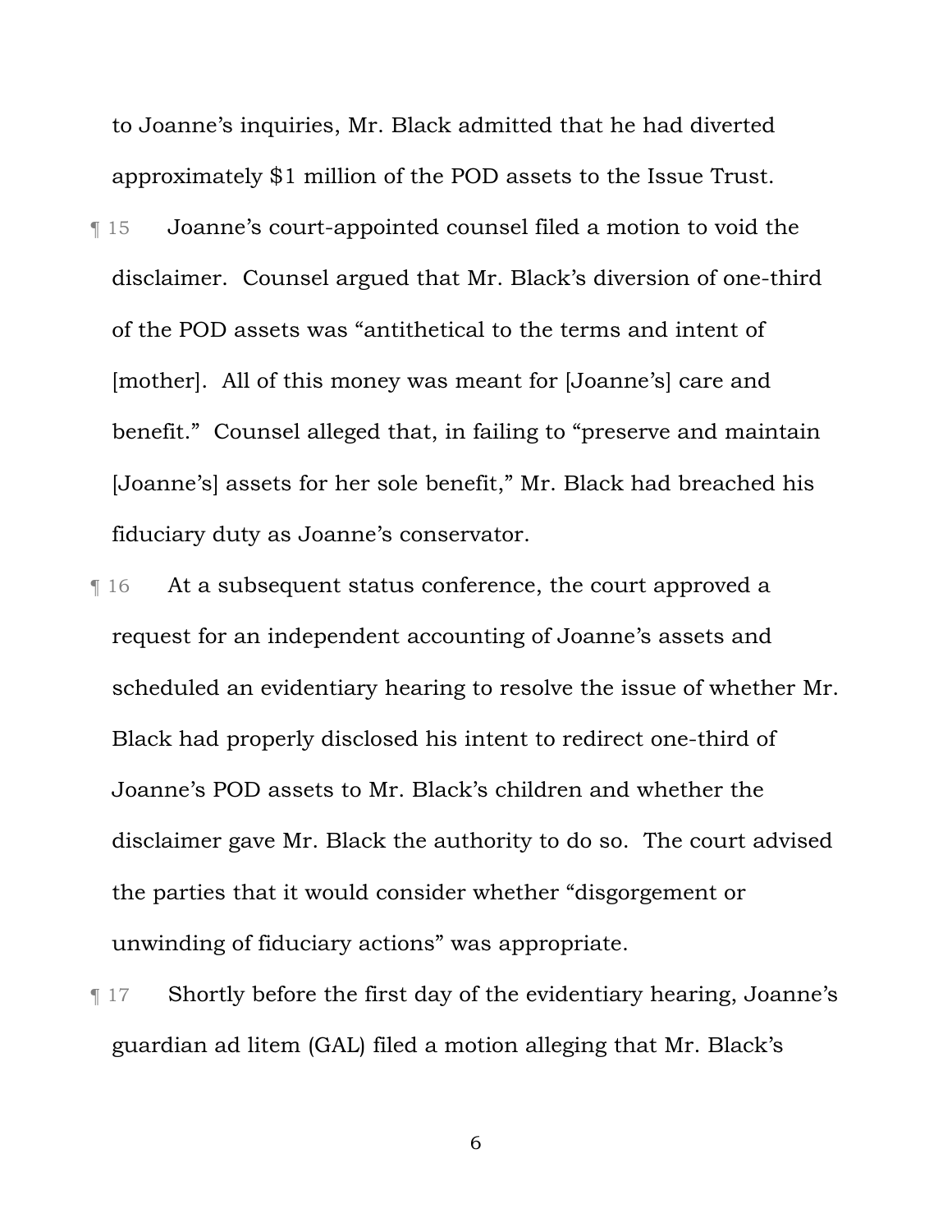to Joanne's inquiries, Mr. Black admitted that he had diverted approximately $1 million of the POD assets to the Issue Trust.

¶ 15 Joanne's court-appointed counsel filed a motion to void the disclaimer. Counsel argued that Mr. Black's diversion of one-third of the POD assets was "antithetical to the terms and intent of [mother]. All of this money was meant for [Joanne's] care and benefit." Counsel alleged that, in failing to "preserve and maintain [Joanne's] assets for her sole benefit," Mr. Black had breached his fiduciary duty as Joanne's conservator.

¶ 16 At a subsequent status conference, the court approved a request for an independent accounting of Joanne's assets and scheduled an evidentiary hearing to resolve the issue of whether Mr. Black had properly disclosed his intent to redirect one-third of Joanne's POD assets to Mr. Black's children and whether the disclaimer gave Mr. Black the authority to do so. The court advised the parties that it would consider whether "disgorgement or unwinding of fiduciary actions" was appropriate.

¶ 17 Shortly before the first day of the evidentiary hearing, Joanne's guardian ad litem (GAL) filed a motion alleging that Mr. Black's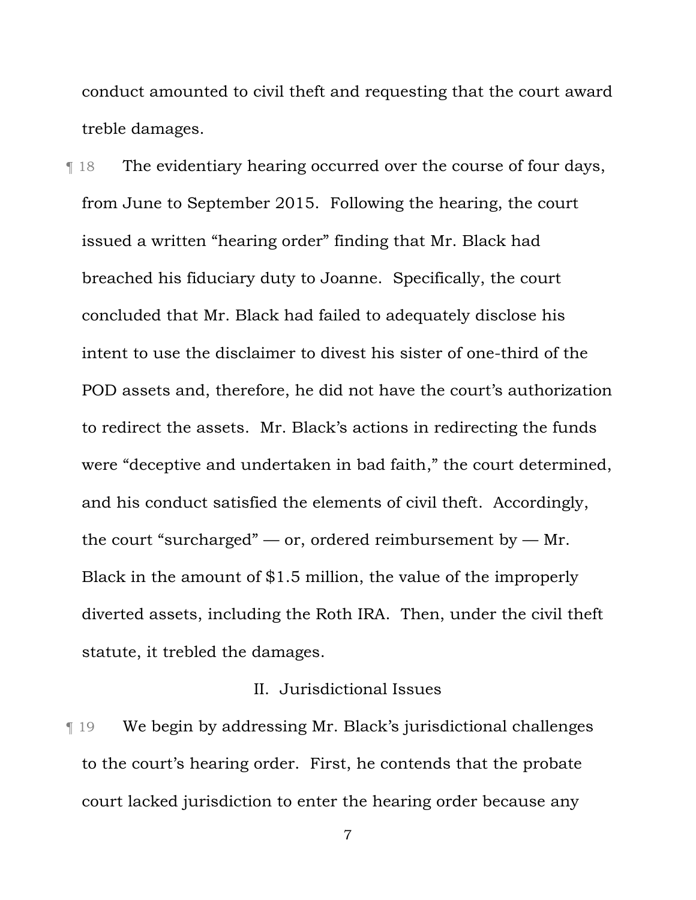conduct amounted to civil theft and requesting that the court award treble damages.

¶ 18 The evidentiary hearing occurred over the course of four days, from June to September 2015. Following the hearing, the court issued a written "hearing order" finding that Mr. Black had breached his fiduciary duty to Joanne. Specifically, the court concluded that Mr. Black had failed to adequately disclose his intent to use the disclaimer to divest his sister of one-third of the POD assets and, therefore, he did not have the court's authorization to redirect the assets. Mr. Black's actions in redirecting the funds were "deceptive and undertaken in bad faith," the court determined, and his conduct satisfied the elements of civil theft. Accordingly, the court "surcharged" — or, ordered reimbursement by — Mr. Black in the amount of $1.5 million, the value of the improperly diverted assets, including the Roth IRA. Then, under the civil theft statute, it trebled the damages.

## II. Jurisdictional Issues

¶ 19 We begin by addressing Mr. Black's jurisdictional challenges to the court's hearing order. First, he contends that the probate court lacked jurisdiction to enter the hearing order because any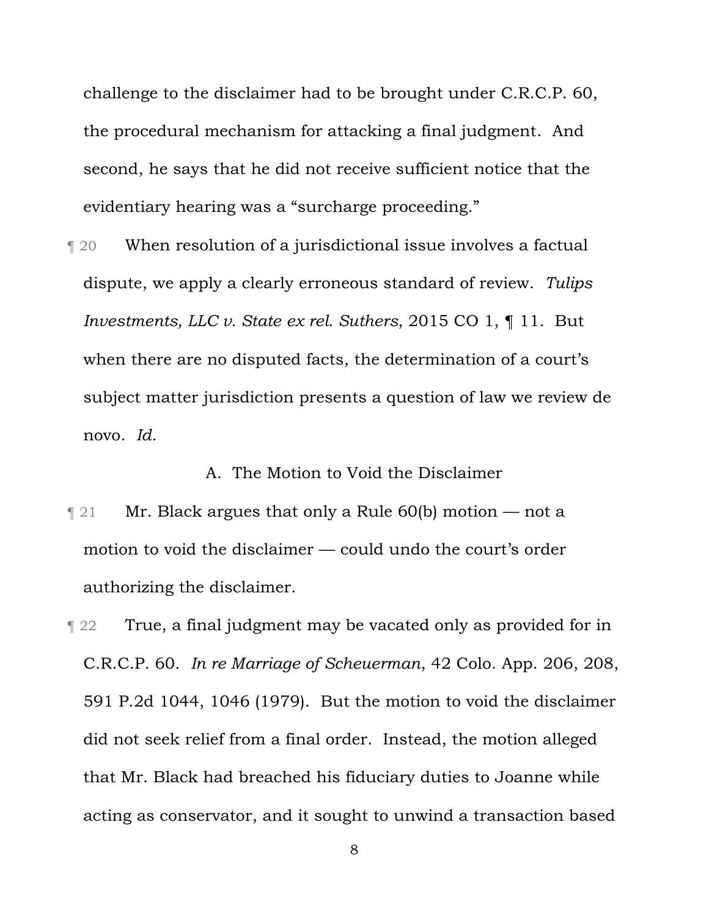challenge to the disclaimer had to be brought under C.R.C.P. 60, the procedural mechanism for attacking a final judgment. And second, he says that he did not receive sufficient notice that the evidentiary hearing was a "surcharge proceeding."

¶ 20 When resolution of a jurisdictional issue involves a factual dispute, we apply a clearly erroneous standard of review. *Tulips Investments, LLC v. State ex rel. Suthers*, 2015 CO 1, ¶ 11. But when there are no disputed facts, the determination of a court's subject matter jurisdiction presents a question of law we review de novo. *Id.*

### A. The Motion to Void the Disclaimer

¶ 21 Mr. Black argues that only a Rule 60(b) motion — not a motion to void the disclaimer — could undo the court's order authorizing the disclaimer.

¶ 22 True, a final judgment may be vacated only as provided for in C.R.C.P. 60. *In re Marriage of Scheuerman*, 42 Colo. App. 206, 208, 591 P.2d 1044, 1046 (1979). But the motion to void the disclaimer did not seek relief from a final order. Instead, the motion alleged that Mr. Black had breached his fiduciary duties to Joanne while acting as conservator, and it sought to unwind a transaction based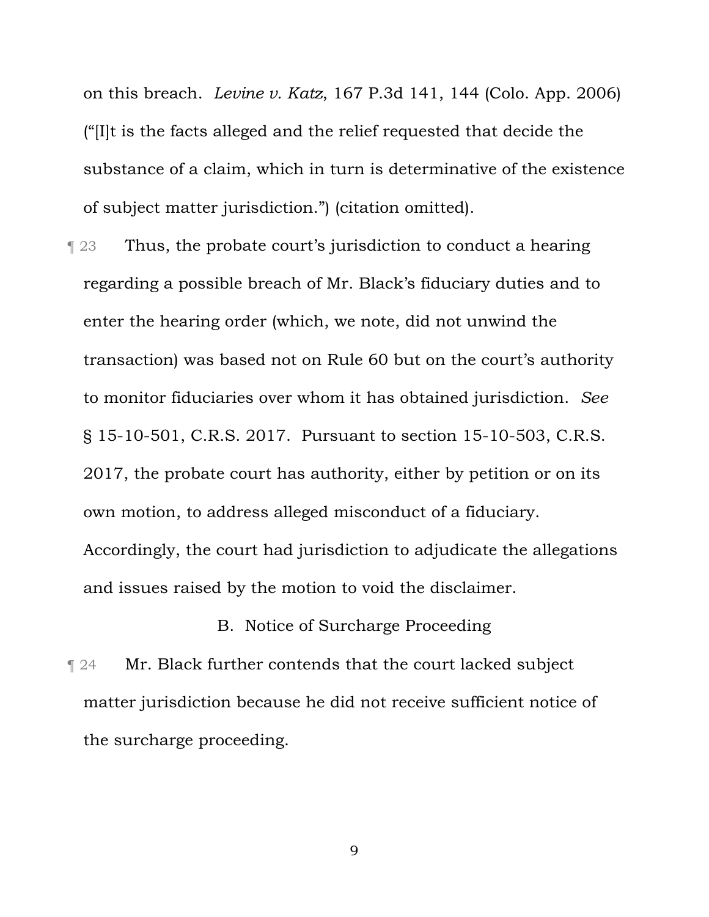on this breach. *Levine v. Katz*, 167 P.3d 141, 144 (Colo. App. 2006) ("[I]t is the facts alleged and the relief requested that decide the substance of a claim, which in turn is determinative of the existence of subject matter jurisdiction.") (citation omitted).

¶ 23 Thus, the probate court's jurisdiction to conduct a hearing regarding a possible breach of Mr. Black's fiduciary duties and to enter the hearing order (which, we note, did not unwind the transaction) was based not on Rule 60 but on the court's authority to monitor fiduciaries over whom it has obtained jurisdiction. *See* § 15-10-501, C.R.S. 2017. Pursuant to section 15-10-503, C.R.S. 2017, the probate court has authority, either by petition or on its own motion, to address alleged misconduct of a fiduciary. Accordingly, the court had jurisdiction to adjudicate the allegations and issues raised by the motion to void the disclaimer.

### B. Notice of Surcharge Proceeding

¶ 24 Mr. Black further contends that the court lacked subject matter jurisdiction because he did not receive sufficient notice of the surcharge proceeding.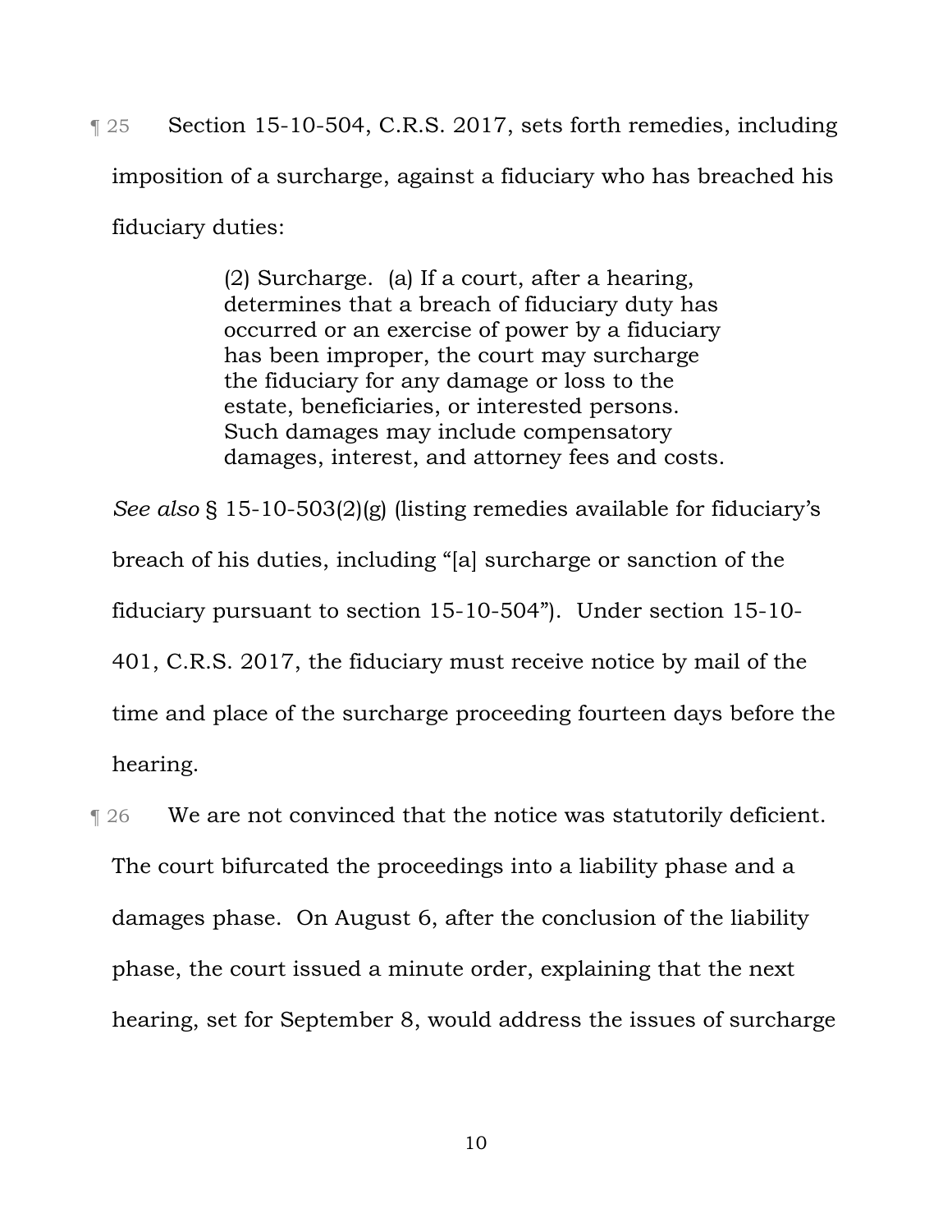¶ 25 Section 15-10-504, C.R.S. 2017, sets forth remedies, including imposition of a surcharge, against a fiduciary who has breached his fiduciary duties:

> (2) Surcharge. (a) If a court, after a hearing, determines that a breach of fiduciary duty has occurred or an exercise of power by a fiduciary has been improper, the court may surcharge the fiduciary for any damage or loss to the estate, beneficiaries, or interested persons. Such damages may include compensatory damages, interest, and attorney fees and costs.

*See also* § 15-10-503(2)(g) (listing remedies available for fiduciary's breach of his duties, including "[a] surcharge or sanction of the fiduciary pursuant to section 15-10-504"). Under section 15-10-401, C.R.S. 2017, the fiduciary must receive notice by mail of the time and place of the surcharge proceeding fourteen days before the hearing.

¶ 26 We are not convinced that the notice was statutorily deficient. The court bifurcated the proceedings into a liability phase and a damages phase. On August 6, after the conclusion of the liability phase, the court issued a minute order, explaining that the next hearing, set for September 8, would address the issues of surcharge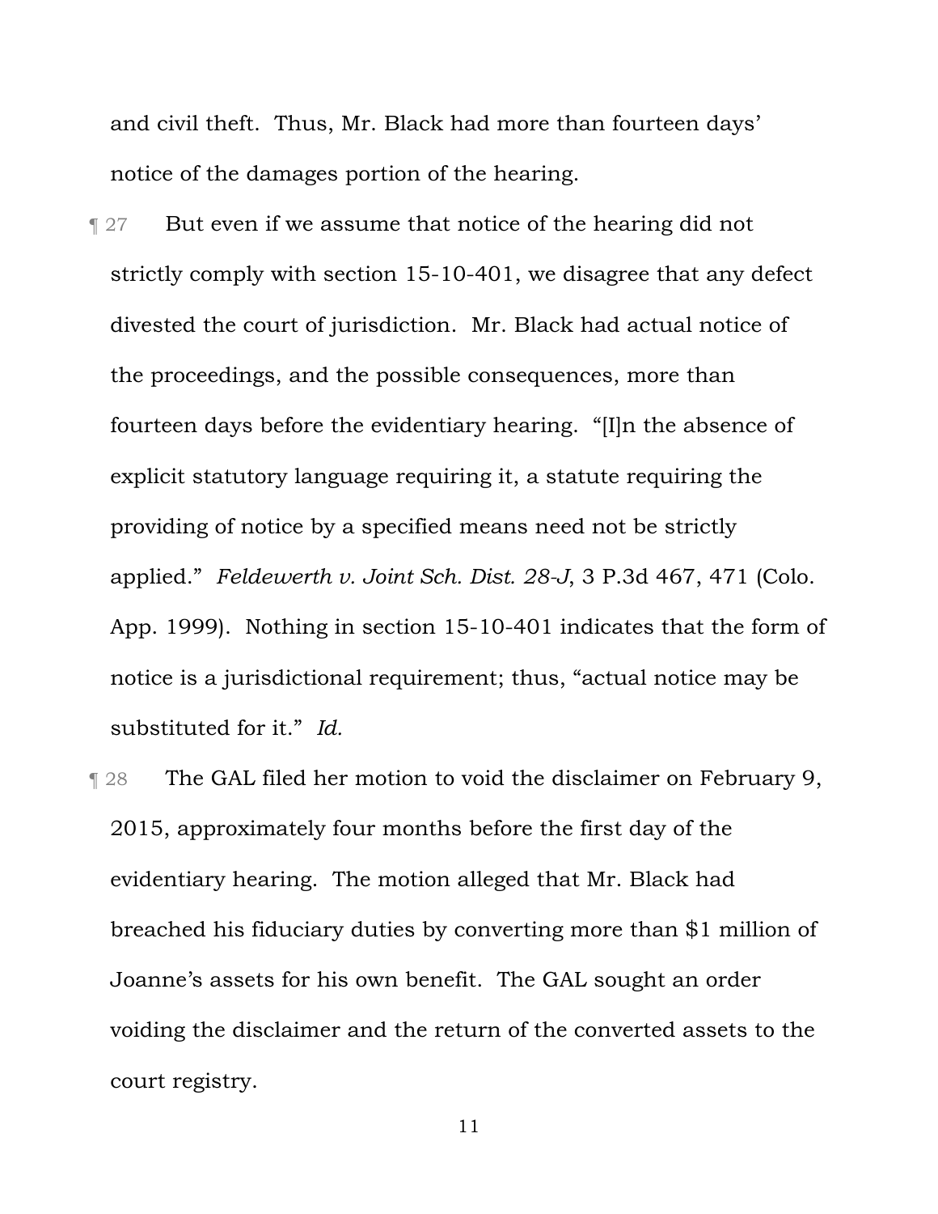and civil theft. Thus, Mr. Black had more than fourteen days' notice of the damages portion of the hearing.

¶ 27 But even if we assume that notice of the hearing did not strictly comply with section 15-10-401, we disagree that any defect divested the court of jurisdiction. Mr. Black had actual notice of the proceedings, and the possible consequences, more than fourteen days before the evidentiary hearing. "[I]n the absence of explicit statutory language requiring it, a statute requiring the providing of notice by a specified means need not be strictly applied." *Feldewerth v. Joint Sch. Dist. 28-J*, 3 P.3d 467, 471 (Colo. App. 1999). Nothing in section 15-10-401 indicates that the form of notice is a jurisdictional requirement; thus, "actual notice may be substituted for it." *Id.*

¶ 28 The GAL filed her motion to void the disclaimer on February 9, 2015, approximately four months before the first day of the evidentiary hearing. The motion alleged that Mr. Black had breached his fiduciary duties by converting more than $1 million of Joanne's assets for his own benefit. The GAL sought an order voiding the disclaimer and the return of the converted assets to the court registry.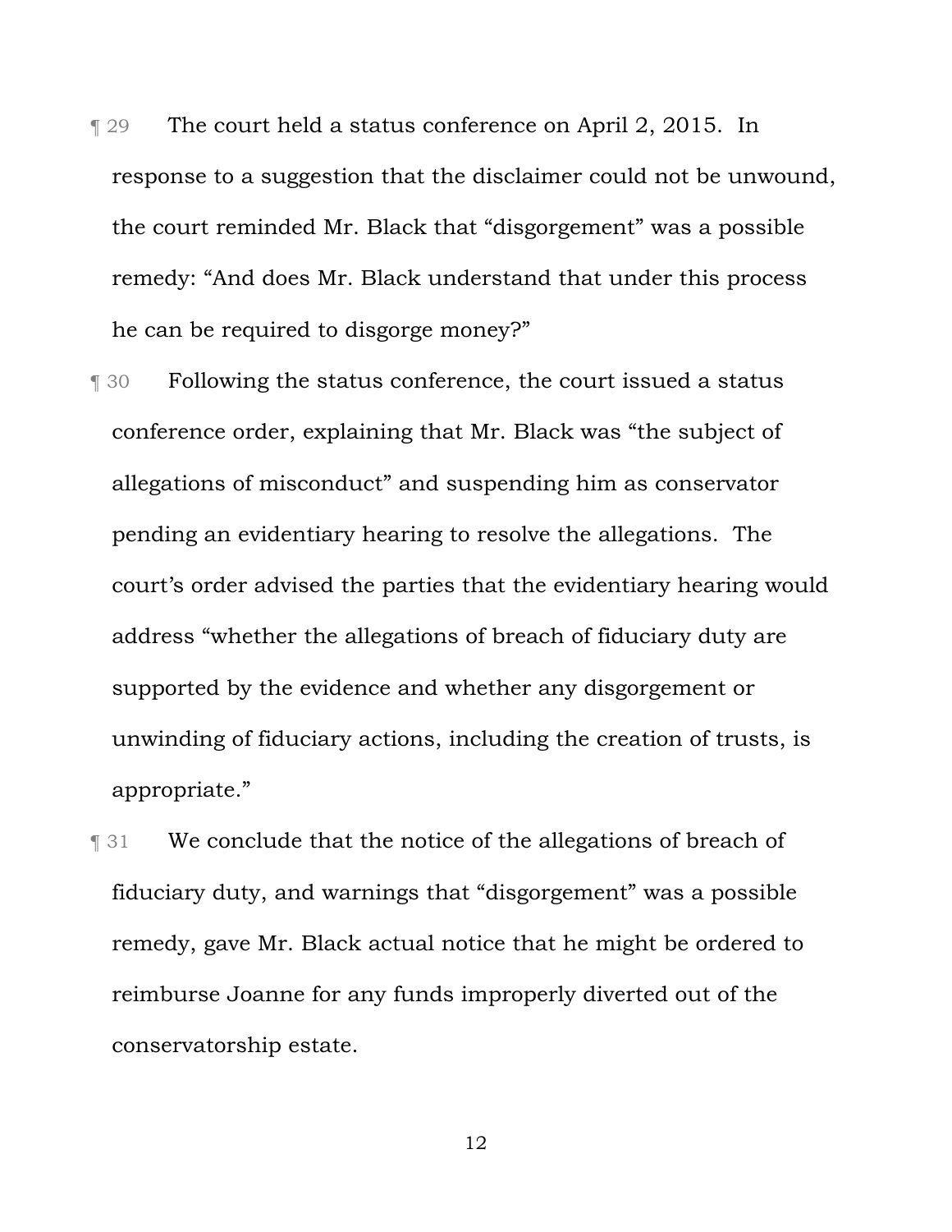¶ 29 The court held a status conference on April 2, 2015. In response to a suggestion that the disclaimer could not be unwound, the court reminded Mr. Black that "disgorgement" was a possible remedy: "And does Mr. Black understand that under this process he can be required to disgorge money?"

¶ 30 Following the status conference, the court issued a status conference order, explaining that Mr. Black was "the subject of allegations of misconduct" and suspending him as conservator pending an evidentiary hearing to resolve the allegations. The court's order advised the parties that the evidentiary hearing would address "whether the allegations of breach of fiduciary duty are supported by the evidence and whether any disgorgement or unwinding of fiduciary actions, including the creation of trusts, is appropriate."

¶ 31 We conclude that the notice of the allegations of breach of fiduciary duty, and warnings that "disgorgement" was a possible remedy, gave Mr. Black actual notice that he might be ordered to reimburse Joanne for any funds improperly diverted out of the conservatorship estate.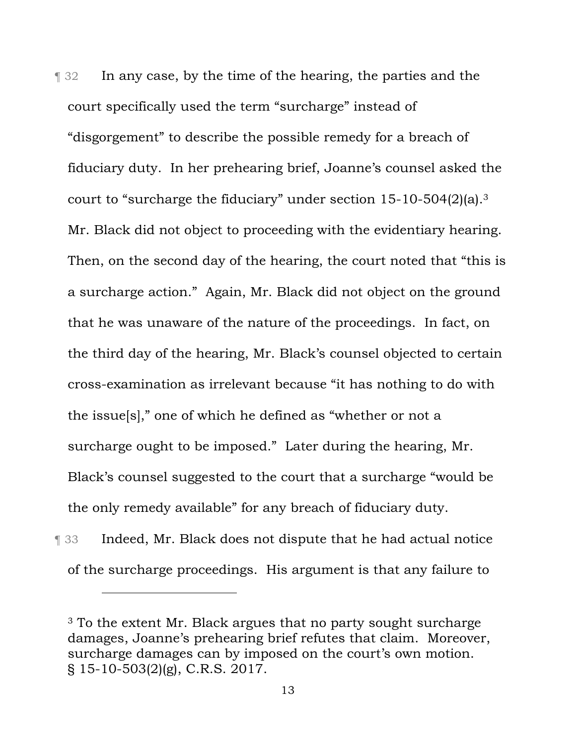¶ 32 In any case, by the time of the hearing, the parties and the court specifically used the term "surcharge" instead of "disgorgement" to describe the possible remedy for a breach of fiduciary duty. In her prehearing brief, Joanne's counsel asked the court to "surcharge the fiduciary" under section 15-10-504(2)(a).[3] Mr. Black did not object to proceeding with the evidentiary hearing. Then, on the second day of the hearing, the court noted that "this is a surcharge action." Again, Mr. Black did not object on the ground that he was unaware of the nature of the proceedings. In fact, on the third day of the hearing, Mr. Black's counsel objected to certain cross-examination as irrelevant because "it has nothing to do with the issue[s]," one of which he defined as "whether or not a surcharge ought to be imposed." Later during the hearing, Mr. Black's counsel suggested to the court that a surcharge "would be the only remedy available" for any breach of fiduciary duty.

¶ 33 Indeed, Mr. Black does not dispute that he had actual notice of the surcharge proceedings. His argument is that any failure to

---

[3] To the extent Mr. Black argues that no party sought surcharge damages, Joanne's prehearing brief refutes that claim. Moreover, surcharge damages can by imposed on the court's own motion. § 15-10-503(2)(g), C.R.S. 2017.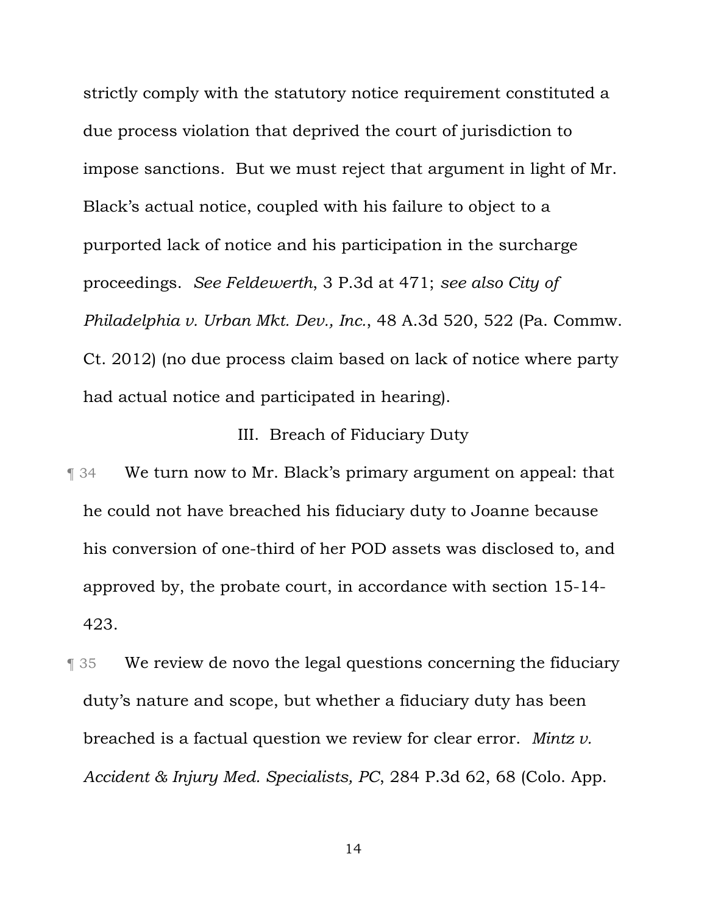strictly comply with the statutory notice requirement constituted a due process violation that deprived the court of jurisdiction to impose sanctions. But we must reject that argument in light of Mr. Black's actual notice, coupled with his failure to object to a purported lack of notice and his participation in the surcharge proceedings. *See Feldewerth*, 3 P.3d at 471; *see also City of Philadelphia v. Urban Mkt. Dev., Inc.*, 48 A.3d 520, 522 (Pa. Commw. Ct. 2012) (no due process claim based on lack of notice where party had actual notice and participated in hearing).

## III. Breach of Fiduciary Duty

¶ 34 We turn now to Mr. Black's primary argument on appeal: that he could not have breached his fiduciary duty to Joanne because his conversion of one-third of her POD assets was disclosed to, and approved by, the probate court, in accordance with section 15-14-423.

¶ 35 We review de novo the legal questions concerning the fiduciary duty's nature and scope, but whether a fiduciary duty has been breached is a factual question we review for clear error. *Mintz v. Accident & Injury Med. Specialists, PC*, 284 P.3d 62, 68 (Colo. App.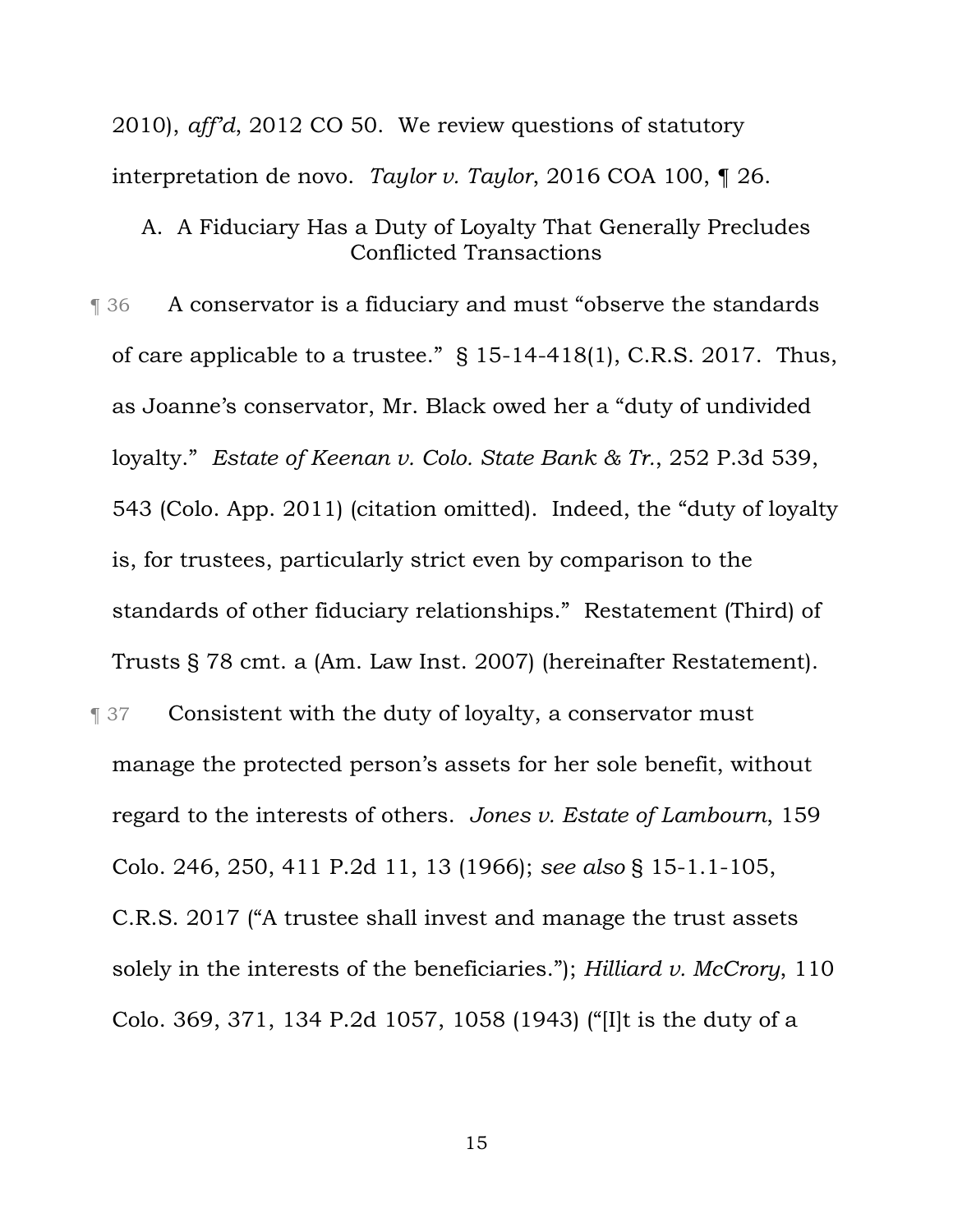2010), *aff'd*, 2012 CO 50. We review questions of statutory interpretation de novo. *Taylor v. Taylor*, 2016 COA 100, ¶ 26.

### A. A Fiduciary Has a Duty of Loyalty That Generally Precludes Conflicted Transactions

¶ 36 A conservator is a fiduciary and must "observe the standards of care applicable to a trustee." § 15-14-418(1), C.R.S. 2017. Thus, as Joanne's conservator, Mr. Black owed her a "duty of undivided loyalty." *Estate of Keenan v. Colo. State Bank & Tr.*, 252 P.3d 539, 543 (Colo. App. 2011) (citation omitted). Indeed, the "duty of loyalty is, for trustees, particularly strict even by comparison to the standards of other fiduciary relationships." Restatement (Third) of Trusts § 78 cmt. a (Am. Law Inst. 2007) (hereinafter Restatement).

¶ 37 Consistent with the duty of loyalty, a conservator must manage the protected person's assets for her sole benefit, without regard to the interests of others. *Jones v. Estate of Lambourn*, 159 Colo. 246, 250, 411 P.2d 11, 13 (1966); *see also* § 15-1.1-105, C.R.S. 2017 ("A trustee shall invest and manage the trust assets solely in the interests of the beneficiaries."); *Hilliard v. McCrory*, 110 Colo. 369, 371, 134 P.2d 1057, 1058 (1943) ("[I]t is the duty of a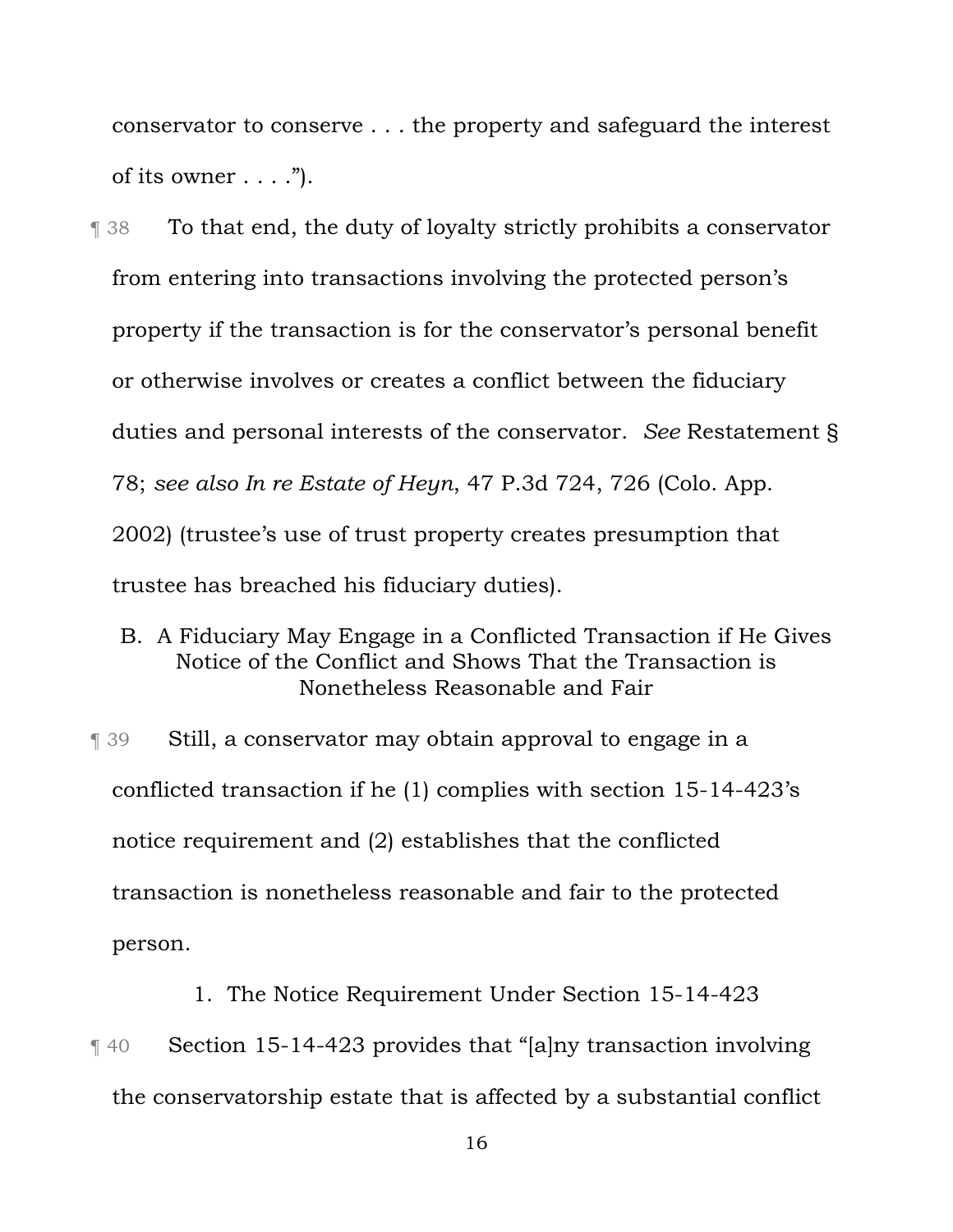conservator to conserve . . . the property and safeguard the interest of its owner . . . .").

¶ 38 To that end, the duty of loyalty strictly prohibits a conservator from entering into transactions involving the protected person's property if the transaction is for the conservator's personal benefit or otherwise involves or creates a conflict between the fiduciary duties and personal interests of the conservator. *See* Restatement § 78; *see also In re Estate of Heyn*, 47 P.3d 724, 726 (Colo. App. 2002) (trustee's use of trust property creates presumption that trustee has breached his fiduciary duties).

## B. A Fiduciary May Engage in a Conflicted Transaction if He Gives Notice of the Conflict and Shows That the Transaction is Nonetheless Reasonable and Fair

¶ 39 Still, a conservator may obtain approval to engage in a conflicted transaction if he (1) complies with section 15-14-423's notice requirement and (2) establishes that the conflicted transaction is nonetheless reasonable and fair to the protected person.

### 1. The Notice Requirement Under Section 15-14-423

¶ 40 Section 15-14-423 provides that "[a]ny transaction involving the conservatorship estate that is affected by a substantial conflict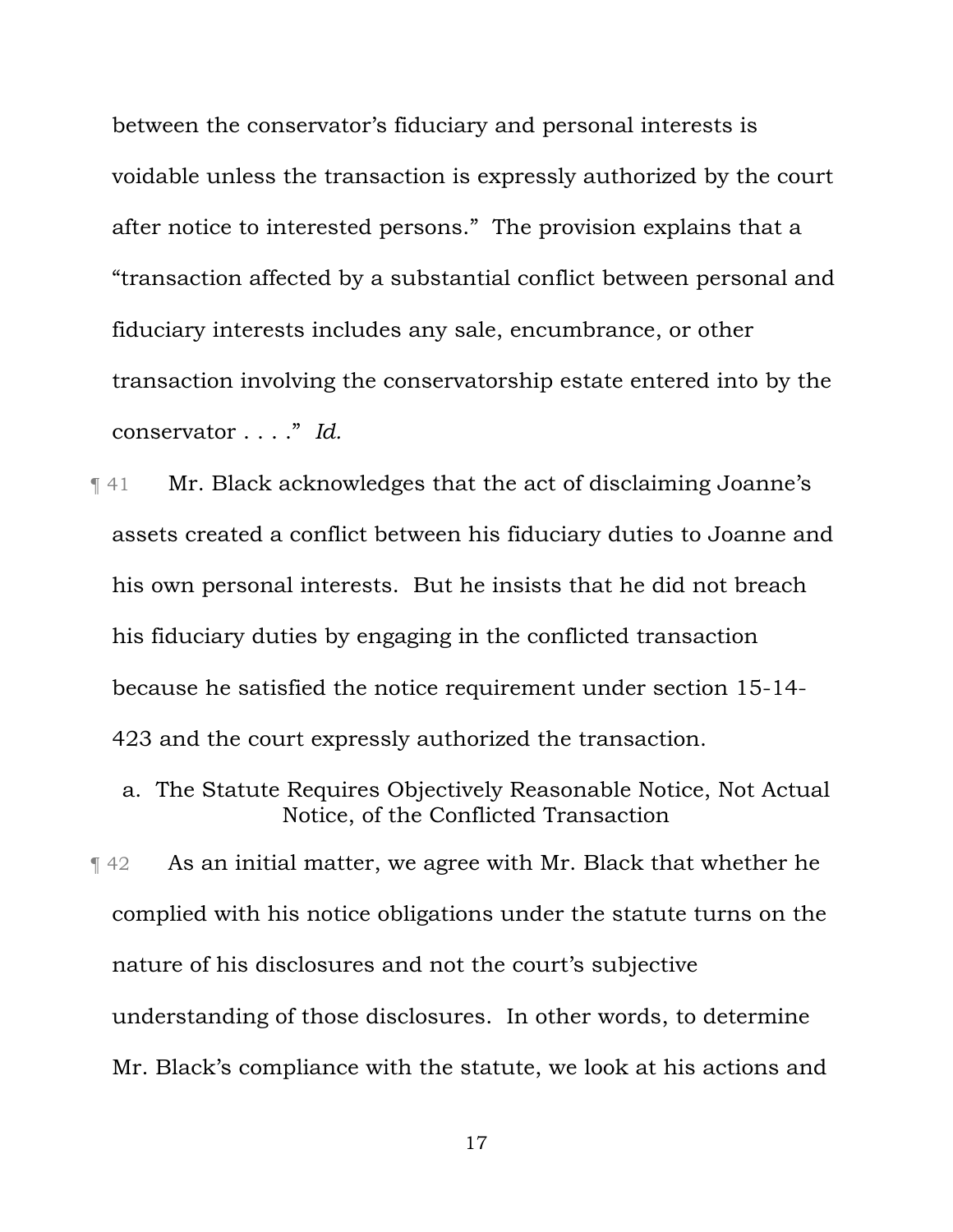between the conservator's fiduciary and personal interests is voidable unless the transaction is expressly authorized by the court after notice to interested persons." The provision explains that a "transaction affected by a substantial conflict between personal and fiduciary interests includes any sale, encumbrance, or other transaction involving the conservatorship estate entered into by the conservator . . . ." *Id.*

¶ 41 Mr. Black acknowledges that the act of disclaiming Joanne's assets created a conflict between his fiduciary duties to Joanne and his own personal interests. But he insists that he did not breach his fiduciary duties by engaging in the conflicted transaction because he satisfied the notice requirement under section 15-14-423 and the court expressly authorized the transaction.

### a. The Statute Requires Objectively Reasonable Notice, Not Actual Notice, of the Conflicted Transaction

¶ 42 As an initial matter, we agree with Mr. Black that whether he complied with his notice obligations under the statute turns on the nature of his disclosures and not the court's subjective understanding of those disclosures. In other words, to determine Mr. Black's compliance with the statute, we look at his actions and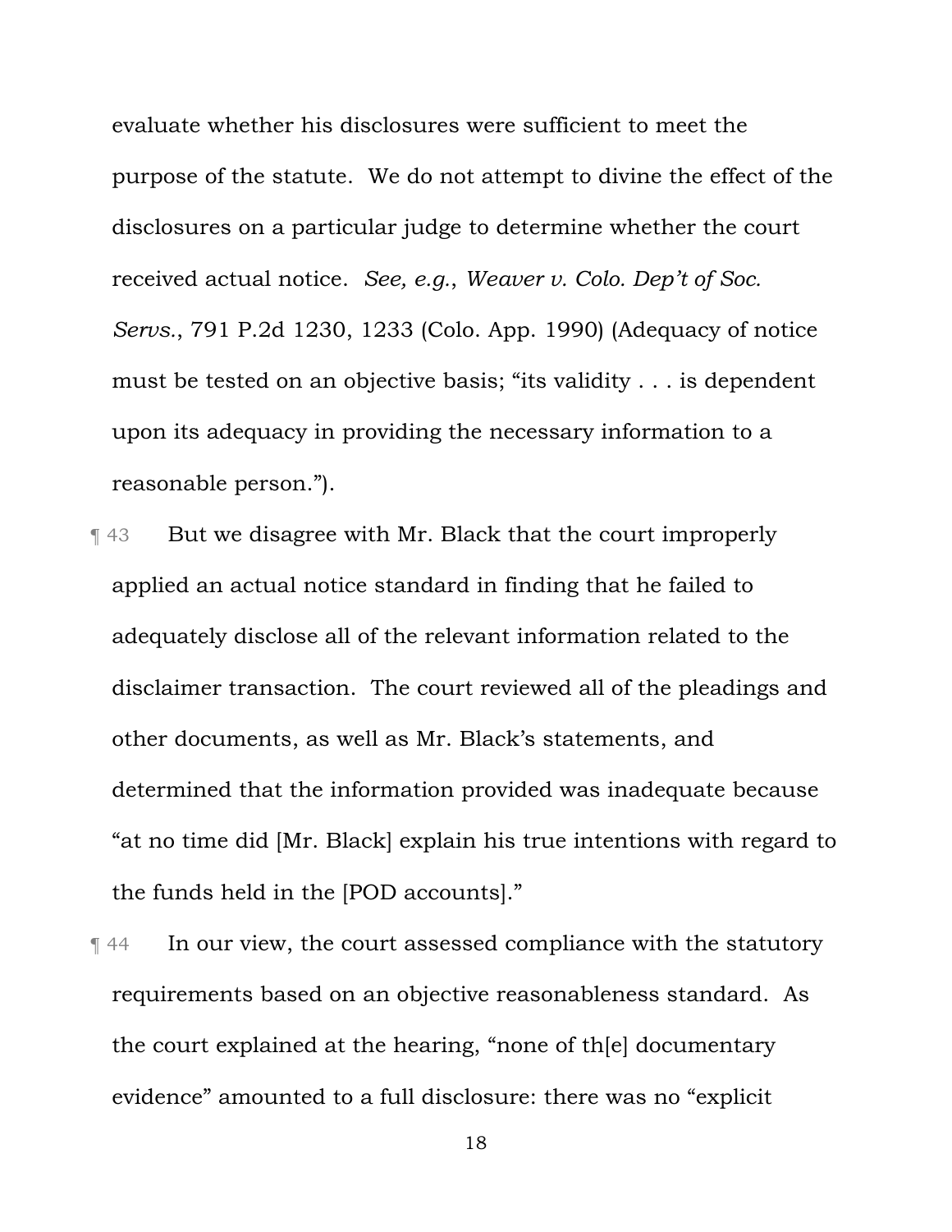evaluate whether his disclosures were sufficient to meet the purpose of the statute. We do not attempt to divine the effect of the disclosures on a particular judge to determine whether the court received actual notice. *See, e.g.*, *Weaver v. Colo. Dep't of Soc. Servs.*, 791 P.2d 1230, 1233 (Colo. App. 1990) (Adequacy of notice must be tested on an objective basis; "its validity . . . is dependent upon its adequacy in providing the necessary information to a reasonable person.").

¶ 43 But we disagree with Mr. Black that the court improperly applied an actual notice standard in finding that he failed to adequately disclose all of the relevant information related to the disclaimer transaction. The court reviewed all of the pleadings and other documents, as well as Mr. Black's statements, and determined that the information provided was inadequate because "at no time did [Mr. Black] explain his true intentions with regard to the funds held in the [POD accounts]."

¶ 44 In our view, the court assessed compliance with the statutory requirements based on an objective reasonableness standard. As the court explained at the hearing, "none of th[e] documentary evidence" amounted to a full disclosure: there was no "explicit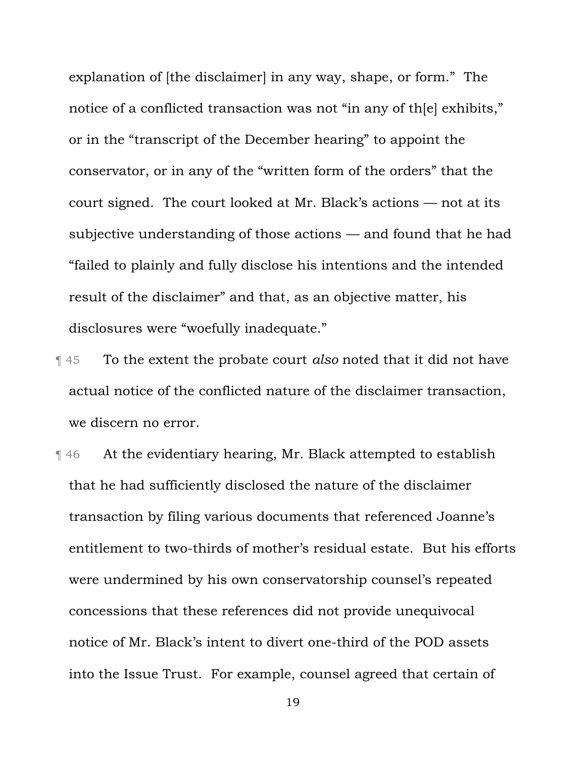explanation of [the disclaimer] in any way, shape, or form." The notice of a conflicted transaction was not "in any of th[e] exhibits," or in the "transcript of the December hearing" to appoint the conservator, or in any of the "written form of the orders" that the court signed. The court looked at Mr. Black's actions — not at its subjective understanding of those actions — and found that he had "failed to plainly and fully disclose his intentions and the intended result of the disclaimer" and that, as an objective matter, his disclosures were "woefully inadequate."

¶ 45 To the extent the probate court *also* noted that it did not have actual notice of the conflicted nature of the disclaimer transaction, we discern no error.

¶ 46 At the evidentiary hearing, Mr. Black attempted to establish that he had sufficiently disclosed the nature of the disclaimer transaction by filing various documents that referenced Joanne's entitlement to two-thirds of mother's residual estate. But his efforts were undermined by his own conservatorship counsel's repeated concessions that these references did not provide unequivocal notice of Mr. Black's intent to divert one-third of the POD assets into the Issue Trust. For example, counsel agreed that certain of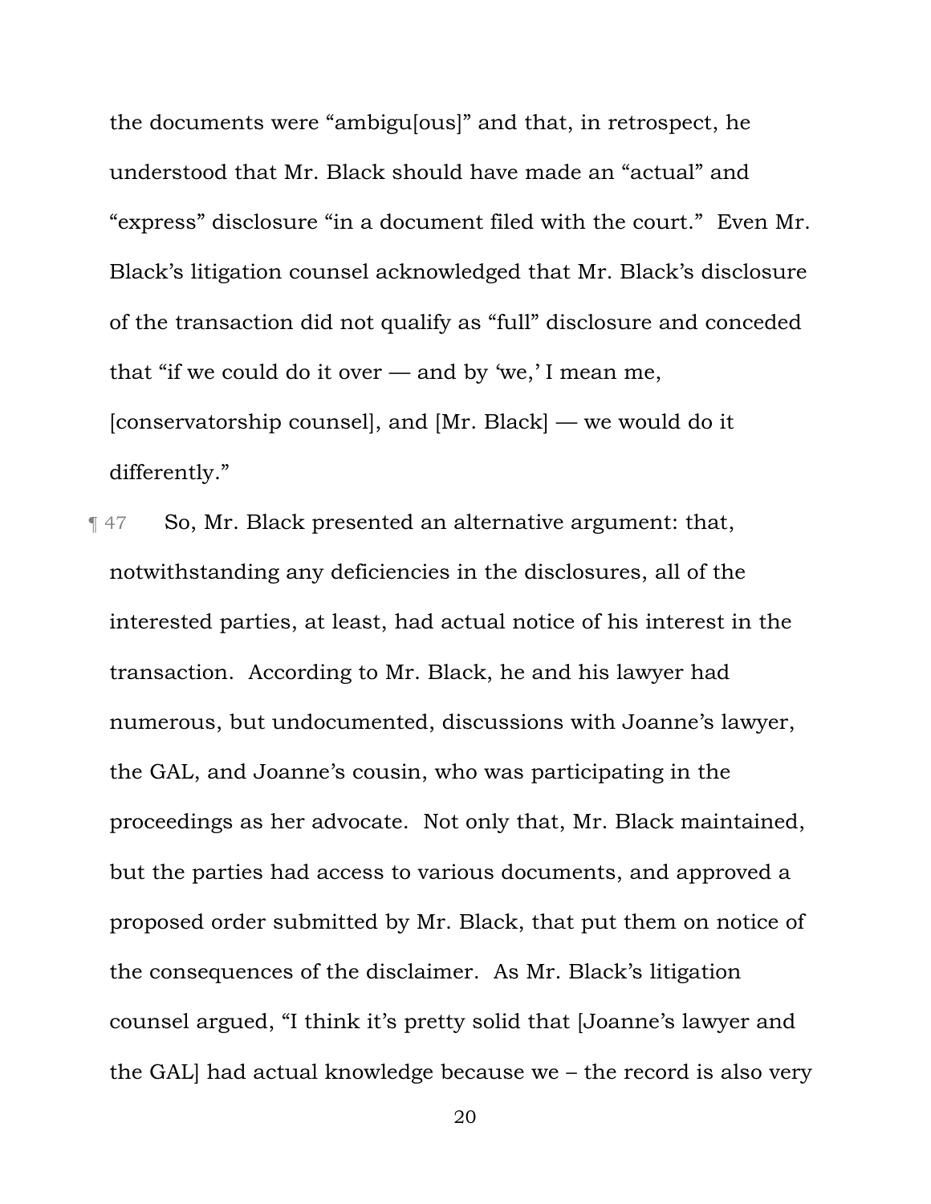the documents were "ambigu[ous]" and that, in retrospect, he understood that Mr. Black should have made an "actual" and "express" disclosure "in a document filed with the court." Even Mr. Black's litigation counsel acknowledged that Mr. Black's disclosure of the transaction did not qualify as "full" disclosure and conceded that "if we could do it over — and by 'we,' I mean me, [conservatorship counsel], and [Mr. Black] — we would do it differently."

¶ 47 So, Mr. Black presented an alternative argument: that, notwithstanding any deficiencies in the disclosures, all of the interested parties, at least, had actual notice of his interest in the transaction. According to Mr. Black, he and his lawyer had numerous, but undocumented, discussions with Joanne's lawyer, the GAL, and Joanne's cousin, who was participating in the proceedings as her advocate. Not only that, Mr. Black maintained, but the parties had access to various documents, and approved a proposed order submitted by Mr. Black, that put them on notice of the consequences of the disclaimer. As Mr. Black's litigation counsel argued, "I think it's pretty solid that [Joanne's lawyer and the GAL] had actual knowledge because we – the record is also very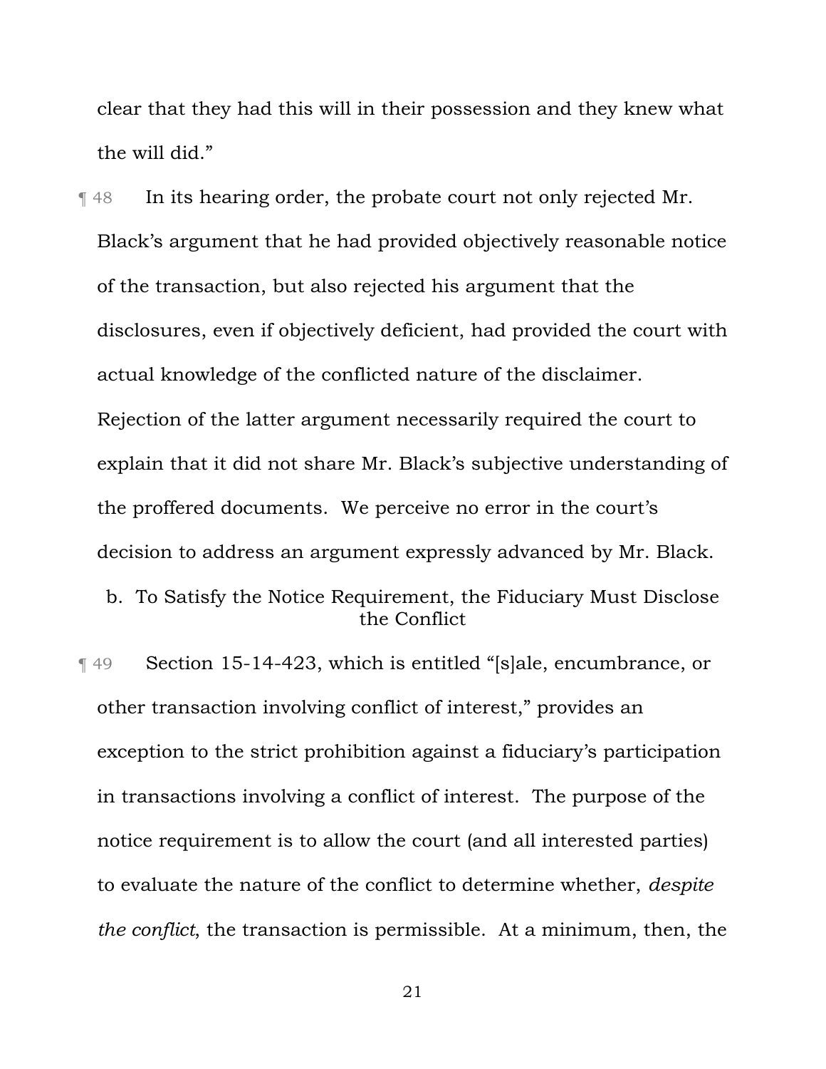clear that they had this will in their possession and they knew what the will did."

¶ 48 In its hearing order, the probate court not only rejected Mr. Black's argument that he had provided objectively reasonable notice of the transaction, but also rejected his argument that the disclosures, even if objectively deficient, had provided the court with actual knowledge of the conflicted nature of the disclaimer. Rejection of the latter argument necessarily required the court to explain that it did not share Mr. Black's subjective understanding of the proffered documents. We perceive no error in the court's decision to address an argument expressly advanced by Mr. Black.

### b. To Satisfy the Notice Requirement, the Fiduciary Must Disclose the Conflict

¶ 49 Section 15-14-423, which is entitled "[s]ale, encumbrance, or other transaction involving conflict of interest," provides an exception to the strict prohibition against a fiduciary's participation in transactions involving a conflict of interest. The purpose of the notice requirement is to allow the court (and all interested parties) to evaluate the nature of the conflict to determine whether, *despite the conflict*, the transaction is permissible. At a minimum, then, the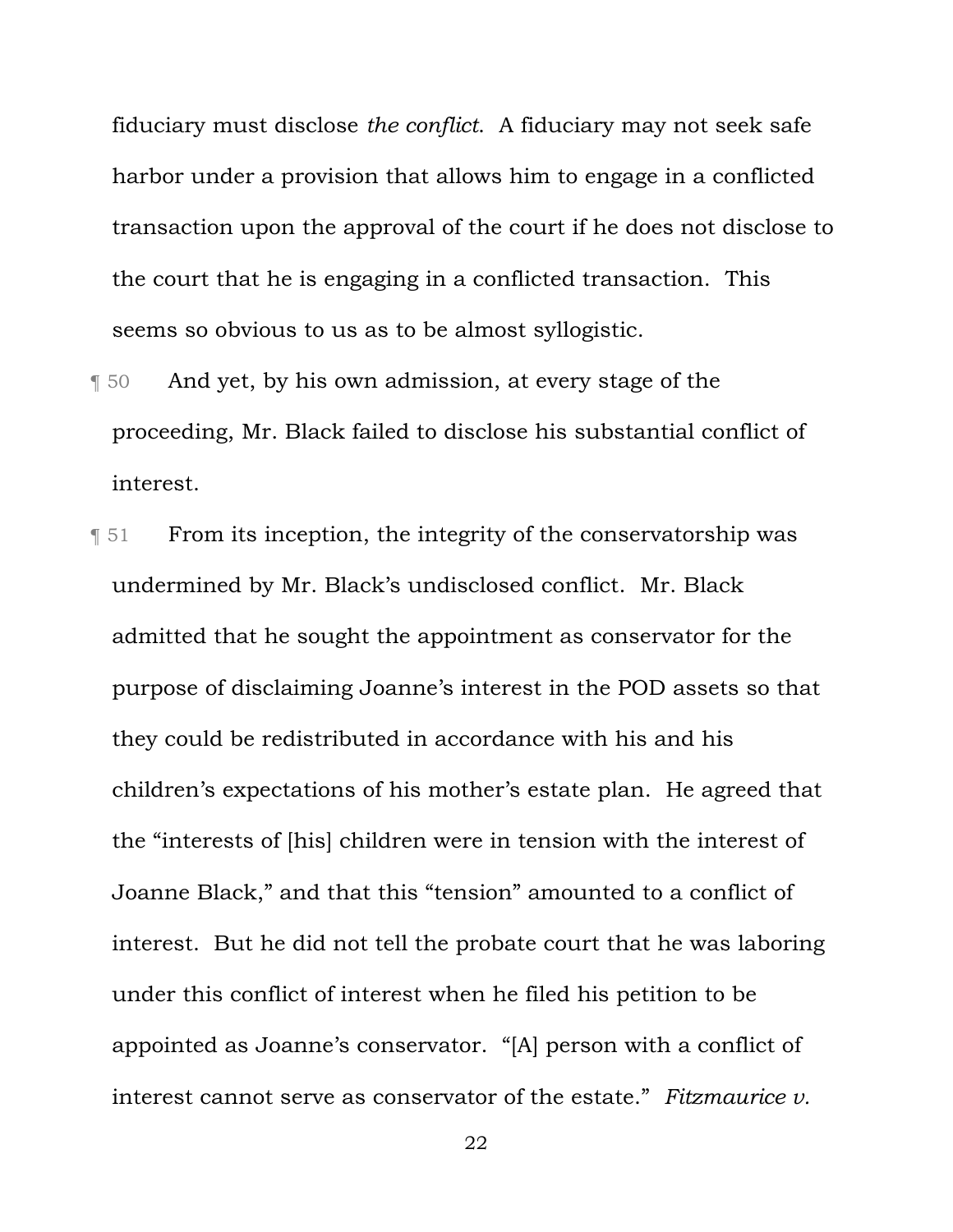fiduciary must disclose *the conflict*. A fiduciary may not seek safe harbor under a provision that allows him to engage in a conflicted transaction upon the approval of the court if he does not disclose to the court that he is engaging in a conflicted transaction. This seems so obvious to us as to be almost syllogistic.

¶ 50 And yet, by his own admission, at every stage of the proceeding, Mr. Black failed to disclose his substantial conflict of interest.

¶ 51 From its inception, the integrity of the conservatorship was undermined by Mr. Black's undisclosed conflict. Mr. Black admitted that he sought the appointment as conservator for the purpose of disclaiming Joanne's interest in the POD assets so that they could be redistributed in accordance with his and his children's expectations of his mother's estate plan. He agreed that the "interests of [his] children were in tension with the interest of Joanne Black," and that this "tension" amounted to a conflict of interest. But he did not tell the probate court that he was laboring under this conflict of interest when he filed his petition to be appointed as Joanne's conservator. "[A] person with a conflict of interest cannot serve as conservator of the estate." *Fitzmaurice v.*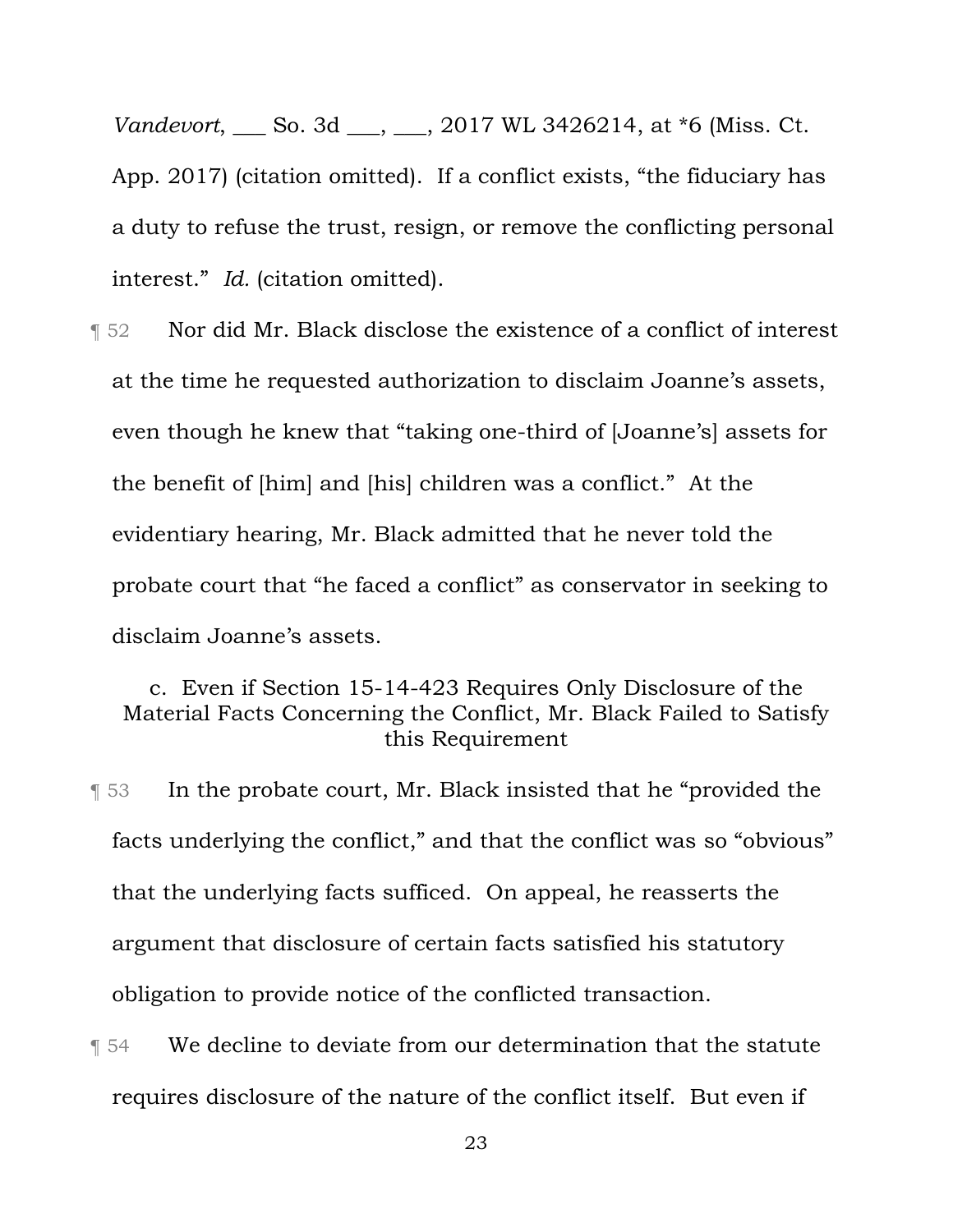*Vandevort*, ___ So. 3d ___, ___, 2017 WL 3426214, at *6 (Miss. Ct. App. 2017) (citation omitted). If a conflict exists, "the fiduciary has a duty to refuse the trust, resign, or remove the conflicting personal interest." *Id.* (citation omitted).

¶ 52 Nor did Mr. Black disclose the existence of a conflict of interest at the time he requested authorization to disclaim Joanne's assets, even though he knew that "taking one-third of [Joanne's] assets for the benefit of [him] and [his] children was a conflict." At the evidentiary hearing, Mr. Black admitted that he never told the probate court that "he faced a conflict" as conservator in seeking to disclaim Joanne's assets.

### c. Even if Section 15-14-423 Requires Only Disclosure of the Material Facts Concerning the Conflict, Mr. Black Failed to Satisfy this Requirement

¶ 53 In the probate court, Mr. Black insisted that he "provided the facts underlying the conflict," and that the conflict was so "obvious" that the underlying facts sufficed. On appeal, he reasserts the argument that disclosure of certain facts satisfied his statutory obligation to provide notice of the conflicted transaction.

¶ 54 We decline to deviate from our determination that the statute requires disclosure of the nature of the conflict itself. But even if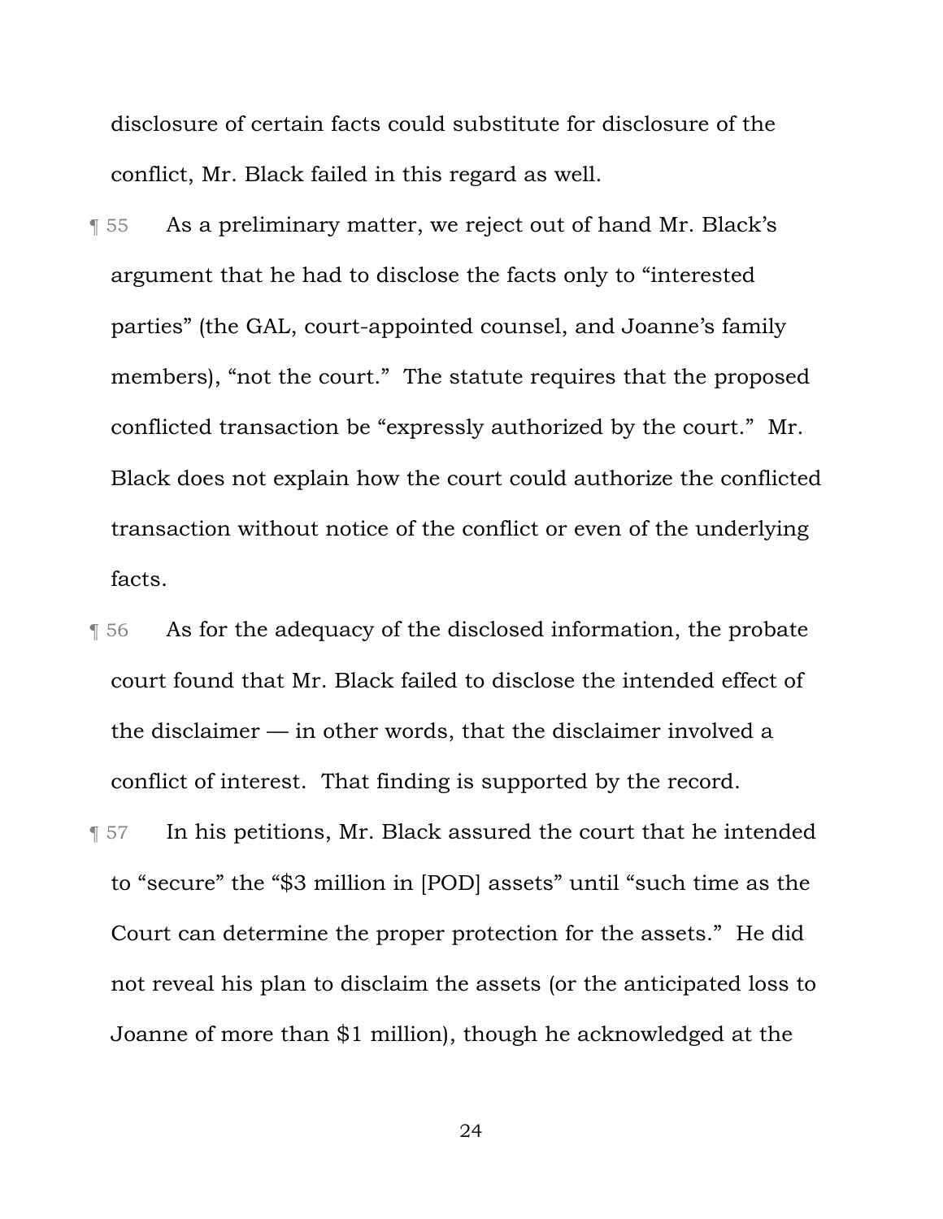disclosure of certain facts could substitute for disclosure of the conflict, Mr. Black failed in this regard as well.

¶ 55 As a preliminary matter, we reject out of hand Mr. Black's argument that he had to disclose the facts only to "interested parties" (the GAL, court-appointed counsel, and Joanne's family members), "not the court." The statute requires that the proposed conflicted transaction be "expressly authorized by the court." Mr. Black does not explain how the court could authorize the conflicted transaction without notice of the conflict or even of the underlying facts.

¶ 56 As for the adequacy of the disclosed information, the probate court found that Mr. Black failed to disclose the intended effect of the disclaimer — in other words, that the disclaimer involved a conflict of interest. That finding is supported by the record.

¶ 57 In his petitions, Mr. Black assured the court that he intended to "secure" the "$3 million in [POD] assets" until "such time as the Court can determine the proper protection for the assets." He did not reveal his plan to disclaim the assets (or the anticipated loss to Joanne of more than $1 million), though he acknowledged at the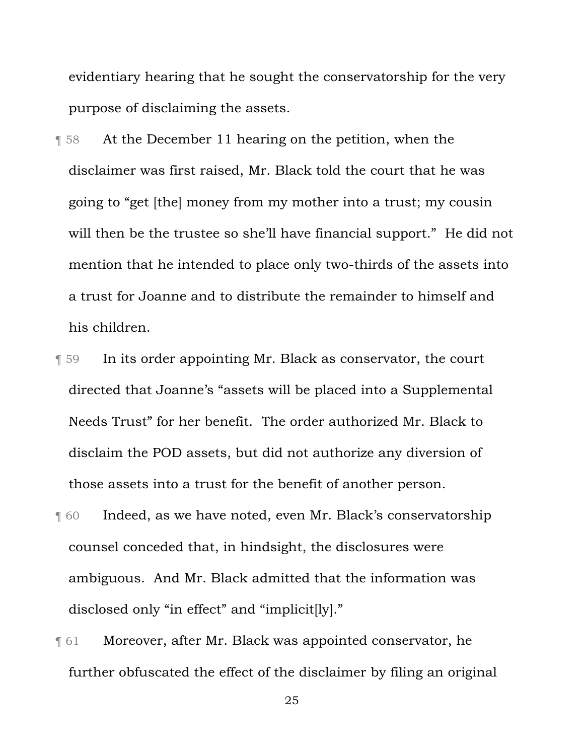evidentiary hearing that he sought the conservatorship for the very purpose of disclaiming the assets.

¶ 58 At the December 11 hearing on the petition, when the disclaimer was first raised, Mr. Black told the court that he was going to "get [the] money from my mother into a trust; my cousin will then be the trustee so she'll have financial support." He did not mention that he intended to place only two-thirds of the assets into a trust for Joanne and to distribute the remainder to himself and his children.

¶ 59 In its order appointing Mr. Black as conservator, the court directed that Joanne's "assets will be placed into a Supplemental Needs Trust" for her benefit. The order authorized Mr. Black to disclaim the POD assets, but did not authorize any diversion of those assets into a trust for the benefit of another person.

¶ 60 Indeed, as we have noted, even Mr. Black's conservatorship counsel conceded that, in hindsight, the disclosures were ambiguous. And Mr. Black admitted that the information was disclosed only "in effect" and "implicit[ly]."

¶ 61 Moreover, after Mr. Black was appointed conservator, he further obfuscated the effect of the disclaimer by filing an original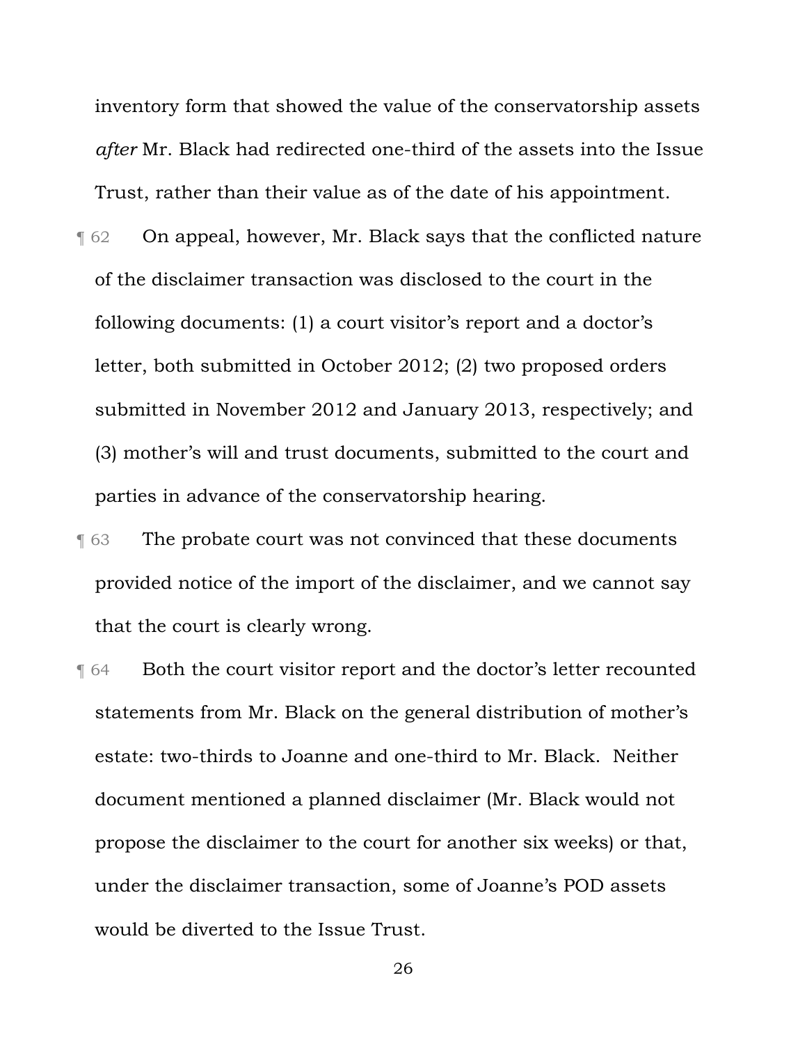inventory form that showed the value of the conservatorship assets *after* Mr. Black had redirected one-third of the assets into the Issue Trust, rather than their value as of the date of his appointment.

¶ 62 On appeal, however, Mr. Black says that the conflicted nature of the disclaimer transaction was disclosed to the court in the following documents: (1) a court visitor's report and a doctor's letter, both submitted in October 2012; (2) two proposed orders submitted in November 2012 and January 2013, respectively; and (3) mother's will and trust documents, submitted to the court and parties in advance of the conservatorship hearing.

¶ 63 The probate court was not convinced that these documents provided notice of the import of the disclaimer, and we cannot say that the court is clearly wrong.

¶ 64 Both the court visitor report and the doctor's letter recounted statements from Mr. Black on the general distribution of mother's estate: two-thirds to Joanne and one-third to Mr. Black. Neither document mentioned a planned disclaimer (Mr. Black would not propose the disclaimer to the court for another six weeks) or that, under the disclaimer transaction, some of Joanne's POD assets would be diverted to the Issue Trust.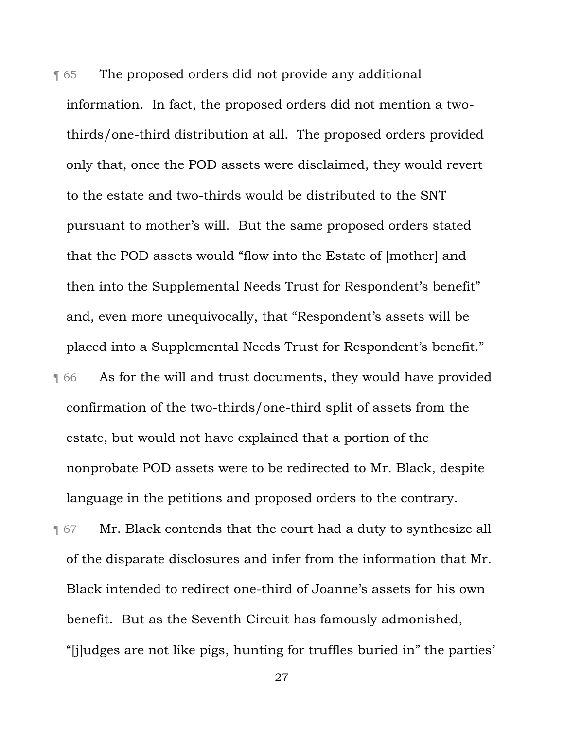¶ 65 The proposed orders did not provide any additional information. In fact, the proposed orders did not mention a two-thirds/one-third distribution at all. The proposed orders provided only that, once the POD assets were disclaimed, they would revert to the estate and two-thirds would be distributed to the SNT pursuant to mother's will. But the same proposed orders stated that the POD assets would "flow into the Estate of [mother] and then into the Supplemental Needs Trust for Respondent's benefit" and, even more unequivocally, that "Respondent's assets will be placed into a Supplemental Needs Trust for Respondent's benefit."

¶ 66 As for the will and trust documents, they would have provided confirmation of the two-thirds/one-third split of assets from the estate, but would not have explained that a portion of the nonprobate POD assets were to be redirected to Mr. Black, despite language in the petitions and proposed orders to the contrary.

¶ 67 Mr. Black contends that the court had a duty to synthesize all of the disparate disclosures and infer from the information that Mr. Black intended to redirect one-third of Joanne's assets for his own benefit. But as the Seventh Circuit has famously admonished, "[j]udges are not like pigs, hunting for truffles buried in" the parties'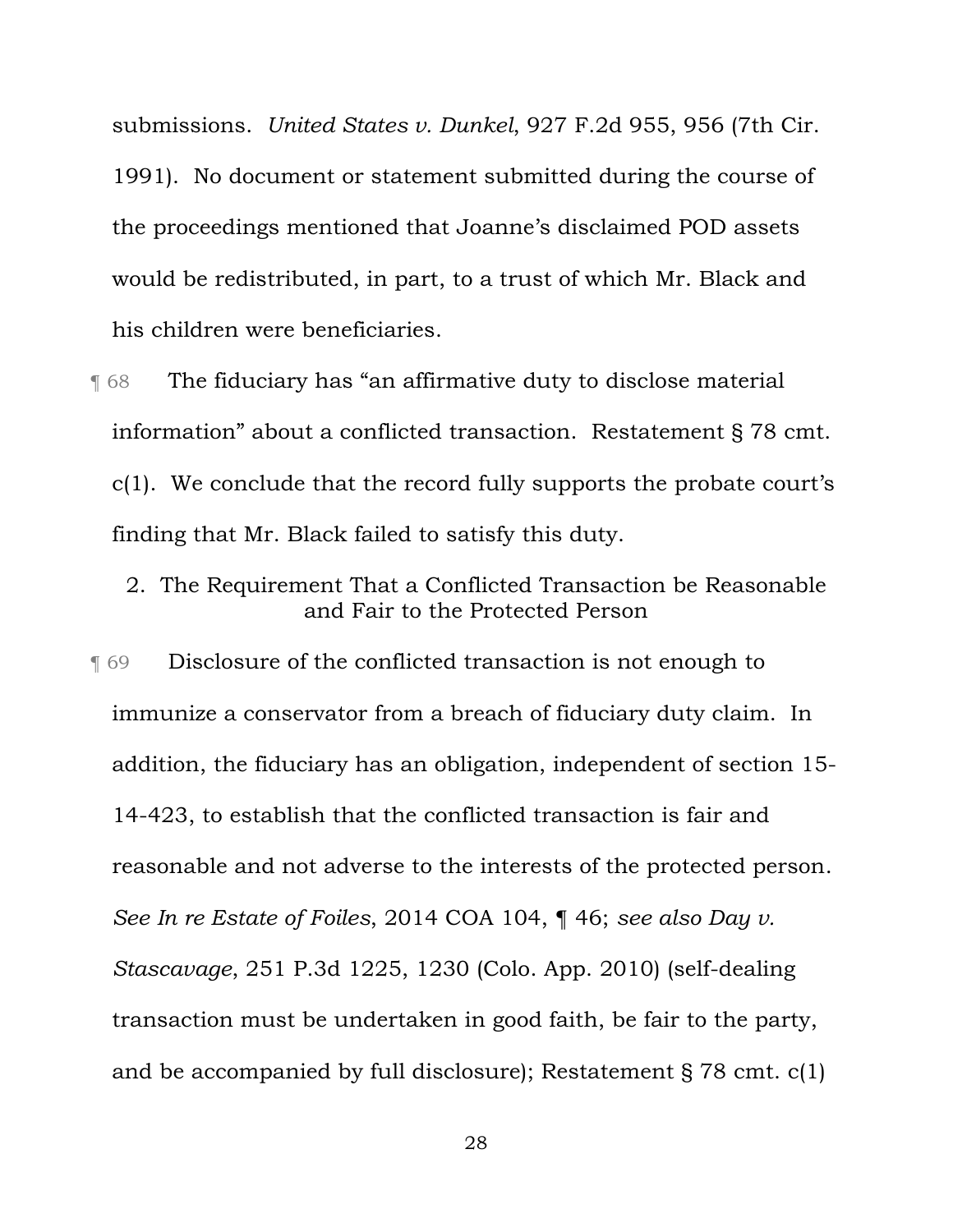submissions. *United States v. Dunkel*, 927 F.2d 955, 956 (7th Cir. 1991). No document or statement submitted during the course of the proceedings mentioned that Joanne's disclaimed POD assets would be redistributed, in part, to a trust of which Mr. Black and his children were beneficiaries.

¶ 68 The fiduciary has "an affirmative duty to disclose material information" about a conflicted transaction. Restatement § 78 cmt. c(1). We conclude that the record fully supports the probate court's finding that Mr. Black failed to satisfy this duty.

### 2. The Requirement That a Conflicted Transaction be Reasonable and Fair to the Protected Person

¶ 69 Disclosure of the conflicted transaction is not enough to immunize a conservator from a breach of fiduciary duty claim. In addition, the fiduciary has an obligation, independent of section 15-14-423, to establish that the conflicted transaction is fair and reasonable and not adverse to the interests of the protected person. *See In re Estate of Foiles*, 2014 COA 104, ¶ 46; *see also Day v. Stascavage*, 251 P.3d 1225, 1230 (Colo. App. 2010) (self-dealing transaction must be undertaken in good faith, be fair to the party, and be accompanied by full disclosure); Restatement § 78 cmt. c(1)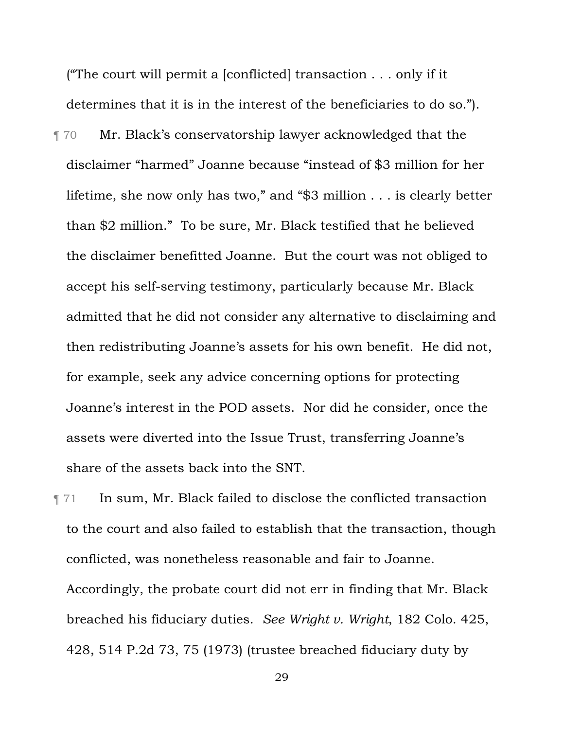("The court will permit a [conflicted] transaction . . . only if it determines that it is in the interest of the beneficiaries to do so.").

¶ 70 Mr. Black's conservatorship lawyer acknowledged that the disclaimer "harmed" Joanne because "instead of $3 million for her lifetime, she now only has two," and "$3 million . . . is clearly better than $2 million." To be sure, Mr. Black testified that he believed the disclaimer benefitted Joanne. But the court was not obliged to accept his self-serving testimony, particularly because Mr. Black admitted that he did not consider any alternative to disclaiming and then redistributing Joanne's assets for his own benefit. He did not, for example, seek any advice concerning options for protecting Joanne's interest in the POD assets. Nor did he consider, once the assets were diverted into the Issue Trust, transferring Joanne's share of the assets back into the SNT.

¶ 71 In sum, Mr. Black failed to disclose the conflicted transaction to the court and also failed to establish that the transaction, though conflicted, was nonetheless reasonable and fair to Joanne. Accordingly, the probate court did not err in finding that Mr. Black breached his fiduciary duties. *See Wright v. Wright*, 182 Colo. 425, 428, 514 P.2d 73, 75 (1973) (trustee breached fiduciary duty by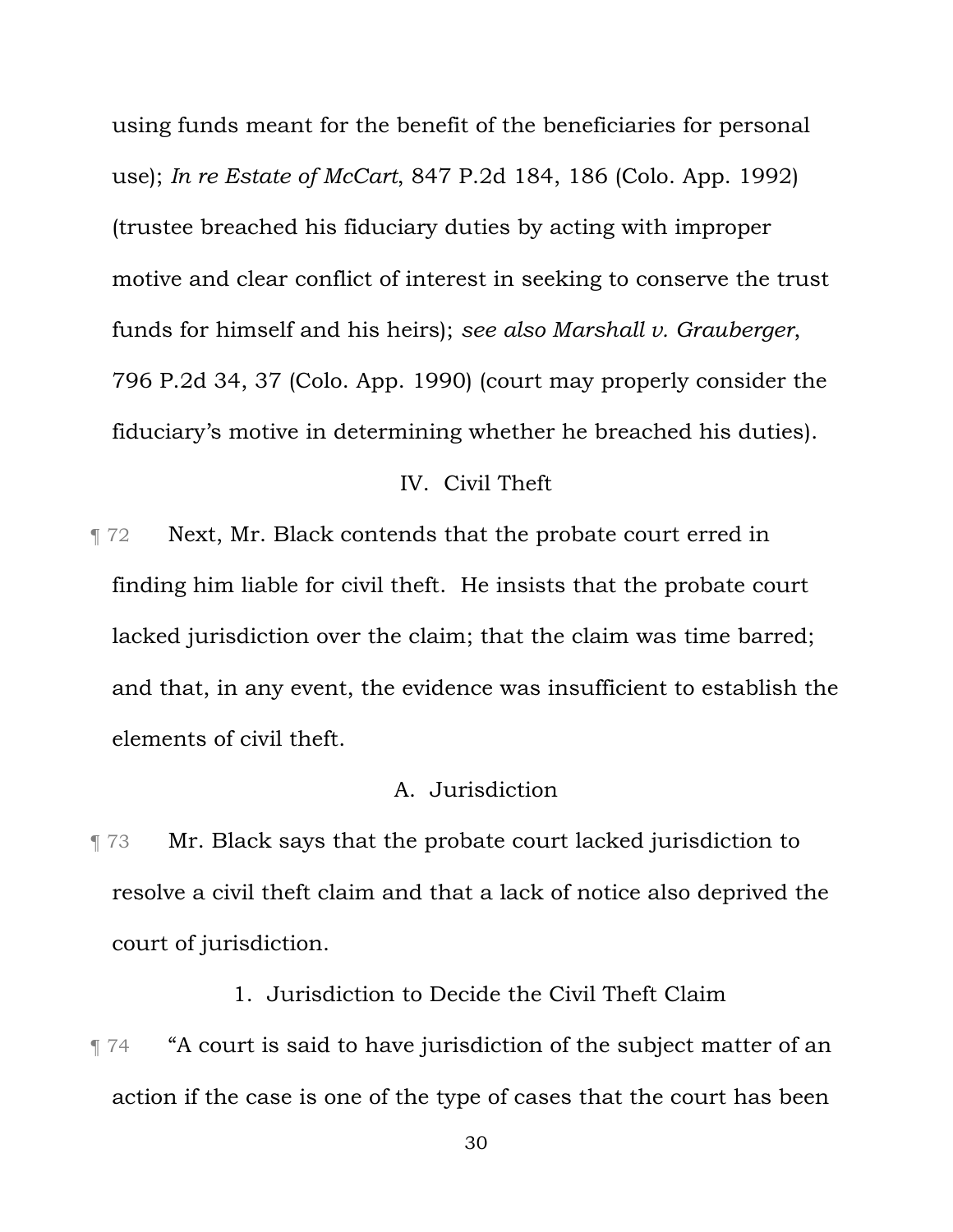using funds meant for the benefit of the beneficiaries for personal use); *In re Estate of McCart*, 847 P.2d 184, 186 (Colo. App. 1992) (trustee breached his fiduciary duties by acting with improper motive and clear conflict of interest in seeking to conserve the trust funds for himself and his heirs); *see also Marshall v. Grauberger*, 796 P.2d 34, 37 (Colo. App. 1990) (court may properly consider the fiduciary's motive in determining whether he breached his duties).

## IV. Civil Theft

¶ 72 Next, Mr. Black contends that the probate court erred in finding him liable for civil theft. He insists that the probate court lacked jurisdiction over the claim; that the claim was time barred; and that, in any event, the evidence was insufficient to establish the elements of civil theft.

### A. Jurisdiction

¶ 73 Mr. Black says that the probate court lacked jurisdiction to resolve a civil theft claim and that a lack of notice also deprived the court of jurisdiction.

#### 1. Jurisdiction to Decide the Civil Theft Claim

¶ 74 "A court is said to have jurisdiction of the subject matter of an action if the case is one of the type of cases that the court has been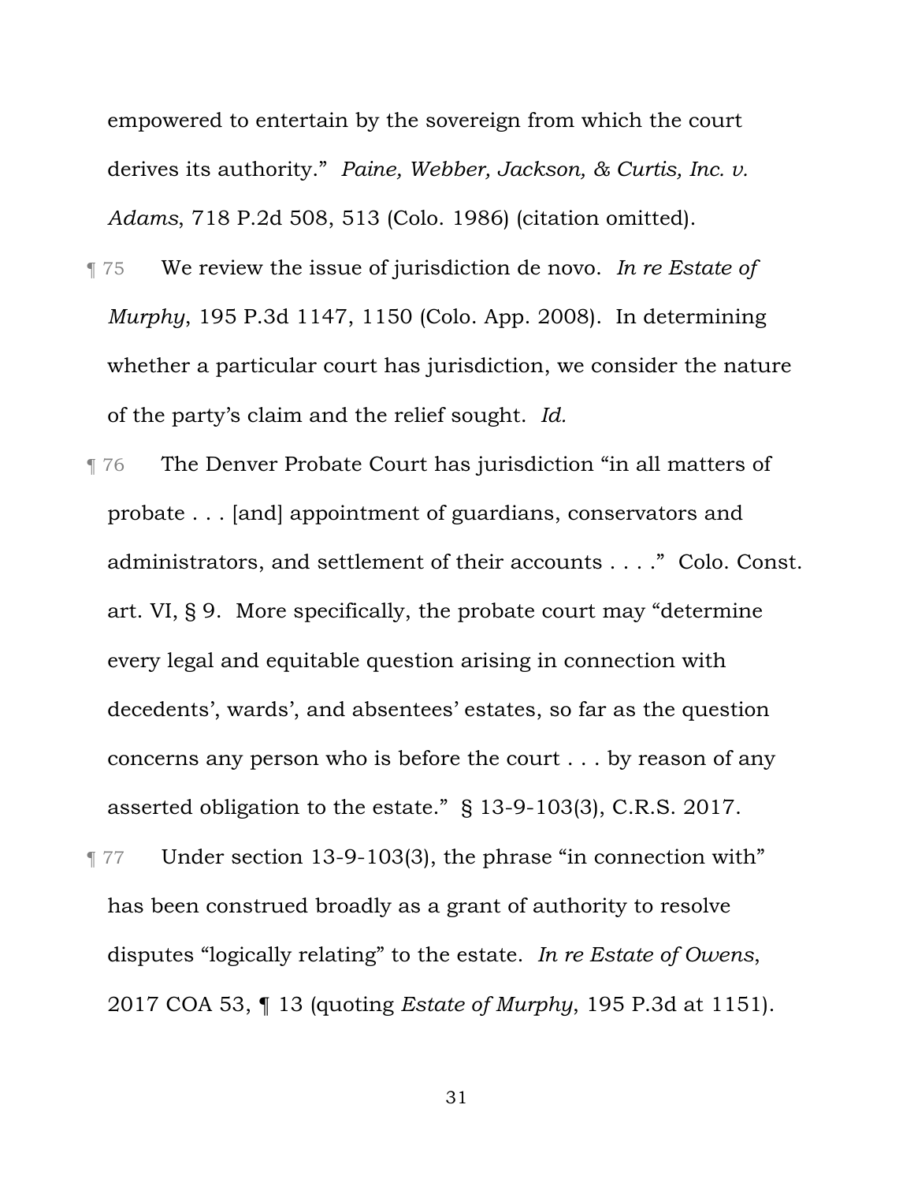empowered to entertain by the sovereign from which the court derives its authority." *Paine, Webber, Jackson, & Curtis, Inc. v. Adams*, 718 P.2d 508, 513 (Colo. 1986) (citation omitted).

¶ 75 We review the issue of jurisdiction de novo. *In re Estate of Murphy*, 195 P.3d 1147, 1150 (Colo. App. 2008). In determining whether a particular court has jurisdiction, we consider the nature of the party's claim and the relief sought. *Id.*

¶ 76 The Denver Probate Court has jurisdiction "in all matters of probate . . . [and] appointment of guardians, conservators and administrators, and settlement of their accounts . . . ." Colo. Const. art. VI, § 9. More specifically, the probate court may "determine every legal and equitable question arising in connection with decedents', wards', and absentees' estates, so far as the question concerns any person who is before the court . . . by reason of any asserted obligation to the estate." § 13-9-103(3), C.R.S. 2017.

¶ 77 Under section 13-9-103(3), the phrase "in connection with" has been construed broadly as a grant of authority to resolve disputes "logically relating" to the estate. *In re Estate of Owens*, 2017 COA 53, ¶ 13 (quoting *Estate of Murphy*, 195 P.3d at 1151).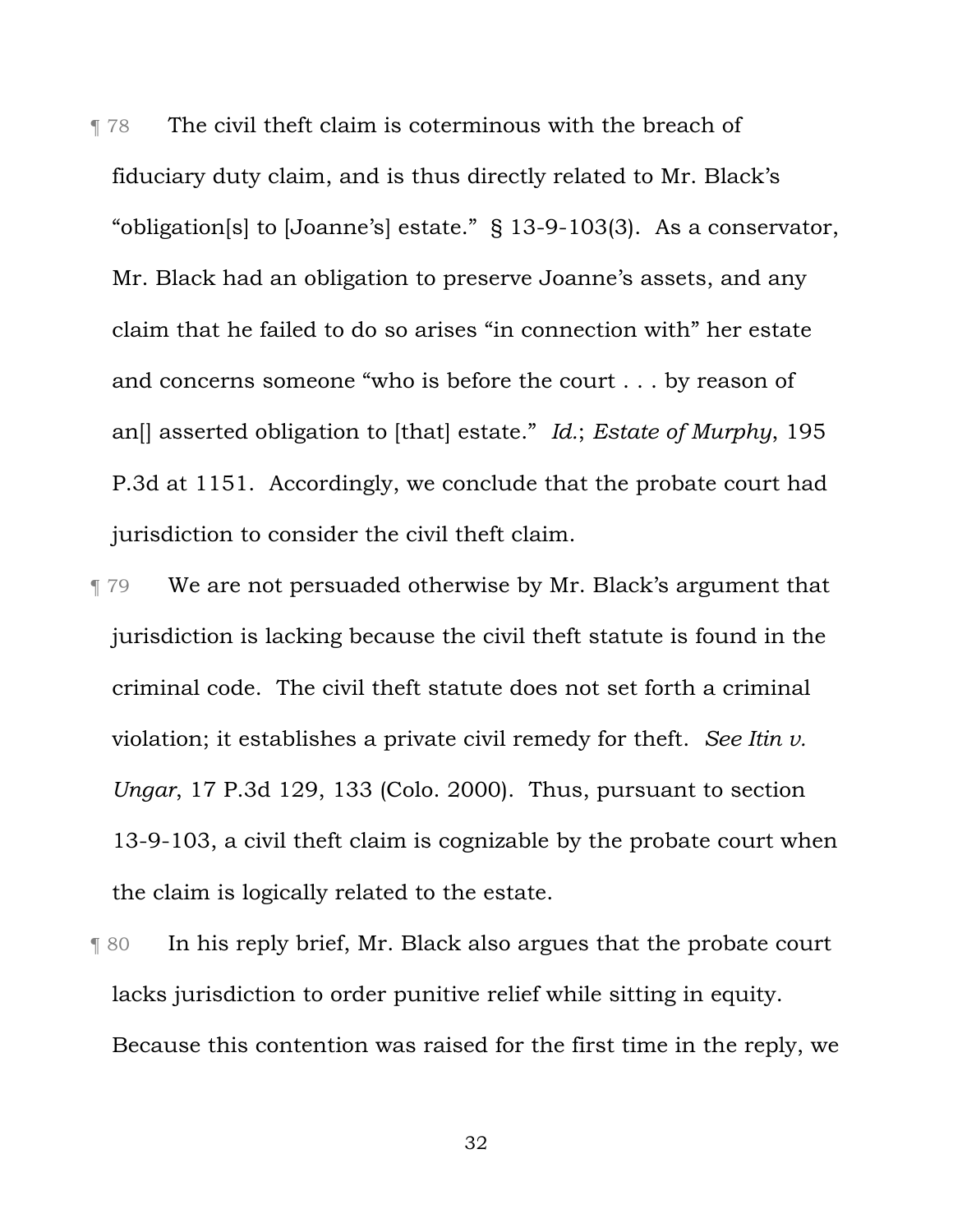¶ 78 The civil theft claim is coterminous with the breach of fiduciary duty claim, and is thus directly related to Mr. Black's "obligation[s] to [Joanne's] estate." § 13-9-103(3). As a conservator, Mr. Black had an obligation to preserve Joanne's assets, and any claim that he failed to do so arises "in connection with" her estate and concerns someone "who is before the court . . . by reason of an[] asserted obligation to [that] estate." *Id.*; *Estate of Murphy*, 195 P.3d at 1151. Accordingly, we conclude that the probate court had jurisdiction to consider the civil theft claim.

¶ 79 We are not persuaded otherwise by Mr. Black's argument that jurisdiction is lacking because the civil theft statute is found in the criminal code. The civil theft statute does not set forth a criminal violation; it establishes a private civil remedy for theft. *See Itin v. Ungar*, 17 P.3d 129, 133 (Colo. 2000). Thus, pursuant to section 13-9-103, a civil theft claim is cognizable by the probate court when the claim is logically related to the estate.

¶ 80 In his reply brief, Mr. Black also argues that the probate court lacks jurisdiction to order punitive relief while sitting in equity. Because this contention was raised for the first time in the reply, we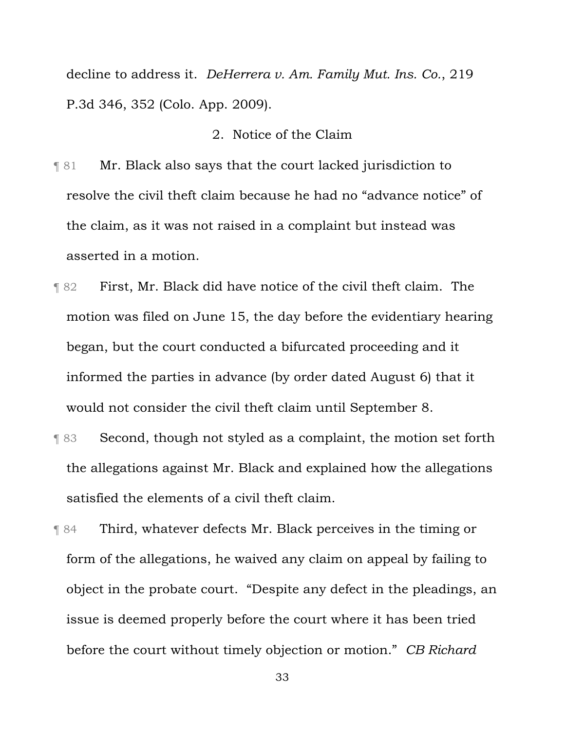decline to address it. *DeHerrera v. Am. Family Mut. Ins. Co.*, 219 P.3d 346, 352 (Colo. App. 2009).

### 2. Notice of the Claim

¶ 81 Mr. Black also says that the court lacked jurisdiction to resolve the civil theft claim because he had no "advance notice" of the claim, as it was not raised in a complaint but instead was asserted in a motion.

¶ 82 First, Mr. Black did have notice of the civil theft claim. The motion was filed on June 15, the day before the evidentiary hearing began, but the court conducted a bifurcated proceeding and it informed the parties in advance (by order dated August 6) that it would not consider the civil theft claim until September 8.

¶ 83 Second, though not styled as a complaint, the motion set forth the allegations against Mr. Black and explained how the allegations satisfied the elements of a civil theft claim.

¶ 84 Third, whatever defects Mr. Black perceives in the timing or form of the allegations, he waived any claim on appeal by failing to object in the probate court. "Despite any defect in the pleadings, an issue is deemed properly before the court where it has been tried before the court without timely objection or motion." *CB Richard*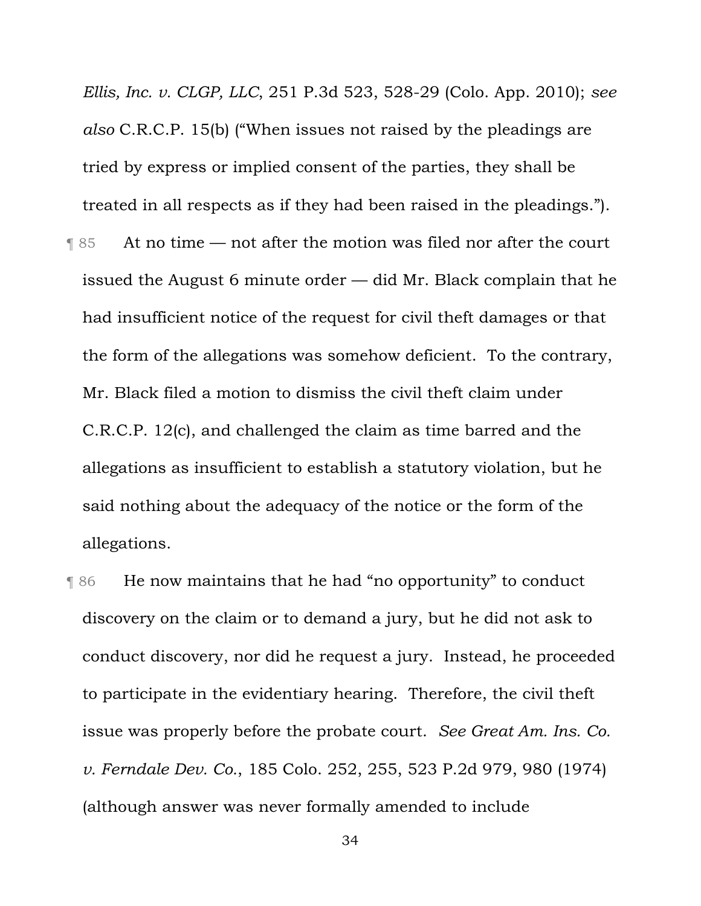*Ellis, Inc. v. CLGP, LLC*, 251 P.3d 523, 528-29 (Colo. App. 2010); *see also* C.R.C.P. 15(b) ("When issues not raised by the pleadings are tried by express or implied consent of the parties, they shall be treated in all respects as if they had been raised in the pleadings.").

¶ 85 At no time — not after the motion was filed nor after the court issued the August 6 minute order — did Mr. Black complain that he had insufficient notice of the request for civil theft damages or that the form of the allegations was somehow deficient. To the contrary, Mr. Black filed a motion to dismiss the civil theft claim under C.R.C.P. 12(c), and challenged the claim as time barred and the allegations as insufficient to establish a statutory violation, but he said nothing about the adequacy of the notice or the form of the allegations.

¶ 86 He now maintains that he had "no opportunity" to conduct discovery on the claim or to demand a jury, but he did not ask to conduct discovery, nor did he request a jury. Instead, he proceeded to participate in the evidentiary hearing. Therefore, the civil theft issue was properly before the probate court. *See Great Am. Ins. Co. v. Ferndale Dev. Co.*, 185 Colo. 252, 255, 523 P.2d 979, 980 (1974) (although answer was never formally amended to include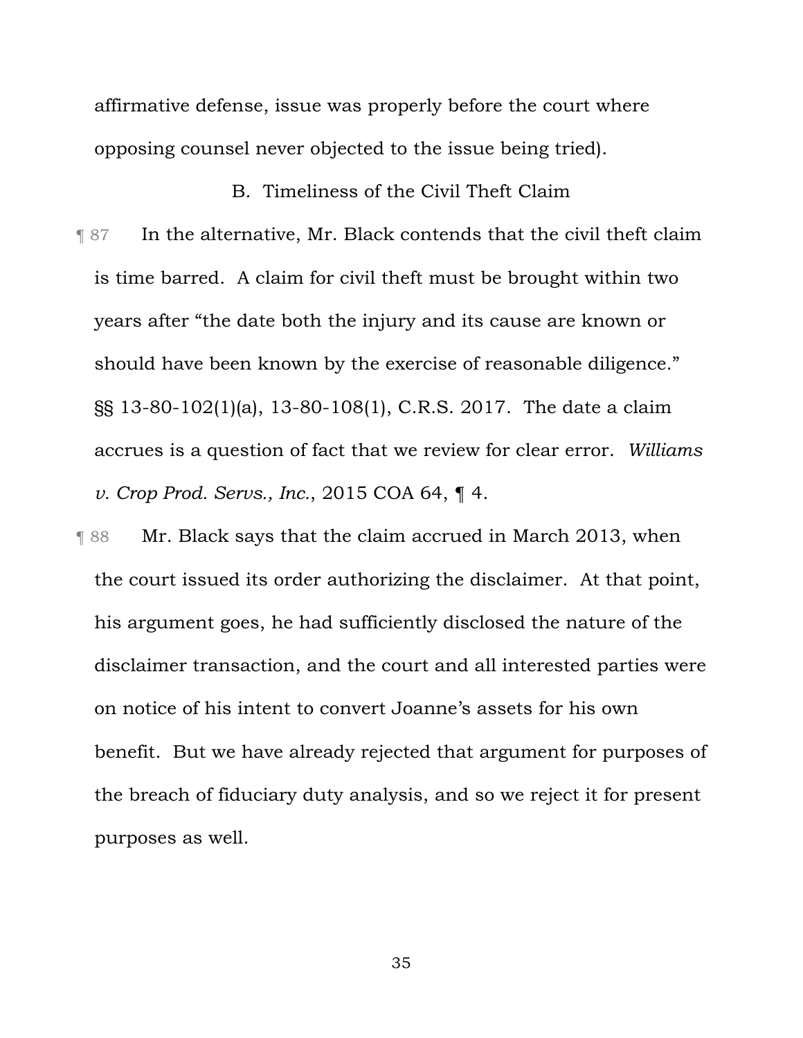affirmative defense, issue was properly before the court where opposing counsel never objected to the issue being tried).

### B. Timeliness of the Civil Theft Claim

¶ 87 In the alternative, Mr. Black contends that the civil theft claim is time barred. A claim for civil theft must be brought within two years after "the date both the injury and its cause are known or should have been known by the exercise of reasonable diligence." §§ 13-80-102(1)(a), 13-80-108(1), C.R.S. 2017. The date a claim accrues is a question of fact that we review for clear error. *Williams v. Crop Prod. Servs., Inc.*, 2015 COA 64, ¶ 4.

¶ 88 Mr. Black says that the claim accrued in March 2013, when the court issued its order authorizing the disclaimer. At that point, his argument goes, he had sufficiently disclosed the nature of the disclaimer transaction, and the court and all interested parties were on notice of his intent to convert Joanne's assets for his own benefit. But we have already rejected that argument for purposes of the breach of fiduciary duty analysis, and so we reject it for present purposes as well.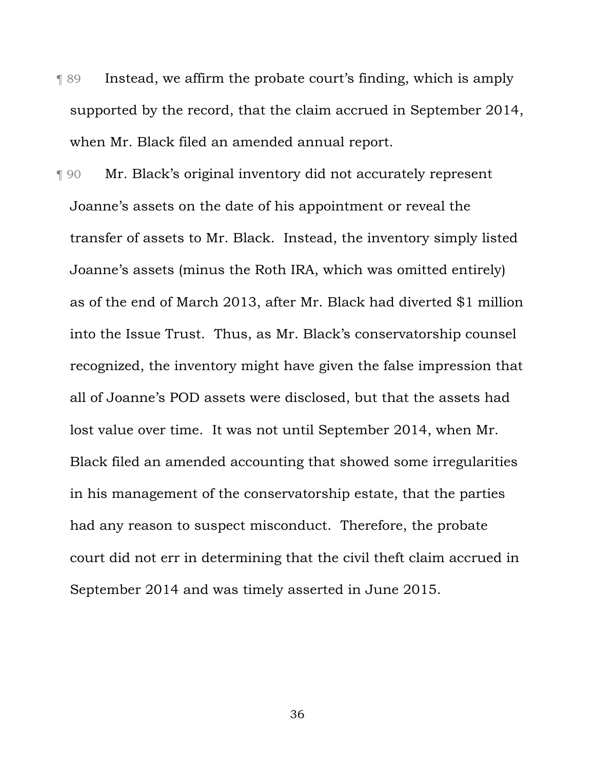¶ 89 Instead, we affirm the probate court's finding, which is amply supported by the record, that the claim accrued in September 2014, when Mr. Black filed an amended annual report.

¶ 90 Mr. Black's original inventory did not accurately represent Joanne's assets on the date of his appointment or reveal the transfer of assets to Mr. Black. Instead, the inventory simply listed Joanne's assets (minus the Roth IRA, which was omitted entirely) as of the end of March 2013, after Mr. Black had diverted $1 million into the Issue Trust. Thus, as Mr. Black's conservatorship counsel recognized, the inventory might have given the false impression that all of Joanne's POD assets were disclosed, but that the assets had lost value over time. It was not until September 2014, when Mr. Black filed an amended accounting that showed some irregularities in his management of the conservatorship estate, that the parties had any reason to suspect misconduct. Therefore, the probate court did not err in determining that the civil theft claim accrued in September 2014 and was timely asserted in June 2015.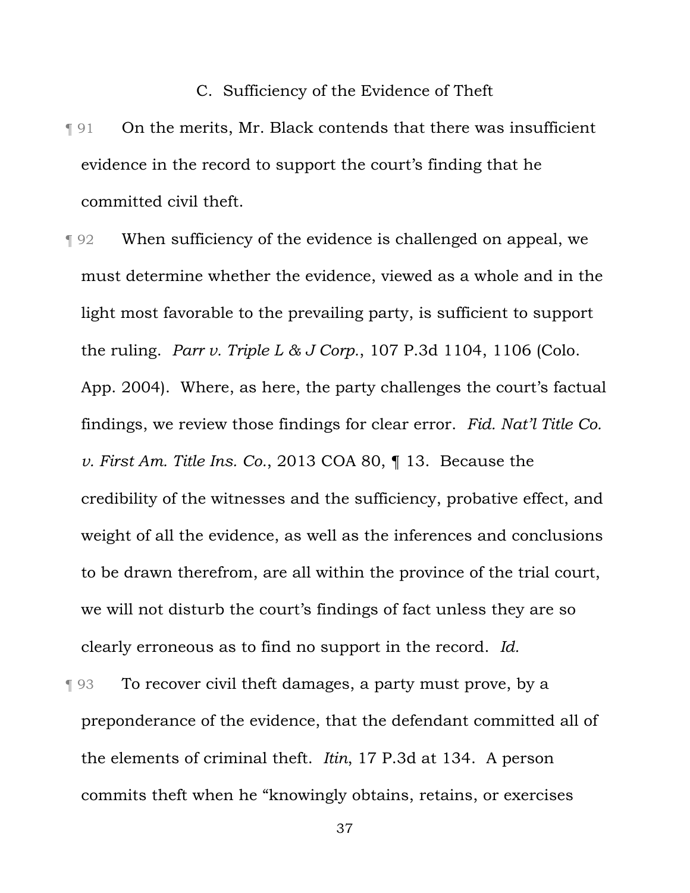### C. Sufficiency of the Evidence of Theft

¶ 91 On the merits, Mr. Black contends that there was insufficient evidence in the record to support the court's finding that he committed civil theft.

¶ 92 When sufficiency of the evidence is challenged on appeal, we must determine whether the evidence, viewed as a whole and in the light most favorable to the prevailing party, is sufficient to support the ruling. *Parr v. Triple L & J Corp.*, 107 P.3d 1104, 1106 (Colo. App. 2004). Where, as here, the party challenges the court's factual findings, we review those findings for clear error. *Fid. Nat'l Title Co. v. First Am. Title Ins. Co.*, 2013 COA 80, ¶ 13. Because the credibility of the witnesses and the sufficiency, probative effect, and weight of all the evidence, as well as the inferences and conclusions to be drawn therefrom, are all within the province of the trial court, we will not disturb the court's findings of fact unless they are so clearly erroneous as to find no support in the record. *Id.*

¶ 93 To recover civil theft damages, a party must prove, by a preponderance of the evidence, that the defendant committed all of the elements of criminal theft. *Itin*, 17 P.3d at 134. A person commits theft when he "knowingly obtains, retains, or exercises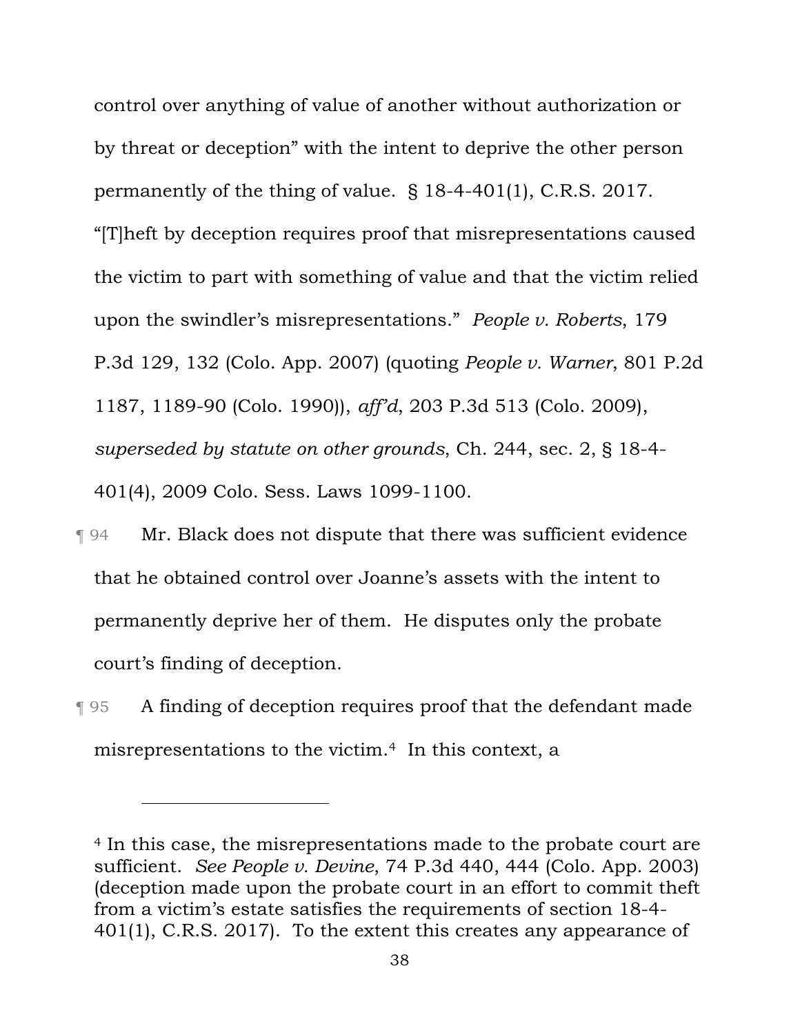control over anything of value of another without authorization or by threat or deception" with the intent to deprive the other person permanently of the thing of value. § 18-4-401(1), C.R.S. 2017. "[T]heft by deception requires proof that misrepresentations caused the victim to part with something of value and that the victim relied upon the swindler's misrepresentations." *People v. Roberts*, 179 P.3d 129, 132 (Colo. App. 2007) (quoting *People v. Warner*, 801 P.2d 1187, 1189-90 (Colo. 1990)), *aff'd*, 203 P.3d 513 (Colo. 2009), *superseded by statute on other grounds*, Ch. 244, sec. 2, § 18-4-401(4), 2009 Colo. Sess. Laws 1099-1100.

¶ 94 Mr. Black does not dispute that there was sufficient evidence that he obtained control over Joanne's assets with the intent to permanently deprive her of them. He disputes only the probate court's finding of deception.

¶ 95 A finding of deception requires proof that the defendant made misrepresentations to the victim.[4] In this context, a

---

[4] In this case, the misrepresentations made to the probate court are sufficient. *See People v. Devine*, 74 P.3d 440, 444 (Colo. App. 2003) (deception made upon the probate court in an effort to commit theft from a victim's estate satisfies the requirements of section 18-4-401(1), C.R.S. 2017). To the extent this creates any appearance of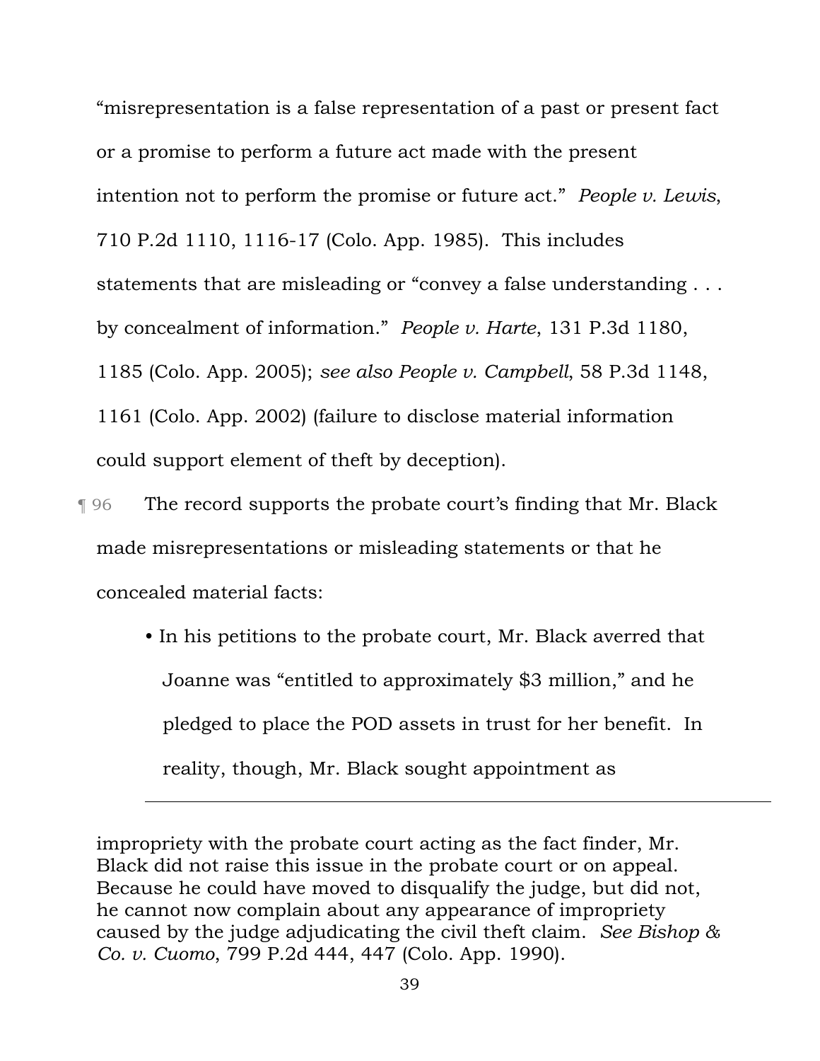"misrepresentation is a false representation of a past or present fact or a promise to perform a future act made with the present intention not to perform the promise or future act." *People v. Lewis*, 710 P.2d 1110, 1116-17 (Colo. App. 1985). This includes statements that are misleading or "convey a false understanding . . . by concealment of information." *People v. Harte*, 131 P.3d 1180, 1185 (Colo. App. 2005); *see also People v. Campbell*, 58 P.3d 1148, 1161 (Colo. App. 2002) (failure to disclose material information could support element of theft by deception).

¶ 96 The record supports the probate court's finding that Mr. Black made misrepresentations or misleading statements or that he concealed material facts:

- In his petitions to the probate court, Mr. Black averred that Joanne was "entitled to approximately $3 million," and he pledged to place the POD assets in trust for her benefit. In reality, though, Mr. Black sought appointment as

---

impropriety with the probate court acting as the fact finder, Mr. Black did not raise this issue in the probate court or on appeal. Because he could have moved to disqualify the judge, but did not, he cannot now complain about any appearance of impropriety caused by the judge adjudicating the civil theft claim. *See Bishop & Co. v. Cuomo*, 799 P.2d 444, 447 (Colo. App. 1990).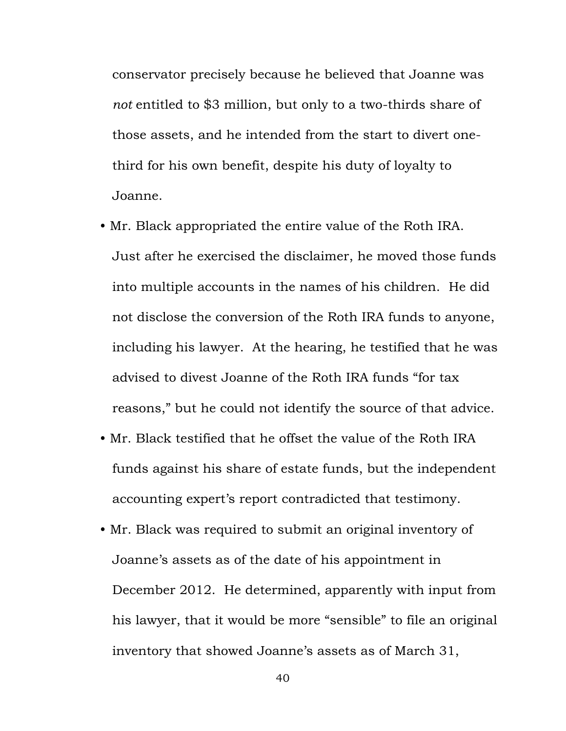conservator precisely because he believed that Joanne was *not* entitled to $3 million, but only to a two-thirds share of those assets, and he intended from the start to divert one-third for his own benefit, despite his duty of loyalty to Joanne.

- Mr. Black appropriated the entire value of the Roth IRA. Just after he exercised the disclaimer, he moved those funds into multiple accounts in the names of his children. He did not disclose the conversion of the Roth IRA funds to anyone, including his lawyer. At the hearing, he testified that he was advised to divest Joanne of the Roth IRA funds "for tax reasons," but he could not identify the source of that advice.
- Mr. Black testified that he offset the value of the Roth IRA funds against his share of estate funds, but the independent accounting expert's report contradicted that testimony.
- Mr. Black was required to submit an original inventory of Joanne's assets as of the date of his appointment in December 2012. He determined, apparently with input from his lawyer, that it would be more "sensible" to file an original inventory that showed Joanne's assets as of March 31,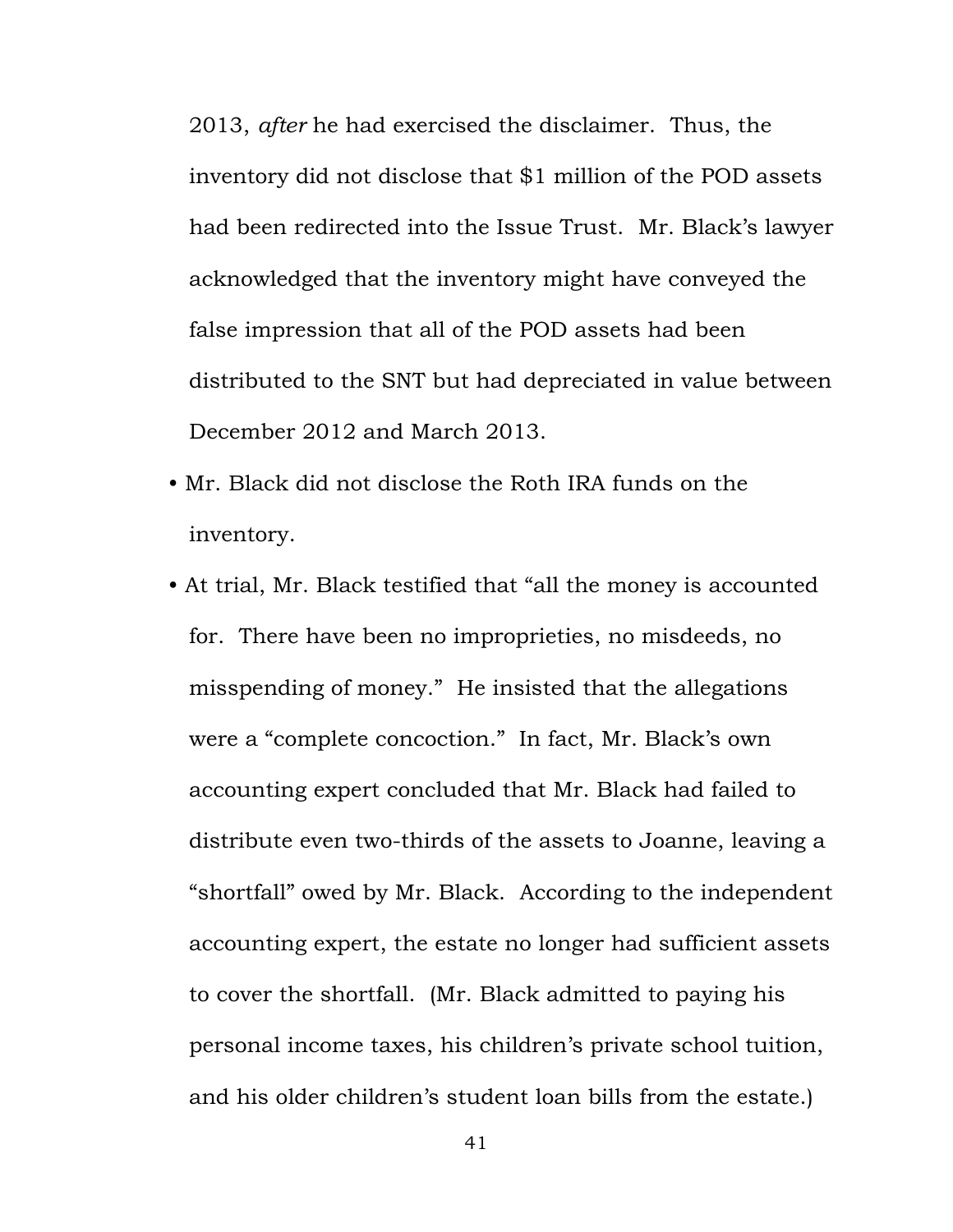2013, *after* he had exercised the disclaimer. Thus, the inventory did not disclose that $1 million of the POD assets had been redirected into the Issue Trust. Mr. Black's lawyer acknowledged that the inventory might have conveyed the false impression that all of the POD assets had been distributed to the SNT but had depreciated in value between December 2012 and March 2013.

- Mr. Black did not disclose the Roth IRA funds on the inventory.
- At trial, Mr. Black testified that "all the money is accounted for. There have been no improprieties, no misdeeds, no misspending of money." He insisted that the allegations were a "complete concoction." In fact, Mr. Black's own accounting expert concluded that Mr. Black had failed to distribute even two-thirds of the assets to Joanne, leaving a "shortfall" owed by Mr. Black. According to the independent accounting expert, the estate no longer had sufficient assets to cover the shortfall. (Mr. Black admitted to paying his personal income taxes, his children's private school tuition, and his older children's student loan bills from the estate.)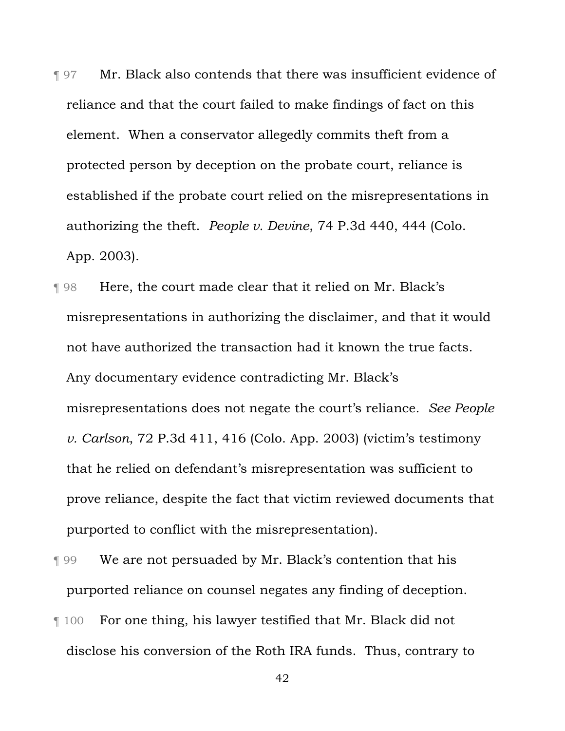¶ 97 Mr. Black also contends that there was insufficient evidence of reliance and that the court failed to make findings of fact on this element. When a conservator allegedly commits theft from a protected person by deception on the probate court, reliance is established if the probate court relied on the misrepresentations in authorizing the theft. *People v. Devine*, 74 P.3d 440, 444 (Colo. App. 2003).

¶ 98 Here, the court made clear that it relied on Mr. Black's misrepresentations in authorizing the disclaimer, and that it would not have authorized the transaction had it known the true facts. Any documentary evidence contradicting Mr. Black's misrepresentations does not negate the court's reliance. *See People v. Carlson*, 72 P.3d 411, 416 (Colo. App. 2003) (victim's testimony that he relied on defendant's misrepresentation was sufficient to prove reliance, despite the fact that victim reviewed documents that purported to conflict with the misrepresentation).

¶ 99 We are not persuaded by Mr. Black's contention that his purported reliance on counsel negates any finding of deception.

¶ 100 For one thing, his lawyer testified that Mr. Black did not disclose his conversion of the Roth IRA funds. Thus, contrary to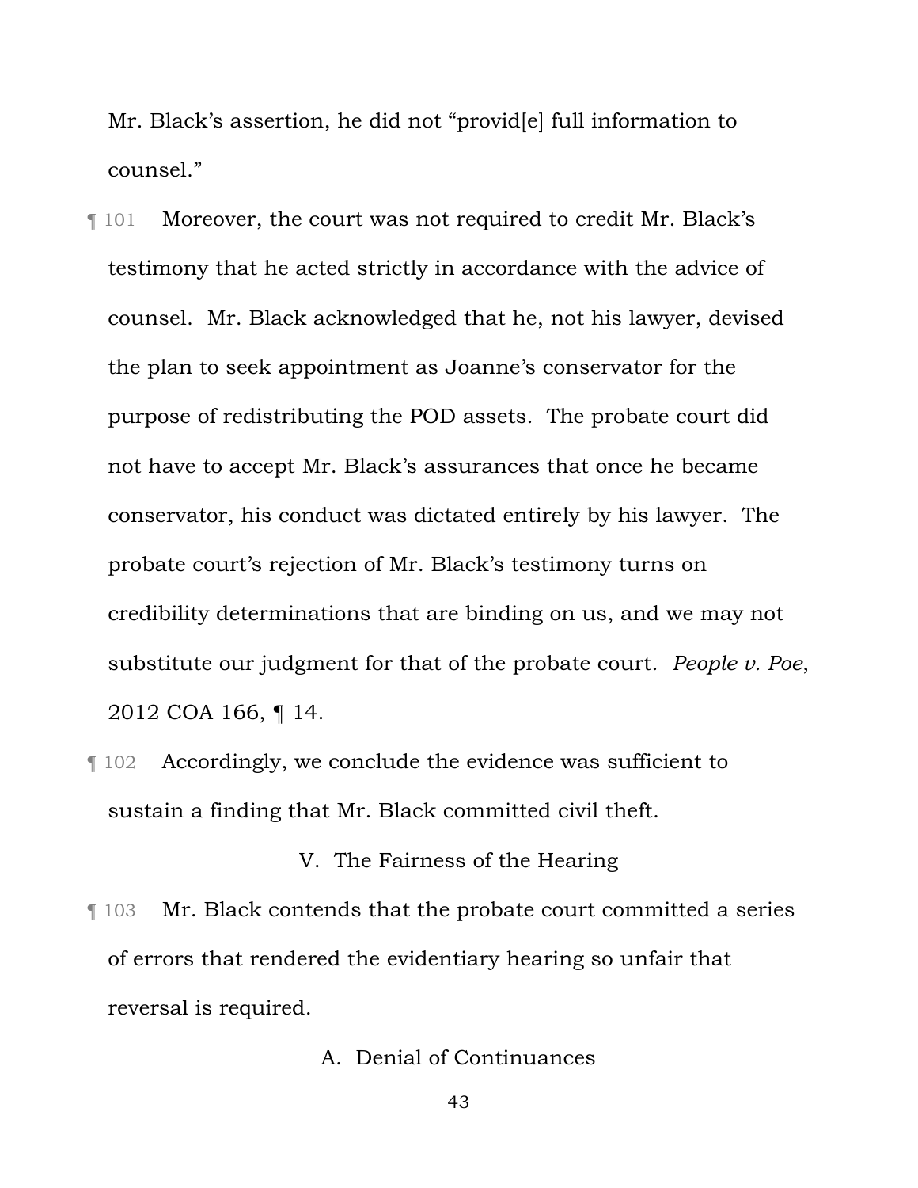Mr. Black's assertion, he did not "provid[e] full information to counsel."

¶ 101 Moreover, the court was not required to credit Mr. Black's testimony that he acted strictly in accordance with the advice of counsel. Mr. Black acknowledged that he, not his lawyer, devised the plan to seek appointment as Joanne's conservator for the purpose of redistributing the POD assets. The probate court did not have to accept Mr. Black's assurances that once he became conservator, his conduct was dictated entirely by his lawyer. The probate court's rejection of Mr. Black's testimony turns on credibility determinations that are binding on us, and we may not substitute our judgment for that of the probate court. *People v. Poe*, 2012 COA 166, ¶ 14.

¶ 102 Accordingly, we conclude the evidence was sufficient to sustain a finding that Mr. Black committed civil theft.

## V. The Fairness of the Hearing

¶ 103 Mr. Black contends that the probate court committed a series of errors that rendered the evidentiary hearing so unfair that reversal is required.

### A. Denial of Continuances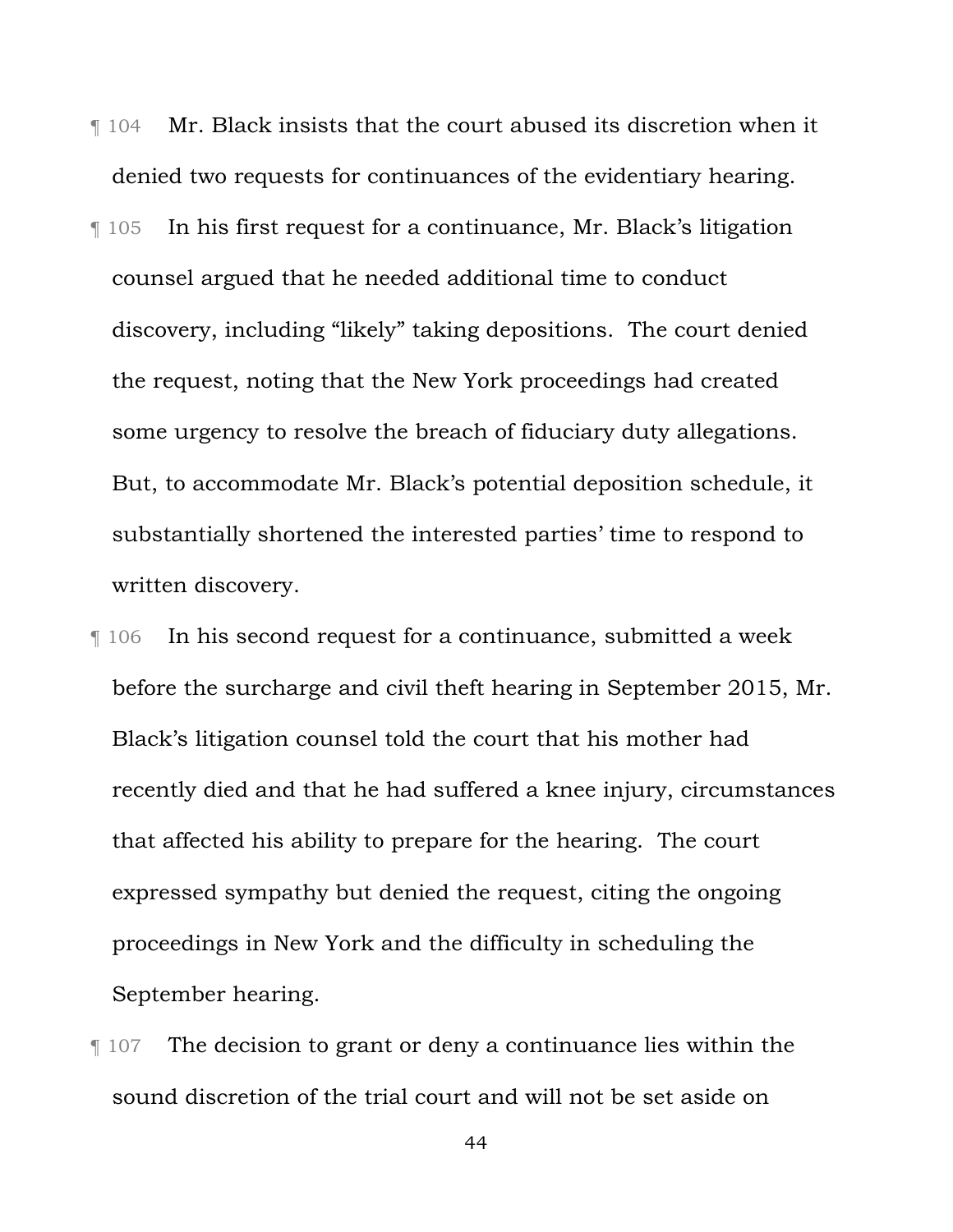¶ 104 Mr. Black insists that the court abused its discretion when it denied two requests for continuances of the evidentiary hearing.

¶ 105 In his first request for a continuance, Mr. Black's litigation counsel argued that he needed additional time to conduct discovery, including "likely" taking depositions. The court denied the request, noting that the New York proceedings had created some urgency to resolve the breach of fiduciary duty allegations. But, to accommodate Mr. Black's potential deposition schedule, it substantially shortened the interested parties' time to respond to written discovery.

¶ 106 In his second request for a continuance, submitted a week before the surcharge and civil theft hearing in September 2015, Mr. Black's litigation counsel told the court that his mother had recently died and that he had suffered a knee injury, circumstances that affected his ability to prepare for the hearing. The court expressed sympathy but denied the request, citing the ongoing proceedings in New York and the difficulty in scheduling the September hearing.

¶ 107 The decision to grant or deny a continuance lies within the sound discretion of the trial court and will not be set aside on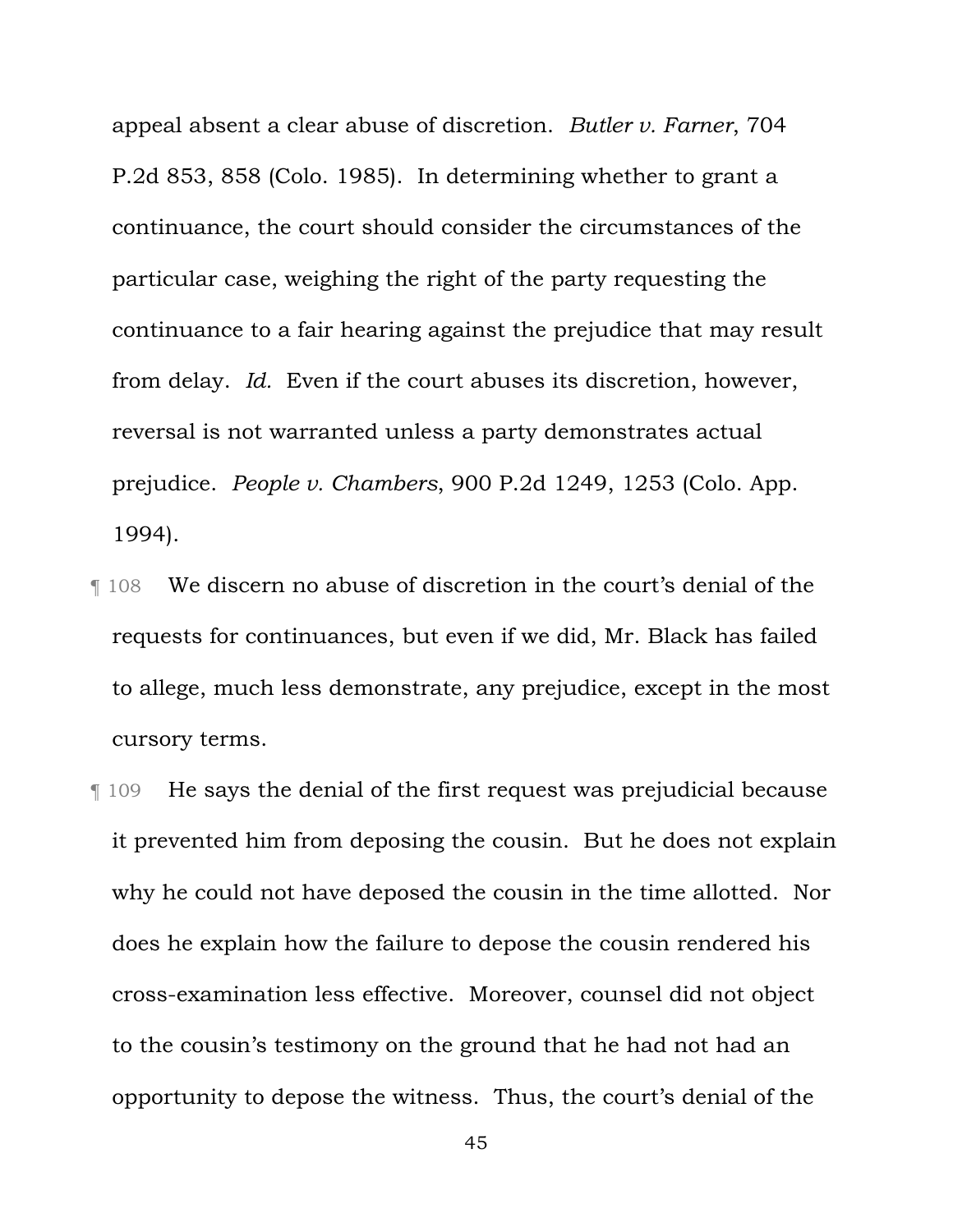appeal absent a clear abuse of discretion. *Butler v. Farner*, 704 P.2d 853, 858 (Colo. 1985). In determining whether to grant a continuance, the court should consider the circumstances of the particular case, weighing the right of the party requesting the continuance to a fair hearing against the prejudice that may result from delay. *Id.* Even if the court abuses its discretion, however, reversal is not warranted unless a party demonstrates actual prejudice. *People v. Chambers*, 900 P.2d 1249, 1253 (Colo. App. 1994).

¶ 108 We discern no abuse of discretion in the court's denial of the requests for continuances, but even if we did, Mr. Black has failed to allege, much less demonstrate, any prejudice, except in the most cursory terms.

¶ 109 He says the denial of the first request was prejudicial because it prevented him from deposing the cousin. But he does not explain why he could not have deposed the cousin in the time allotted. Nor does he explain how the failure to depose the cousin rendered his cross-examination less effective. Moreover, counsel did not object to the cousin's testimony on the ground that he had not had an opportunity to depose the witness. Thus, the court's denial of the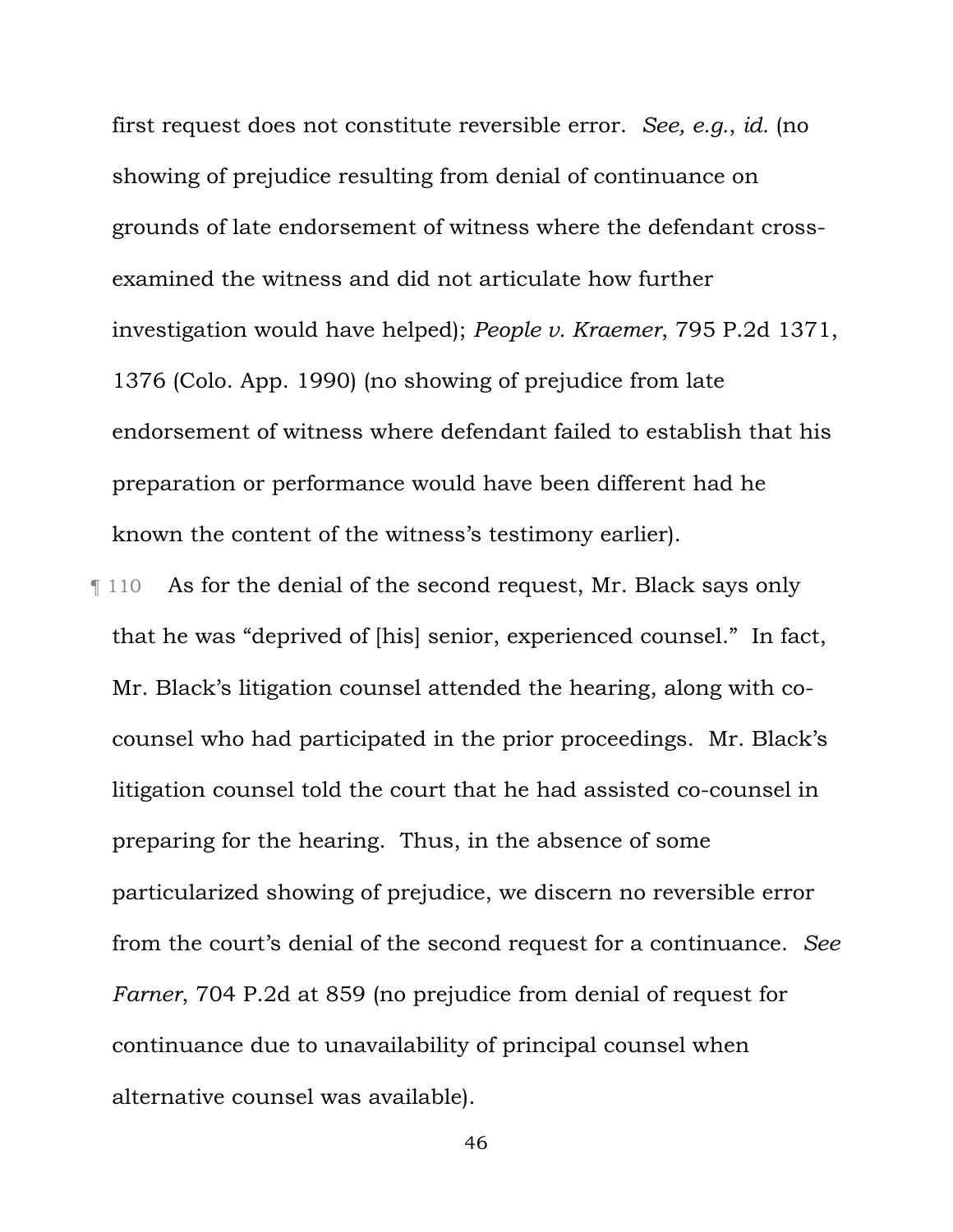first request does not constitute reversible error. *See, e.g.*, *id.* (no showing of prejudice resulting from denial of continuance on grounds of late endorsement of witness where the defendant cross-examined the witness and did not articulate how further investigation would have helped); *People v. Kraemer*, 795 P.2d 1371, 1376 (Colo. App. 1990) (no showing of prejudice from late endorsement of witness where defendant failed to establish that his preparation or performance would have been different had he known the content of the witness's testimony earlier).

¶ 110 As for the denial of the second request, Mr. Black says only that he was "deprived of [his] senior, experienced counsel." In fact, Mr. Black's litigation counsel attended the hearing, along with co-counsel who had participated in the prior proceedings. Mr. Black's litigation counsel told the court that he had assisted co-counsel in preparing for the hearing. Thus, in the absence of some particularized showing of prejudice, we discern no reversible error from the court's denial of the second request for a continuance. *See Farner*, 704 P.2d at 859 (no prejudice from denial of request for continuance due to unavailability of principal counsel when alternative counsel was available).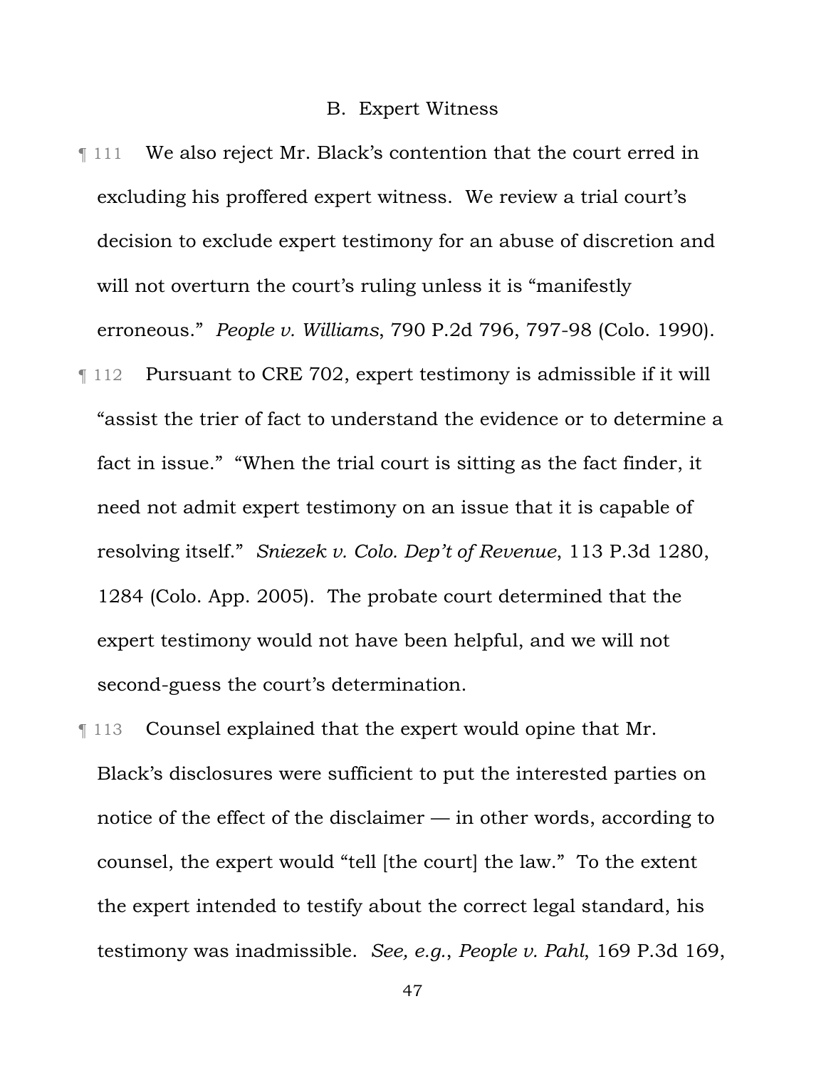### B. Expert Witness

¶ 111 We also reject Mr. Black's contention that the court erred in excluding his proffered expert witness. We review a trial court's decision to exclude expert testimony for an abuse of discretion and will not overturn the court's ruling unless it is "manifestly erroneous." *People v. Williams*, 790 P.2d 796, 797-98 (Colo. 1990).

¶ 112 Pursuant to CRE 702, expert testimony is admissible if it will "assist the trier of fact to understand the evidence or to determine a fact in issue." "When the trial court is sitting as the fact finder, it need not admit expert testimony on an issue that it is capable of resolving itself." *Sniezek v. Colo. Dep't of Revenue*, 113 P.3d 1280, 1284 (Colo. App. 2005). The probate court determined that the expert testimony would not have been helpful, and we will not second-guess the court's determination.

¶ 113 Counsel explained that the expert would opine that Mr. Black's disclosures were sufficient to put the interested parties on notice of the effect of the disclaimer — in other words, according to counsel, the expert would "tell [the court] the law." To the extent the expert intended to testify about the correct legal standard, his testimony was inadmissible. *See, e.g.*, *People v. Pahl*, 169 P.3d 169,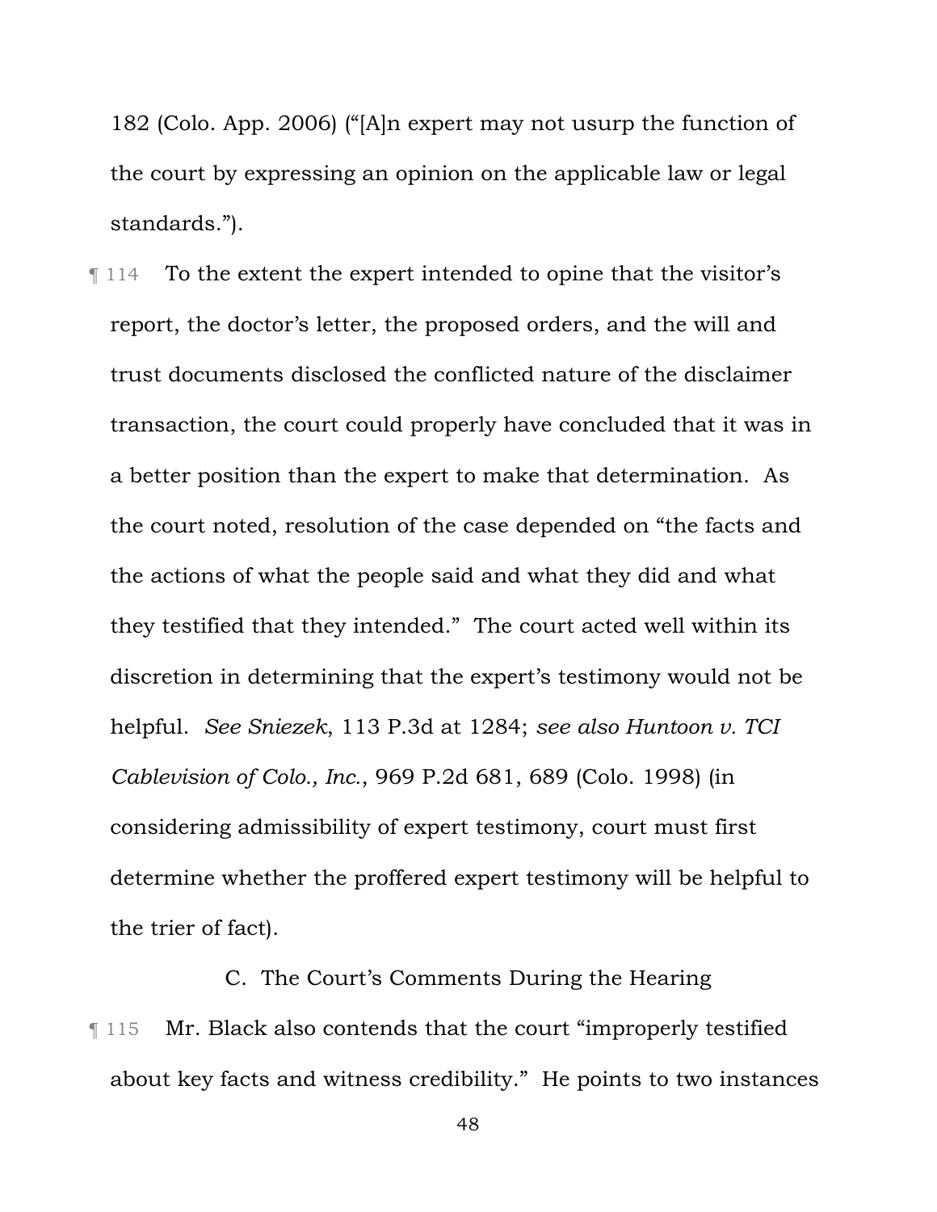182 (Colo. App. 2006) ("[A]n expert may not usurp the function of the court by expressing an opinion on the applicable law or legal standards.").

¶ 114 To the extent the expert intended to opine that the visitor's report, the doctor's letter, the proposed orders, and the will and trust documents disclosed the conflicted nature of the disclaimer transaction, the court could properly have concluded that it was in a better position than the expert to make that determination. As the court noted, resolution of the case depended on "the facts and the actions of what the people said and what they did and what they testified that they intended." The court acted well within its discretion in determining that the expert's testimony would not be helpful. *See Sniezek*, 113 P.3d at 1284; *see also Huntoon v. TCI Cablevision of Colo., Inc.*, 969 P.2d 681, 689 (Colo. 1998) (in considering admissibility of expert testimony, court must first determine whether the proffered expert testimony will be helpful to the trier of fact).

### C. The Court's Comments During the Hearing

¶ 115 Mr. Black also contends that the court "improperly testified about key facts and witness credibility." He points to two instances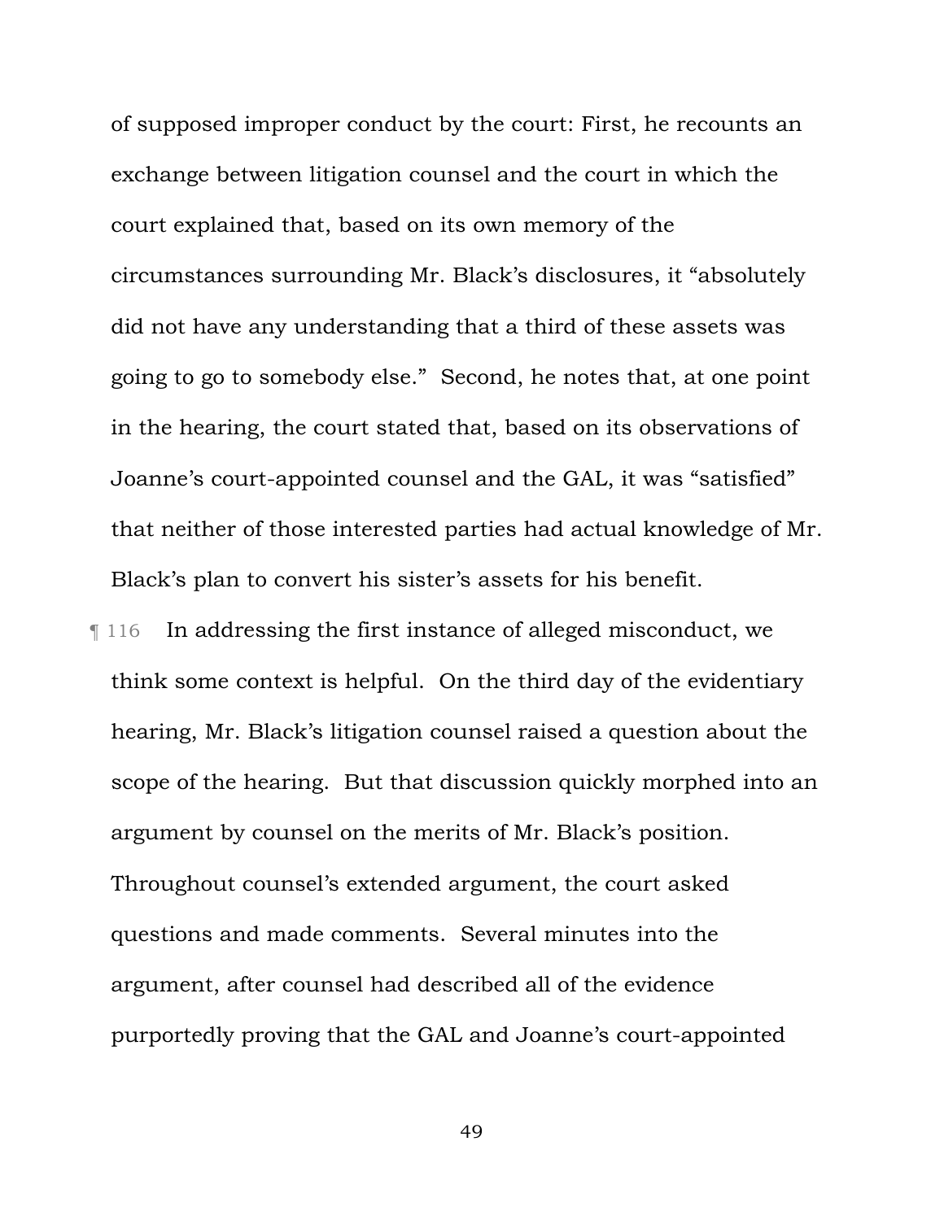of supposed improper conduct by the court: First, he recounts an exchange between litigation counsel and the court in which the court explained that, based on its own memory of the circumstances surrounding Mr. Black's disclosures, it "absolutely did not have any understanding that a third of these assets was going to go to somebody else." Second, he notes that, at one point in the hearing, the court stated that, based on its observations of Joanne's court-appointed counsel and the GAL, it was "satisfied" that neither of those interested parties had actual knowledge of Mr. Black's plan to convert his sister's assets for his benefit.

¶ 116 In addressing the first instance of alleged misconduct, we think some context is helpful. On the third day of the evidentiary hearing, Mr. Black's litigation counsel raised a question about the scope of the hearing. But that discussion quickly morphed into an argument by counsel on the merits of Mr. Black's position. Throughout counsel's extended argument, the court asked questions and made comments. Several minutes into the argument, after counsel had described all of the evidence purportedly proving that the GAL and Joanne's court-appointed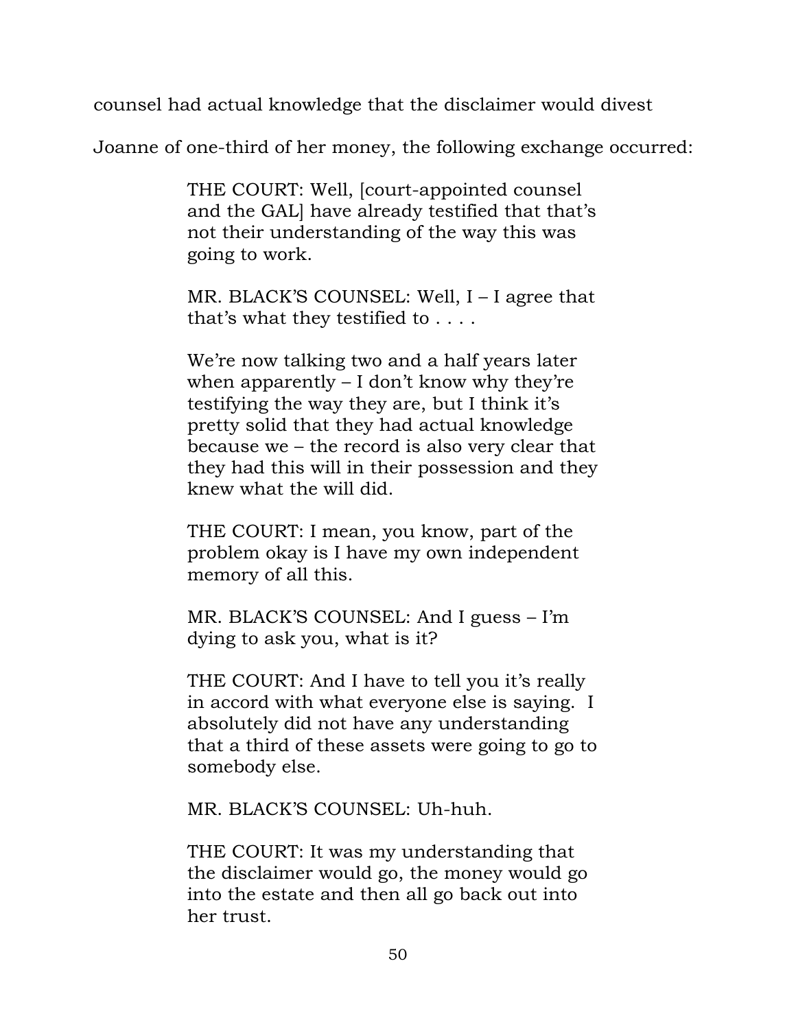counsel had actual knowledge that the disclaimer would divest Joanne of one-third of her money, the following exchange occurred:

> THE COURT: Well, [court-appointed counsel and the GAL] have already testified that that's not their understanding of the way this was going to work.
>
> MR. BLACK'S COUNSEL: Well, I – I agree that that's what they testified to . . . .
>
> We're now talking two and a half years later when apparently – I don't know why they're testifying the way they are, but I think it's pretty solid that they had actual knowledge because we – the record is also very clear that they had this will in their possession and they knew what the will did.
>
> THE COURT: I mean, you know, part of the problem okay is I have my own independent memory of all this.
>
> MR. BLACK'S COUNSEL: And I guess – I'm dying to ask you, what is it?
>
> THE COURT: And I have to tell you it's really in accord with what everyone else is saying. I absolutely did not have any understanding that a third of these assets were going to go to somebody else.
>
> MR. BLACK'S COUNSEL: Uh-huh.
>
> THE COURT: It was my understanding that the disclaimer would go, the money would go into the estate and then all go back out into her trust.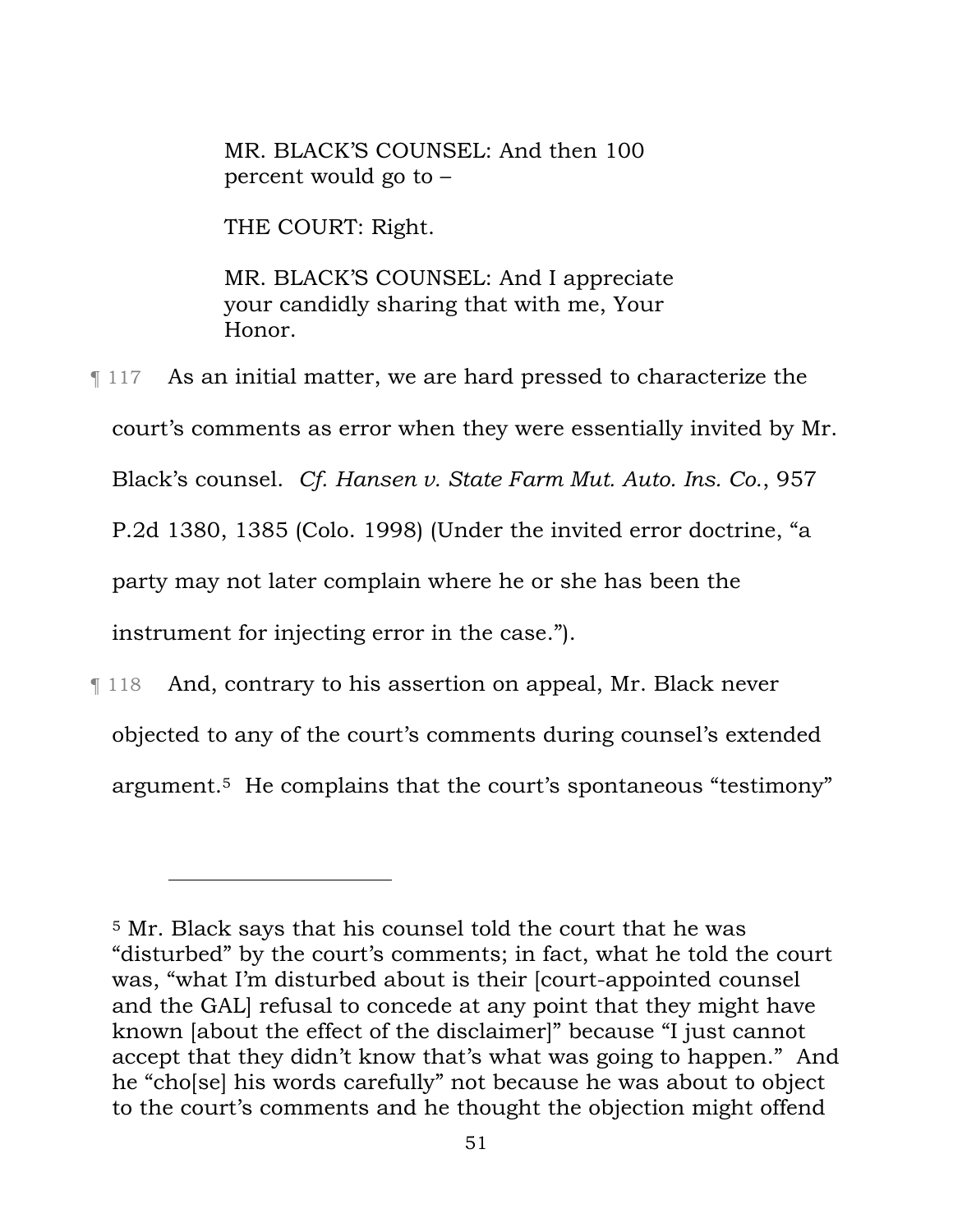> MR. BLACK'S COUNSEL: And then 100 percent would go to –
>
> THE COURT: Right.
>
> MR. BLACK'S COUNSEL: And I appreciate your candidly sharing that with me, Your Honor.

¶ 117 As an initial matter, we are hard pressed to characterize the court's comments as error when they were essentially invited by Mr. Black's counsel. *Cf. Hansen v. State Farm Mut. Auto. Ins. Co.*, 957 P.2d 1380, 1385 (Colo. 1998) (Under the invited error doctrine, "a party may not later complain where he or she has been the instrument for injecting error in the case.").

¶ 118 And, contrary to his assertion on appeal, Mr. Black never objected to any of the court's comments during counsel's extended argument.[5] He complains that the court's spontaneous "testimony"

---

[5] Mr. Black says that his counsel told the court that he was "disturbed" by the court's comments; in fact, what he told the court was, "what I'm disturbed about is their [court-appointed counsel and the GAL] refusal to concede at any point that they might have known [about the effect of the disclaimer]" because "I just cannot accept that they didn't know that's what was going to happen." And he "cho[se] his words carefully" not because he was about to object to the court's comments and he thought the objection might offend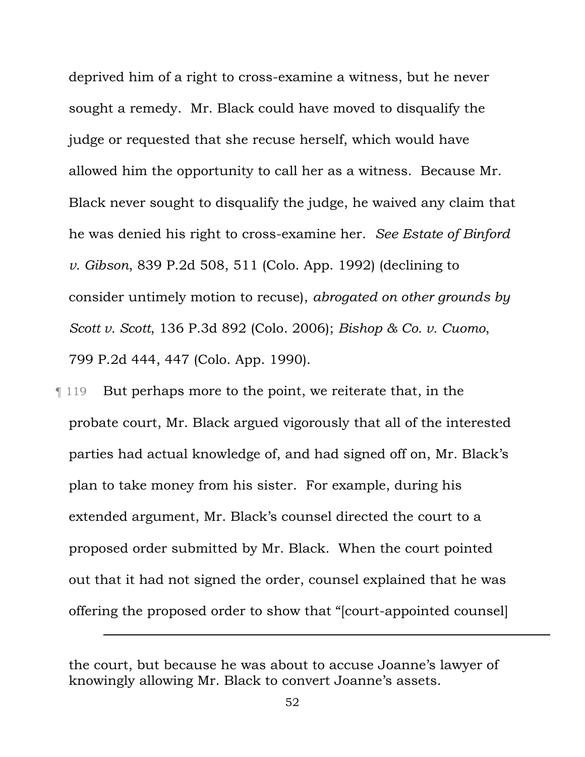deprived him of a right to cross-examine a witness, but he never sought a remedy. Mr. Black could have moved to disqualify the judge or requested that she recuse herself, which would have allowed him the opportunity to call her as a witness. Because Mr. Black never sought to disqualify the judge, he waived any claim that he was denied his right to cross-examine her. *See Estate of Binford v. Gibson*, 839 P.2d 508, 511 (Colo. App. 1992) (declining to consider untimely motion to recuse), *abrogated on other grounds by Scott v. Scott*, 136 P.3d 892 (Colo. 2006); *Bishop & Co. v. Cuomo*, 799 P.2d 444, 447 (Colo. App. 1990).

¶ 119 But perhaps more to the point, we reiterate that, in the probate court, Mr. Black argued vigorously that all of the interested parties had actual knowledge of, and had signed off on, Mr. Black's plan to take money from his sister. For example, during his extended argument, Mr. Black's counsel directed the court to a proposed order submitted by Mr. Black. When the court pointed out that it had not signed the order, counsel explained that he was offering the proposed order to show that "[court-appointed counsel]

---

the court, but because he was about to accuse Joanne's lawyer of knowingly allowing Mr. Black to convert Joanne's assets.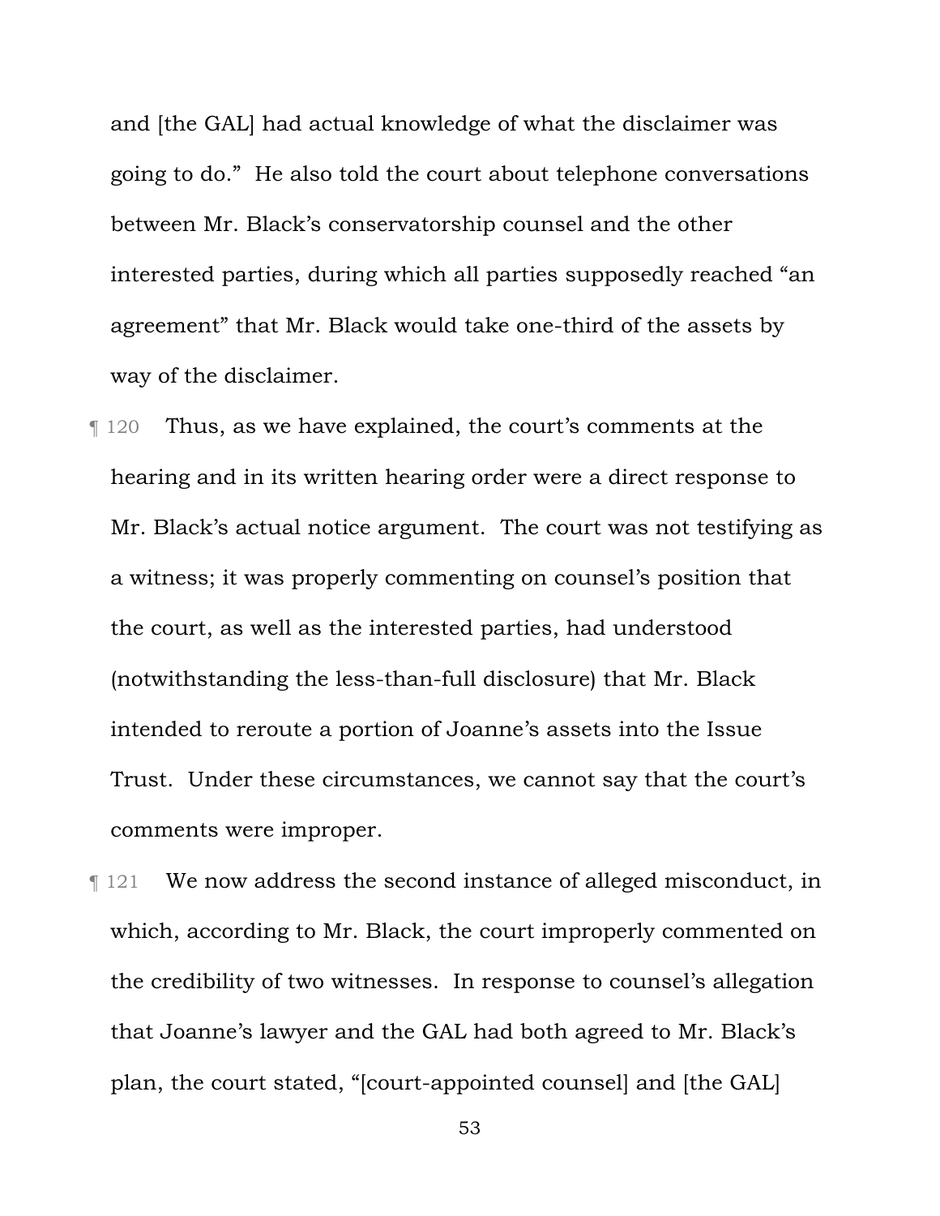and [the GAL] had actual knowledge of what the disclaimer was going to do." He also told the court about telephone conversations between Mr. Black's conservatorship counsel and the other interested parties, during which all parties supposedly reached "an agreement" that Mr. Black would take one-third of the assets by way of the disclaimer.

¶ 120 Thus, as we have explained, the court's comments at the hearing and in its written hearing order were a direct response to Mr. Black's actual notice argument. The court was not testifying as a witness; it was properly commenting on counsel's position that the court, as well as the interested parties, had understood (notwithstanding the less-than-full disclosure) that Mr. Black intended to reroute a portion of Joanne's assets into the Issue Trust. Under these circumstances, we cannot say that the court's comments were improper.

¶ 121 We now address the second instance of alleged misconduct, in which, according to Mr. Black, the court improperly commented on the credibility of two witnesses. In response to counsel's allegation that Joanne's lawyer and the GAL had both agreed to Mr. Black's plan, the court stated, "[court-appointed counsel] and [the GAL]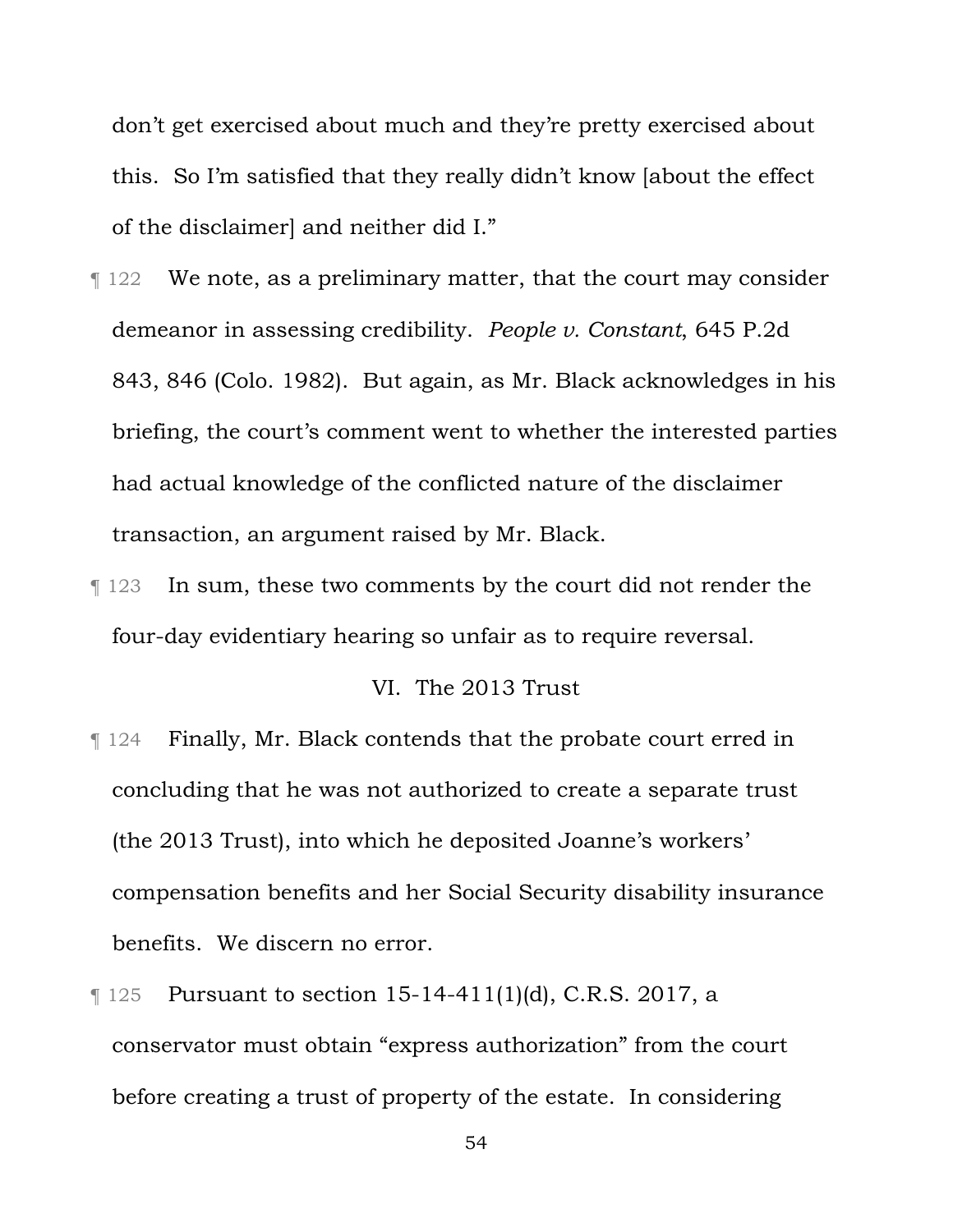don't get exercised about much and they're pretty exercised about this. So I'm satisfied that they really didn't know [about the effect of the disclaimer] and neither did I."

¶ 122 We note, as a preliminary matter, that the court may consider demeanor in assessing credibility. *People v. Constant*, 645 P.2d 843, 846 (Colo. 1982). But again, as Mr. Black acknowledges in his briefing, the court's comment went to whether the interested parties had actual knowledge of the conflicted nature of the disclaimer transaction, an argument raised by Mr. Black.

¶ 123 In sum, these two comments by the court did not render the four-day evidentiary hearing so unfair as to require reversal.

## VI. The 2013 Trust

¶ 124 Finally, Mr. Black contends that the probate court erred in concluding that he was not authorized to create a separate trust (the 2013 Trust), into which he deposited Joanne's workers' compensation benefits and her Social Security disability insurance benefits. We discern no error.

¶ 125 Pursuant to section 15-14-411(1)(d), C.R.S. 2017, a conservator must obtain "express authorization" from the court before creating a trust of property of the estate. In considering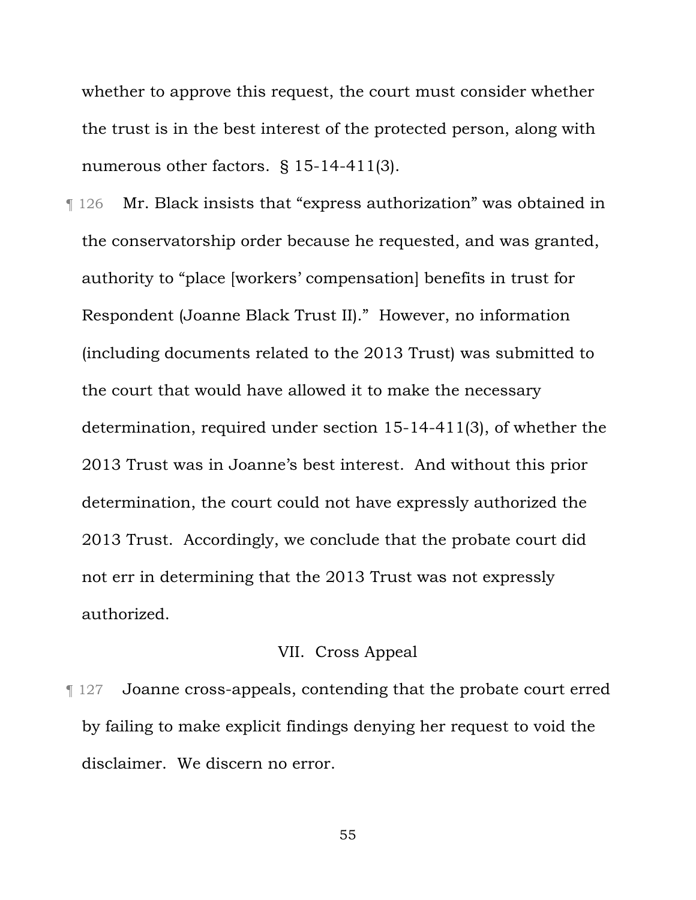whether to approve this request, the court must consider whether the trust is in the best interest of the protected person, along with numerous other factors. § 15-14-411(3).

¶ 126 Mr. Black insists that "express authorization" was obtained in the conservatorship order because he requested, and was granted, authority to "place [workers' compensation] benefits in trust for Respondent (Joanne Black Trust II)." However, no information (including documents related to the 2013 Trust) was submitted to the court that would have allowed it to make the necessary determination, required under section 15-14-411(3), of whether the 2013 Trust was in Joanne's best interest. And without this prior determination, the court could not have expressly authorized the 2013 Trust. Accordingly, we conclude that the probate court did not err in determining that the 2013 Trust was not expressly authorized.

## VII. Cross Appeal

¶ 127 Joanne cross-appeals, contending that the probate court erred by failing to make explicit findings denying her request to void the disclaimer. We discern no error.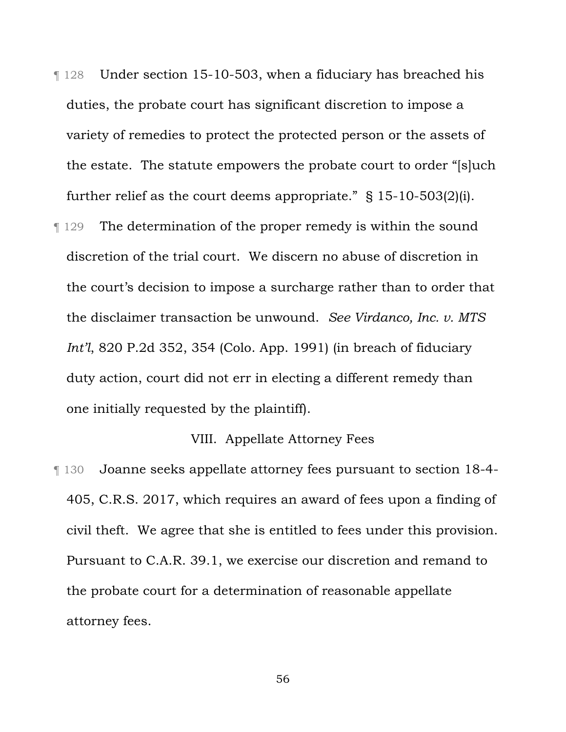¶ 128 Under section 15-10-503, when a fiduciary has breached his duties, the probate court has significant discretion to impose a variety of remedies to protect the protected person or the assets of the estate. The statute empowers the probate court to order "[s]uch further relief as the court deems appropriate." § 15-10-503(2)(i).

¶ 129 The determination of the proper remedy is within the sound discretion of the trial court. We discern no abuse of discretion in the court's decision to impose a surcharge rather than to order that the disclaimer transaction be unwound. *See Virdanco, Inc. v. MTS Int'l*, 820 P.2d 352, 354 (Colo. App. 1991) (in breach of fiduciary duty action, court did not err in electing a different remedy than one initially requested by the plaintiff).

## VIII. Appellate Attorney Fees

¶ 130 Joanne seeks appellate attorney fees pursuant to section 18-4-405, C.R.S. 2017, which requires an award of fees upon a finding of civil theft. We agree that she is entitled to fees under this provision. Pursuant to C.A.R. 39.1, we exercise our discretion and remand to the probate court for a determination of reasonable appellate attorney fees.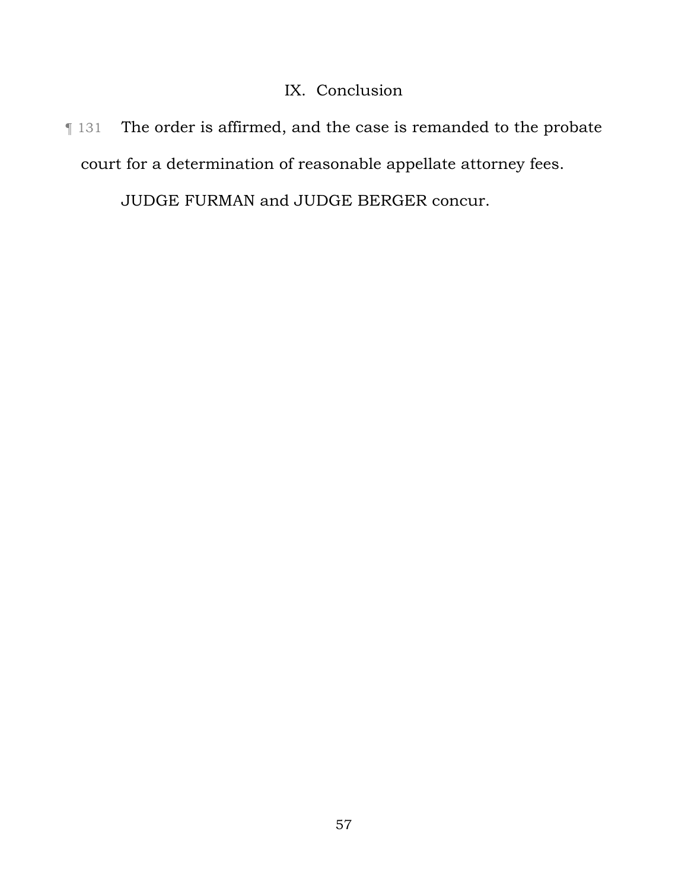## IX. Conclusion

¶ 131 The order is affirmed, and the case is remanded to the probate court for a determination of reasonable appellate attorney fees.

JUDGE FURMAN and JUDGE BERGER concur.